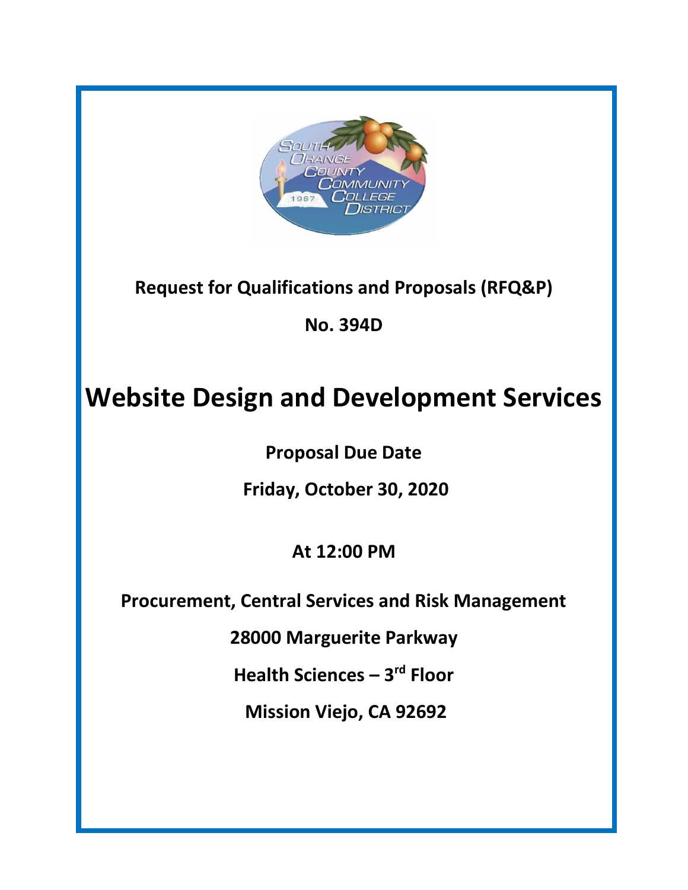**Request for Qualifications and Proposals (RFQ&P)**

**No. 394D**

# Website Design and Development Services

**Proposal Due Date**

**Friday, October 30, 2020**

**At 12:00 PM**

**Procurement, Central Services and Risk Management**

**28000 Marguerite Parkway**

**Health Sciences – 3rd Floor**

**Mission Viejo, CA 92692**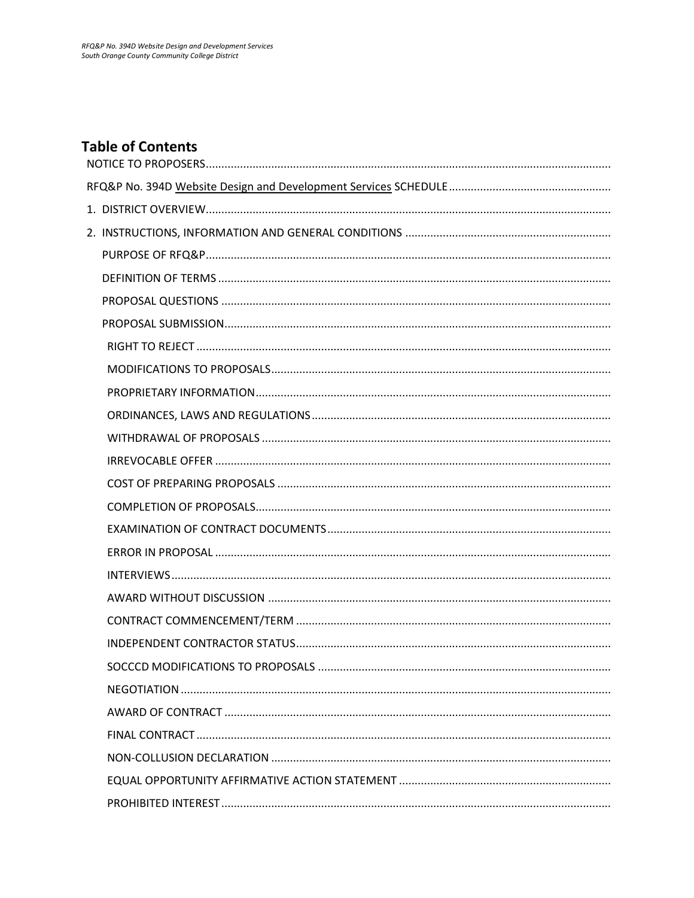## Table of Contents

NOTICE TO PROPOSERS

RFQ&P No. 394D Website Design and Development Services SCHEDULE

1. DISTRICT OVERVIEW

2. INSTRUCTIONS, INFORMATION AND GENERAL CONDITIONS

   - PURPOSE OF RFQ&P
   - DEFINITION OF TERMS
   - PROPOSAL QUESTIONS
   - PROPOSAL SUBMISSION
     - RIGHT TO REJECT
     - MODIFICATIONS TO PROPOSALS
     - PROPRIETARY INFORMATION
     - ORDINANCES, LAWS AND REGULATIONS
     - WITHDRAWAL OF PROPOSALS
     - IRREVOCABLE OFFER
     - COST OF PREPARING PROPOSALS
     - COMPLETION OF PROPOSALS
     - EXAMINATION OF CONTRACT DOCUMENTS
     - ERROR IN PROPOSAL
     - INTERVIEWS
     - AWARD WITHOUT DISCUSSION
     - CONTRACT COMMENCEMENT/TERM
     - INDEPENDENT CONTRACTOR STATUS
     - SOCCCD MODIFICATIONS TO PROPOSALS
     - NEGOTIATION
     - AWARD OF CONTRACT
     - FINAL CONTRACT
     - NON-COLLUSION DECLARATION
     - EQUAL OPPORTUNITY AFFIRMATIVE ACTION STATEMENT
     - PROHIBITED INTEREST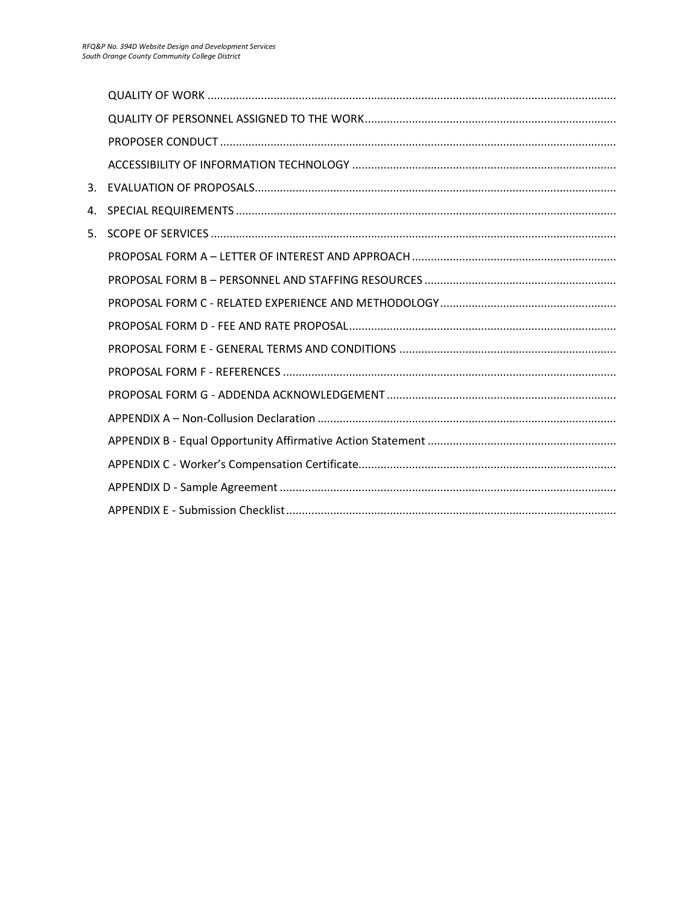QUALITY OF WORK

QUALITY OF PERSONNEL ASSIGNED TO THE WORK

PROPOSER CONDUCT

ACCESSIBILITY OF INFORMATION TECHNOLOGY

3. EVALUATION OF PROPOSALS
4. SPECIAL REQUIREMENTS
5. SCOPE OF SERVICES

PROPOSAL FORM A – LETTER OF INTEREST AND APPROACH

PROPOSAL FORM B – PERSONNEL AND STAFFING RESOURCES

PROPOSAL FORM C - RELATED EXPERIENCE AND METHODOLOGY

PROPOSAL FORM D - FEE AND RATE PROPOSAL

PROPOSAL FORM E - GENERAL TERMS AND CONDITIONS

PROPOSAL FORM F - REFERENCES

PROPOSAL FORM G - ADDENDA ACKNOWLEDGEMENT

APPENDIX A – Non-Collusion Declaration

APPENDIX B - Equal Opportunity Affirmative Action Statement

APPENDIX C - Worker's Compensation Certificate

APPENDIX D - Sample Agreement

APPENDIX E - Submission Checklist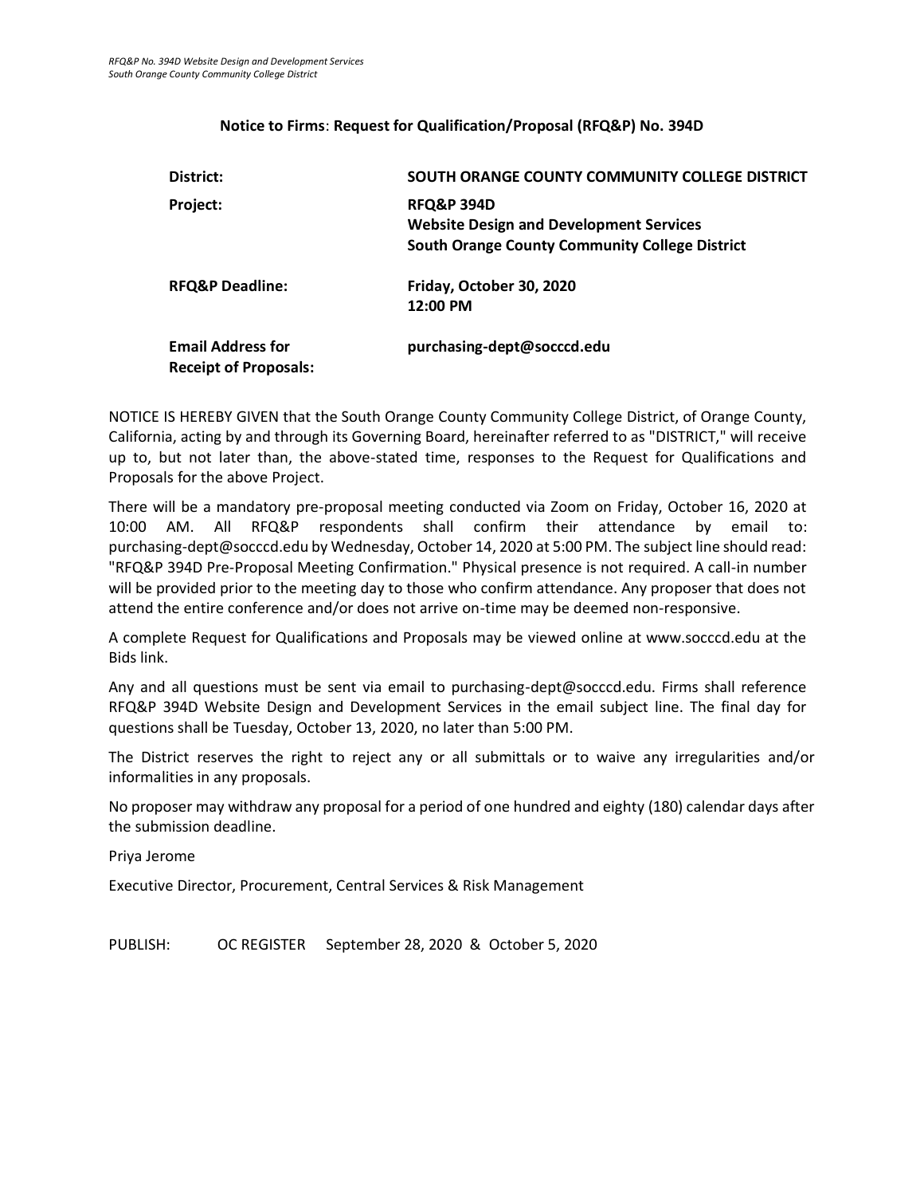**Notice to Firms**: **Request for Qualification/Proposal (RFQ&P) No. 394D**

| | |
|---|---|
| **District:** | **SOUTH ORANGE COUNTY COMMUNITY COLLEGE DISTRICT** |
| **Project:** | **RFQ&P 394D**<br>**Website Design and Development Services**<br>**South Orange County Community College District** |
| **RFQ&P Deadline:** | **Friday, October 30, 2020**<br>**12:00 PM** |
| **Email Address for Receipt of Proposals:** | **purchasing-dept@socccd.edu** |

NOTICE IS HEREBY GIVEN that the South Orange County Community College District, of Orange County, California, acting by and through its Governing Board, hereinafter referred to as "DISTRICT," will receive up to, but not later than, the above-stated time, responses to the Request for Qualifications and Proposals for the above Project.

There will be a mandatory pre-proposal meeting conducted via Zoom on Friday, October 16, 2020 at 10:00 AM. All RFQ&P respondents shall confirm their attendance by email to: purchasing-dept@socccd.edu by Wednesday, October 14, 2020 at 5:00 PM. The subject line should read: "RFQ&P 394D Pre-Proposal Meeting Confirmation." Physical presence is not required. A call-in number will be provided prior to the meeting day to those who confirm attendance. Any proposer that does not attend the entire conference and/or does not arrive on-time may be deemed non-responsive.

A complete Request for Qualifications and Proposals may be viewed online at www.socccd.edu at the Bids link.

Any and all questions must be sent via email to purchasing-dept@socccd.edu. Firms shall reference RFQ&P 394D Website Design and Development Services in the email subject line. The final day for questions shall be Tuesday, October 13, 2020, no later than 5:00 PM.

The District reserves the right to reject any or all submittals or to waive any irregularities and/or informalities in any proposals.

No proposer may withdraw any proposal for a period of one hundred and eighty (180) calendar days after the submission deadline.

Priya Jerome

Executive Director, Procurement, Central Services & Risk Management

PUBLISH: OC REGISTER September 28, 2020 & October 5, 2020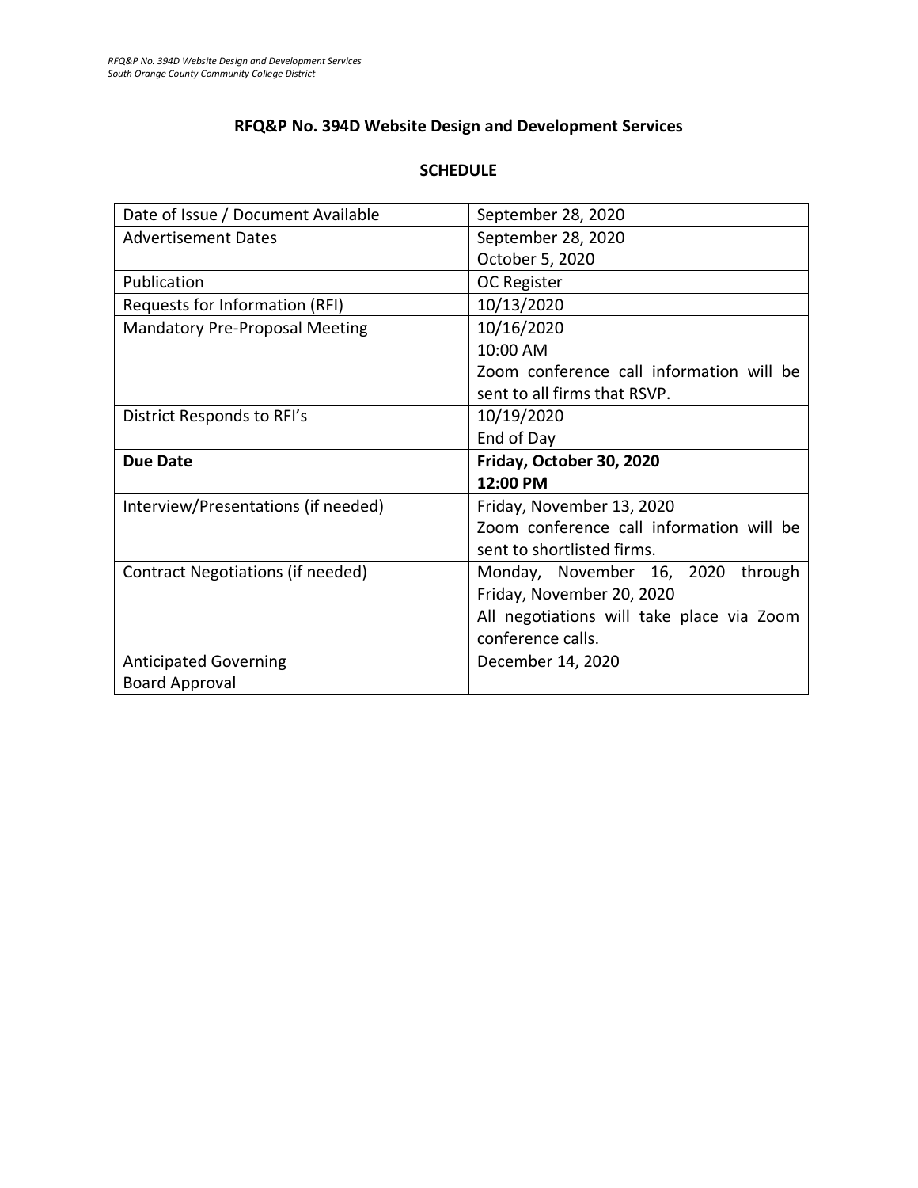# RFQ&P No. 394D Website Design and Development Services

## SCHEDULE

| | |
|---|---|
| Date of Issue / Document Available | September 28, 2020 |
| Advertisement Dates | September 28, 2020<br>October 5, 2020 |
| Publication | OC Register |
| Requests for Information (RFI) | 10/13/2020 |
| Mandatory Pre-Proposal Meeting | 10/16/2020<br>10:00 AM<br>Zoom conference call information will be sent to all firms that RSVP. |
| District Responds to RFI's | 10/19/2020<br>End of Day |
| **Due Date** | **Friday, October 30, 2020**<br>**12:00 PM** |
| Interview/Presentations (if needed) | Friday, November 13, 2020<br>Zoom conference call information will be sent to shortlisted firms. |
| Contract Negotiations (if needed) | Monday, November 16, 2020 through Friday, November 20, 2020<br>All negotiations will take place via Zoom conference calls. |
| Anticipated Governing Board Approval | December 14, 2020 |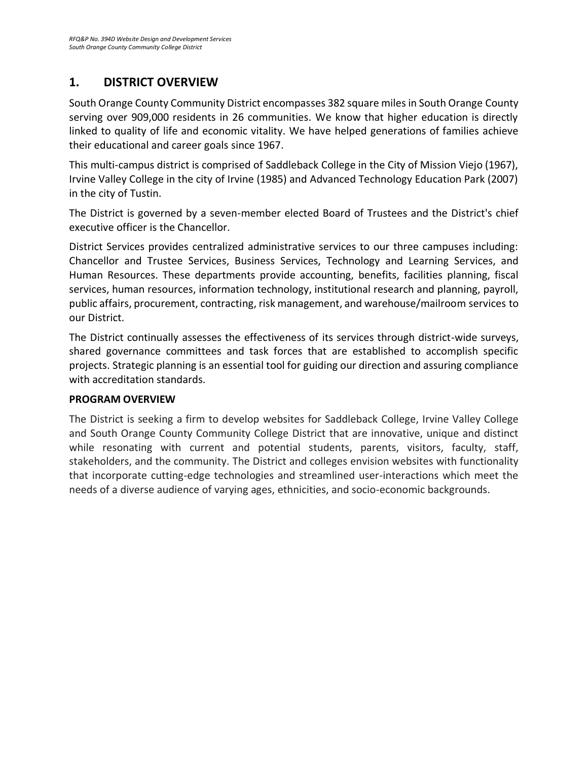## 1. DISTRICT OVERVIEW

South Orange County Community District encompasses 382 square miles in South Orange County serving over 909,000 residents in 26 communities. We know that higher education is directly linked to quality of life and economic vitality. We have helped generations of families achieve their educational and career goals since 1967.

This multi-campus district is comprised of Saddleback College in the City of Mission Viejo (1967), Irvine Valley College in the city of Irvine (1985) and Advanced Technology Education Park (2007) in the city of Tustin.

The District is governed by a seven-member elected Board of Trustees and the District's chief executive officer is the Chancellor.

District Services provides centralized administrative services to our three campuses including: Chancellor and Trustee Services, Business Services, Technology and Learning Services, and Human Resources. These departments provide accounting, benefits, facilities planning, fiscal services, human resources, information technology, institutional research and planning, payroll, public affairs, procurement, contracting, risk management, and warehouse/mailroom services to our District.

The District continually assesses the effectiveness of its services through district-wide surveys, shared governance committees and task forces that are established to accomplish specific projects. Strategic planning is an essential tool for guiding our direction and assuring compliance with accreditation standards.

**PROGRAM OVERVIEW**

The District is seeking a firm to develop websites for Saddleback College, Irvine Valley College and South Orange County Community College District that are innovative, unique and distinct while resonating with current and potential students, parents, visitors, faculty, staff, stakeholders, and the community. The District and colleges envision websites with functionality that incorporate cutting-edge technologies and streamlined user-interactions which meet the needs of a diverse audience of varying ages, ethnicities, and socio-economic backgrounds.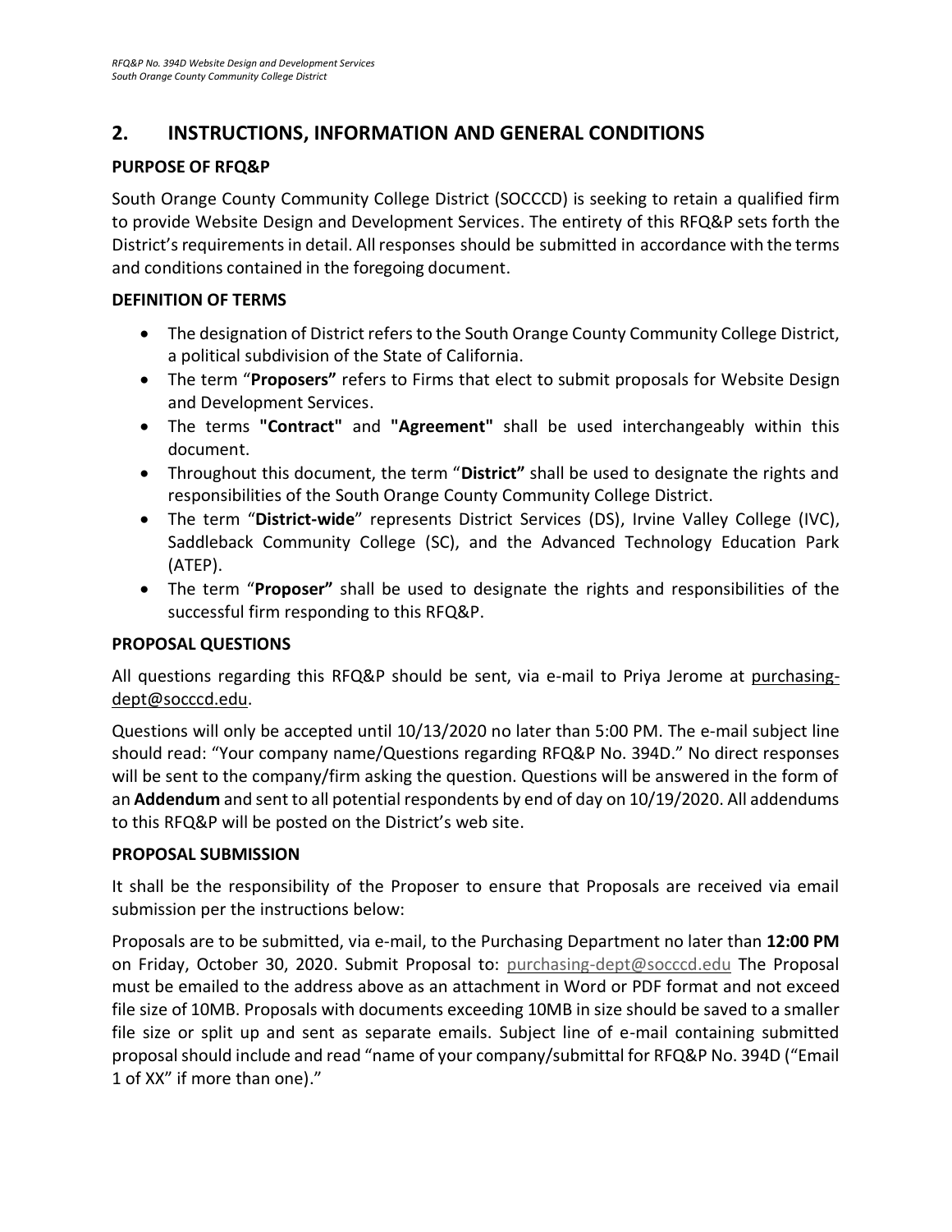## 2. INSTRUCTIONS, INFORMATION AND GENERAL CONDITIONS

### PURPOSE OF RFQ&P

South Orange County Community College District (SOCCCD) is seeking to retain a qualified firm to provide Website Design and Development Services. The entirety of this RFQ&P sets forth the District's requirements in detail. All responses should be submitted in accordance with the terms and conditions contained in the foregoing document.

### DEFINITION OF TERMS

- The designation of District refers to the South Orange County Community College District, a political subdivision of the State of California.
- The term "**Proposers"** refers to Firms that elect to submit proposals for Website Design and Development Services.
- The terms **"Contract"** and **"Agreement"** shall be used interchangeably within this document.
- Throughout this document, the term "**District"** shall be used to designate the rights and responsibilities of the South Orange County Community College District.
- The term "**District-wide**" represents District Services (DS), Irvine Valley College (IVC), Saddleback Community College (SC), and the Advanced Technology Education Park (ATEP).
- The term "**Proposer"** shall be used to designate the rights and responsibilities of the successful firm responding to this RFQ&P.

### PROPOSAL QUESTIONS

All questions regarding this RFQ&P should be sent, via e-mail to Priya Jerome at purchasing-dept@socccd.edu.

Questions will only be accepted until 10/13/2020 no later than 5:00 PM. The e-mail subject line should read: "Your company name/Questions regarding RFQ&P No. 394D." No direct responses will be sent to the company/firm asking the question. Questions will be answered in the form of an **Addendum** and sent to all potential respondents by end of day on 10/19/2020. All addendums to this RFQ&P will be posted on the District's web site.

### PROPOSAL SUBMISSION

It shall be the responsibility of the Proposer to ensure that Proposals are received via email submission per the instructions below:

Proposals are to be submitted, via e-mail, to the Purchasing Department no later than **12:00 PM** on Friday, October 30, 2020. Submit Proposal to: purchasing-dept@socccd.edu The Proposal must be emailed to the address above as an attachment in Word or PDF format and not exceed file size of 10MB. Proposals with documents exceeding 10MB in size should be saved to a smaller file size or split up and sent as separate emails. Subject line of e-mail containing submitted proposal should include and read "name of your company/submittal for RFQ&P No. 394D ("Email 1 of XX" if more than one)."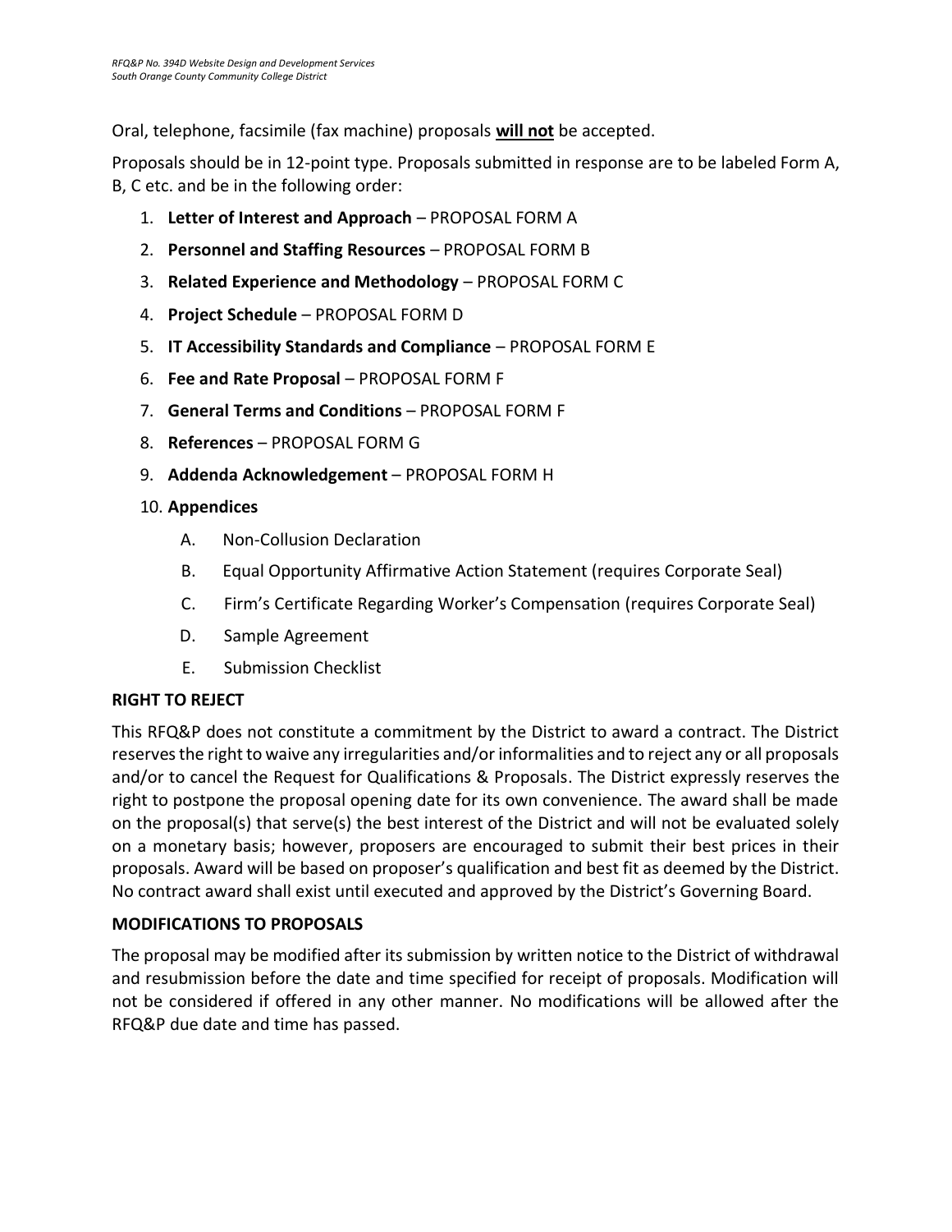Oral, telephone, facsimile (fax machine) proposals **will not** be accepted.

Proposals should be in 12-point type. Proposals submitted in response are to be labeled Form A, B, C etc. and be in the following order:

1. **Letter of Interest and Approach** – PROPOSAL FORM A
2. **Personnel and Staffing Resources** – PROPOSAL FORM B
3. **Related Experience and Methodology** – PROPOSAL FORM C
4. **Project Schedule** – PROPOSAL FORM D
5. **IT Accessibility Standards and Compliance** – PROPOSAL FORM E
6. **Fee and Rate Proposal** – PROPOSAL FORM F
7. **General Terms and Conditions** – PROPOSAL FORM F
8. **References** – PROPOSAL FORM G
9. **Addenda Acknowledgement** – PROPOSAL FORM H
10. **Appendices**
    - A. Non-Collusion Declaration
    - B. Equal Opportunity Affirmative Action Statement (requires Corporate Seal)
    - C. Firm's Certificate Regarding Worker's Compensation (requires Corporate Seal)
    - D. Sample Agreement
    - E. Submission Checklist

**RIGHT TO REJECT**

This RFQ&P does not constitute a commitment by the District to award a contract. The District reserves the right to waive any irregularities and/or informalities and to reject any or all proposals and/or to cancel the Request for Qualifications & Proposals. The District expressly reserves the right to postpone the proposal opening date for its own convenience. The award shall be made on the proposal(s) that serve(s) the best interest of the District and will not be evaluated solely on a monetary basis; however, proposers are encouraged to submit their best prices in their proposals. Award will be based on proposer's qualification and best fit as deemed by the District. No contract award shall exist until executed and approved by the District's Governing Board.

**MODIFICATIONS TO PROPOSALS**

The proposal may be modified after its submission by written notice to the District of withdrawal and resubmission before the date and time specified for receipt of proposals. Modification will not be considered if offered in any other manner. No modifications will be allowed after the RFQ&P due date and time has passed.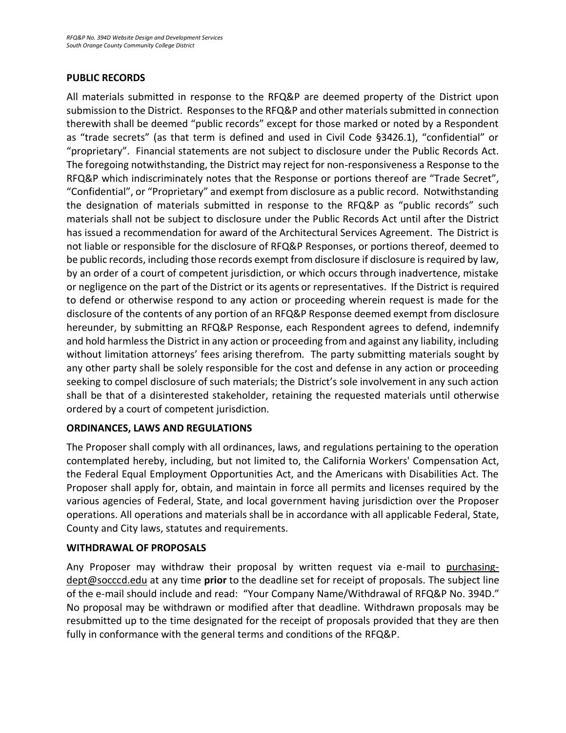## PUBLIC RECORDS

All materials submitted in response to the RFQ&P are deemed property of the District upon submission to the District. Responses to the RFQ&P and other materials submitted in connection therewith shall be deemed "public records" except for those marked or noted by a Respondent as "trade secrets" (as that term is defined and used in Civil Code §3426.1), "confidential" or "proprietary". Financial statements are not subject to disclosure under the Public Records Act. The foregoing notwithstanding, the District may reject for non-responsiveness a Response to the RFQ&P which indiscriminately notes that the Response or portions thereof are "Trade Secret", "Confidential", or "Proprietary" and exempt from disclosure as a public record. Notwithstanding the designation of materials submitted in response to the RFQ&P as "public records" such materials shall not be subject to disclosure under the Public Records Act until after the District has issued a recommendation for award of the Architectural Services Agreement. The District is not liable or responsible for the disclosure of RFQ&P Responses, or portions thereof, deemed to be public records, including those records exempt from disclosure if disclosure is required by law, by an order of a court of competent jurisdiction, or which occurs through inadvertence, mistake or negligence on the part of the District or its agents or representatives. If the District is required to defend or otherwise respond to any action or proceeding wherein request is made for the disclosure of the contents of any portion of an RFQ&P Response deemed exempt from disclosure hereunder, by submitting an RFQ&P Response, each Respondent agrees to defend, indemnify and hold harmless the District in any action or proceeding from and against any liability, including without limitation attorneys' fees arising therefrom. The party submitting materials sought by any other party shall be solely responsible for the cost and defense in any action or proceeding seeking to compel disclosure of such materials; the District's sole involvement in any such action shall be that of a disinterested stakeholder, retaining the requested materials until otherwise ordered by a court of competent jurisdiction.

## ORDINANCES, LAWS AND REGULATIONS

The Proposer shall comply with all ordinances, laws, and regulations pertaining to the operation contemplated hereby, including, but not limited to, the California Workers' Compensation Act, the Federal Equal Employment Opportunities Act, and the Americans with Disabilities Act. The Proposer shall apply for, obtain, and maintain in force all permits and licenses required by the various agencies of Federal, State, and local government having jurisdiction over the Proposer operations. All operations and materials shall be in accordance with all applicable Federal, State, County and City laws, statutes and requirements.

## WITHDRAWAL OF PROPOSALS

Any Proposer may withdraw their proposal by written request via e-mail to purchasing-dept@socccd.edu at any time **prior** to the deadline set for receipt of proposals. The subject line of the e-mail should include and read: "Your Company Name/Withdrawal of RFQ&P No. 394D." No proposal may be withdrawn or modified after that deadline. Withdrawn proposals may be resubmitted up to the time designated for the receipt of proposals provided that they are then fully in conformance with the general terms and conditions of the RFQ&P.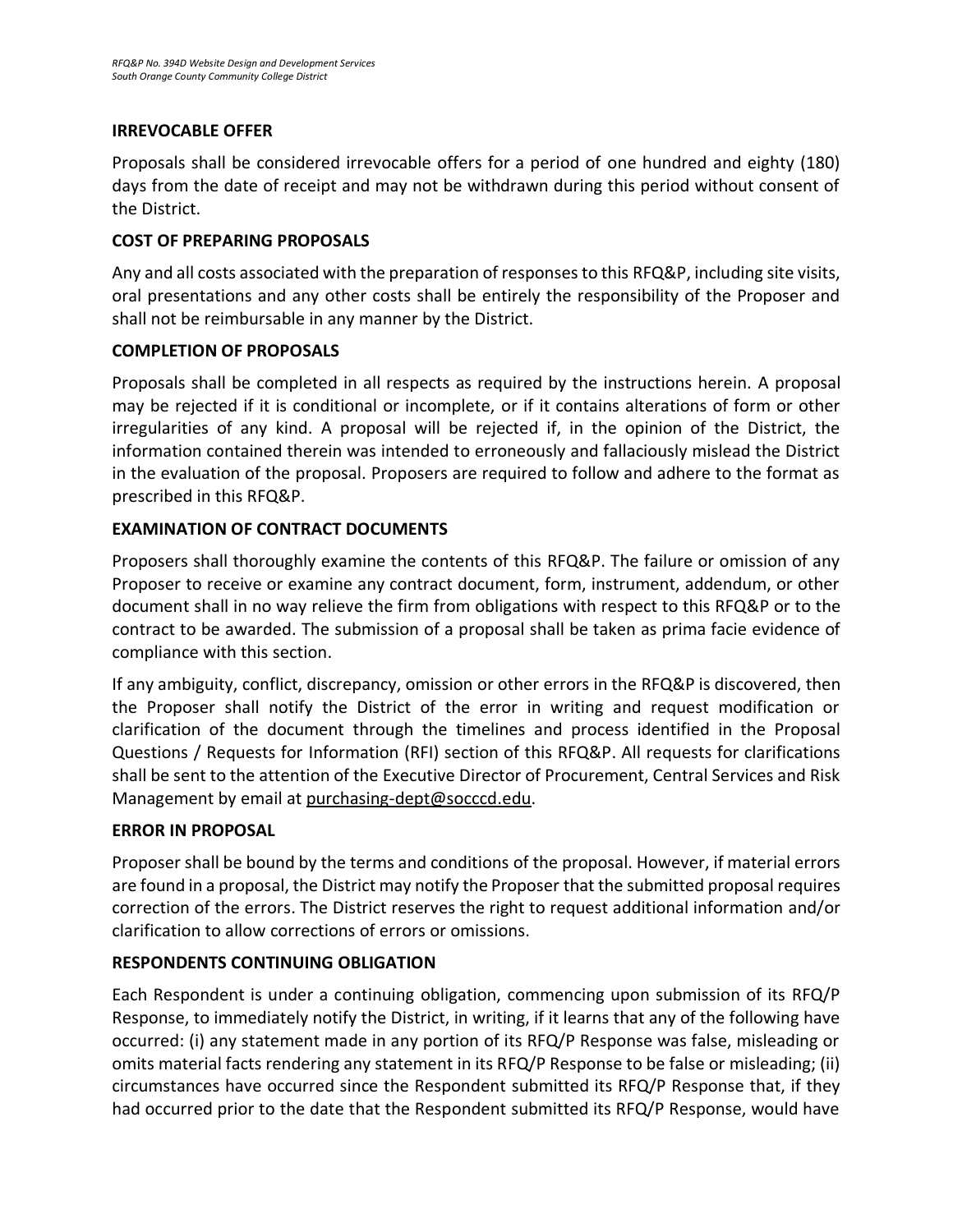## IRREVOCABLE OFFER

Proposals shall be considered irrevocable offers for a period of one hundred and eighty (180) days from the date of receipt and may not be withdrawn during this period without consent of the District.

## COST OF PREPARING PROPOSALS

Any and all costs associated with the preparation of responses to this RFQ&P, including site visits, oral presentations and any other costs shall be entirely the responsibility of the Proposer and shall not be reimbursable in any manner by the District.

## COMPLETION OF PROPOSALS

Proposals shall be completed in all respects as required by the instructions herein. A proposal may be rejected if it is conditional or incomplete, or if it contains alterations of form or other irregularities of any kind. A proposal will be rejected if, in the opinion of the District, the information contained therein was intended to erroneously and fallaciously mislead the District in the evaluation of the proposal. Proposers are required to follow and adhere to the format as prescribed in this RFQ&P.

## EXAMINATION OF CONTRACT DOCUMENTS

Proposers shall thoroughly examine the contents of this RFQ&P. The failure or omission of any Proposer to receive or examine any contract document, form, instrument, addendum, or other document shall in no way relieve the firm from obligations with respect to this RFQ&P or to the contract to be awarded. The submission of a proposal shall be taken as prima facie evidence of compliance with this section.

If any ambiguity, conflict, discrepancy, omission or other errors in the RFQ&P is discovered, then the Proposer shall notify the District of the error in writing and request modification or clarification of the document through the timelines and process identified in the Proposal Questions / Requests for Information (RFI) section of this RFQ&P. All requests for clarifications shall be sent to the attention of the Executive Director of Procurement, Central Services and Risk Management by email at purchasing-dept@socccd.edu.

## ERROR IN PROPOSAL

Proposer shall be bound by the terms and conditions of the proposal. However, if material errors are found in a proposal, the District may notify the Proposer that the submitted proposal requires correction of the errors. The District reserves the right to request additional information and/or clarification to allow corrections of errors or omissions.

## RESPONDENTS CONTINUING OBLIGATION

Each Respondent is under a continuing obligation, commencing upon submission of its RFQ/P Response, to immediately notify the District, in writing, if it learns that any of the following have occurred: (i) any statement made in any portion of its RFQ/P Response was false, misleading or omits material facts rendering any statement in its RFQ/P Response to be false or misleading; (ii) circumstances have occurred since the Respondent submitted its RFQ/P Response that, if they had occurred prior to the date that the Respondent submitted its RFQ/P Response, would have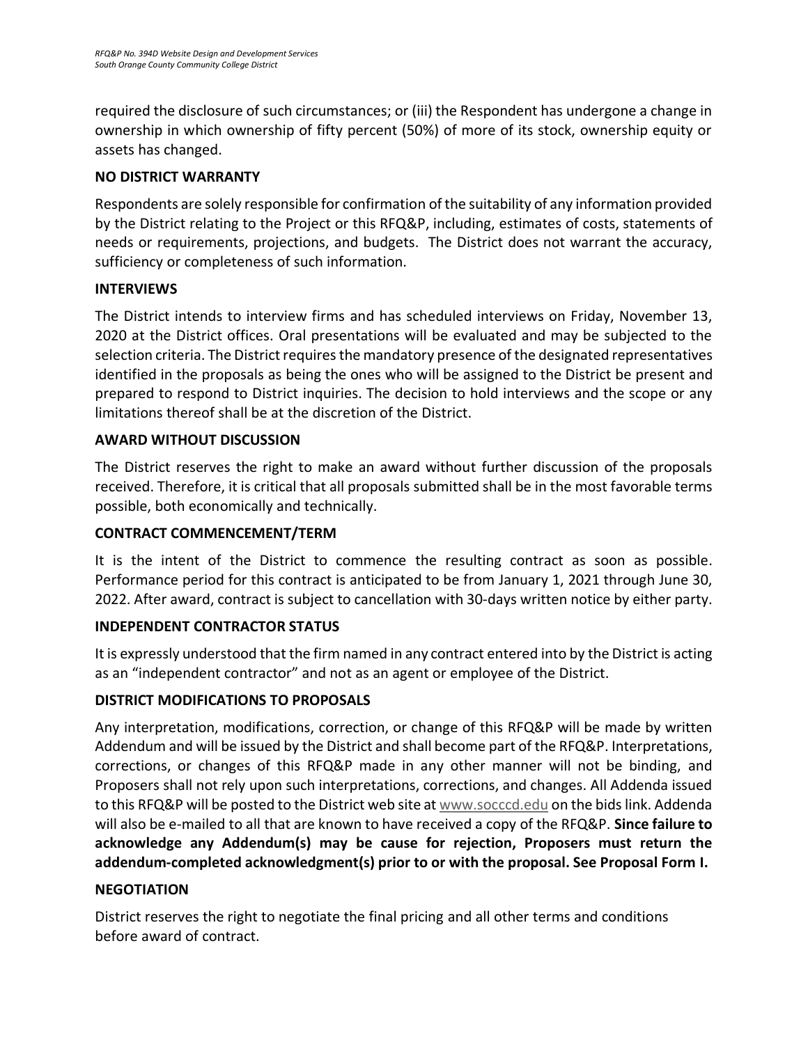required the disclosure of such circumstances; or (iii) the Respondent has undergone a change in ownership in which ownership of fifty percent (50%) of more of its stock, ownership equity or assets has changed.

### NO DISTRICT WARRANTY

Respondents are solely responsible for confirmation of the suitability of any information provided by the District relating to the Project or this RFQ&P, including, estimates of costs, statements of needs or requirements, projections, and budgets. The District does not warrant the accuracy, sufficiency or completeness of such information.

### INTERVIEWS

The District intends to interview firms and has scheduled interviews on Friday, November 13, 2020 at the District offices. Oral presentations will be evaluated and may be subjected to the selection criteria. The District requires the mandatory presence of the designated representatives identified in the proposals as being the ones who will be assigned to the District be present and prepared to respond to District inquiries. The decision to hold interviews and the scope or any limitations thereof shall be at the discretion of the District.

### AWARD WITHOUT DISCUSSION

The District reserves the right to make an award without further discussion of the proposals received. Therefore, it is critical that all proposals submitted shall be in the most favorable terms possible, both economically and technically.

### CONTRACT COMMENCEMENT/TERM

It is the intent of the District to commence the resulting contract as soon as possible. Performance period for this contract is anticipated to be from January 1, 2021 through June 30, 2022. After award, contract is subject to cancellation with 30-days written notice by either party.

### INDEPENDENT CONTRACTOR STATUS

It is expressly understood that the firm named in any contract entered into by the District is acting as an "independent contractor" and not as an agent or employee of the District.

### DISTRICT MODIFICATIONS TO PROPOSALS

Any interpretation, modifications, correction, or change of this RFQ&P will be made by written Addendum and will be issued by the District and shall become part of the RFQ&P. Interpretations, corrections, or changes of this RFQ&P made in any other manner will not be binding, and Proposers shall not rely upon such interpretations, corrections, and changes. All Addenda issued to this RFQ&P will be posted to the District web site at www.socccd.edu on the bids link. Addenda will also be e-mailed to all that are known to have received a copy of the RFQ&P. **Since failure to acknowledge any Addendum(s) may be cause for rejection, Proposers must return the addendum-completed acknowledgment(s) prior to or with the proposal. See Proposal Form I.**

### NEGOTIATION

District reserves the right to negotiate the final pricing and all other terms and conditions before award of contract.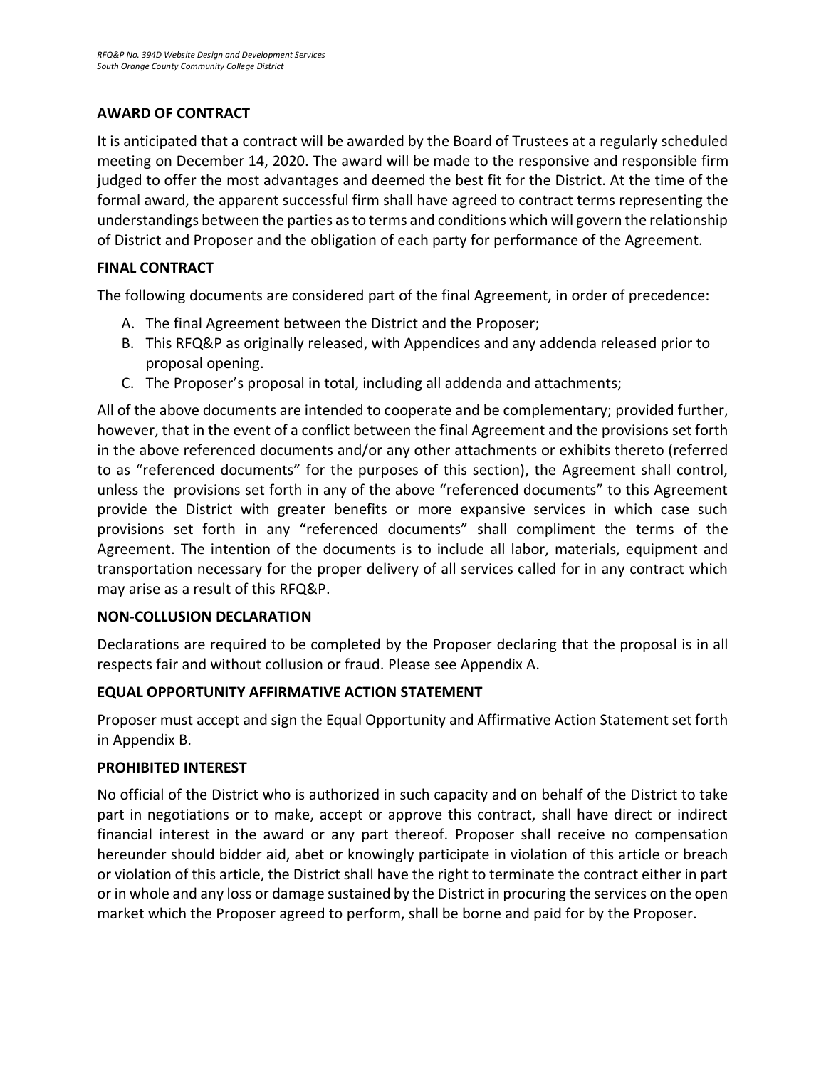## AWARD OF CONTRACT

It is anticipated that a contract will be awarded by the Board of Trustees at a regularly scheduled meeting on December 14, 2020. The award will be made to the responsive and responsible firm judged to offer the most advantages and deemed the best fit for the District. At the time of the formal award, the apparent successful firm shall have agreed to contract terms representing the understandings between the parties as to terms and conditions which will govern the relationship of District and Proposer and the obligation of each party for performance of the Agreement.

## FINAL CONTRACT

The following documents are considered part of the final Agreement, in order of precedence:

A. The final Agreement between the District and the Proposer;
B. This RFQ&P as originally released, with Appendices and any addenda released prior to proposal opening.
C. The Proposer's proposal in total, including all addenda and attachments;

All of the above documents are intended to cooperate and be complementary; provided further, however, that in the event of a conflict between the final Agreement and the provisions set forth in the above referenced documents and/or any other attachments or exhibits thereto (referred to as "referenced documents" for the purposes of this section), the Agreement shall control, unless the provisions set forth in any of the above "referenced documents" to this Agreement provide the District with greater benefits or more expansive services in which case such provisions set forth in any "referenced documents" shall compliment the terms of the Agreement. The intention of the documents is to include all labor, materials, equipment and transportation necessary for the proper delivery of all services called for in any contract which may arise as a result of this RFQ&P.

## NON-COLLUSION DECLARATION

Declarations are required to be completed by the Proposer declaring that the proposal is in all respects fair and without collusion or fraud. Please see Appendix A.

## EQUAL OPPORTUNITY AFFIRMATIVE ACTION STATEMENT

Proposer must accept and sign the Equal Opportunity and Affirmative Action Statement set forth in Appendix B.

## PROHIBITED INTEREST

No official of the District who is authorized in such capacity and on behalf of the District to take part in negotiations or to make, accept or approve this contract, shall have direct or indirect financial interest in the award or any part thereof. Proposer shall receive no compensation hereunder should bidder aid, abet or knowingly participate in violation of this article or breach or violation of this article, the District shall have the right to terminate the contract either in part or in whole and any loss or damage sustained by the District in procuring the services on the open market which the Proposer agreed to perform, shall be borne and paid for by the Proposer.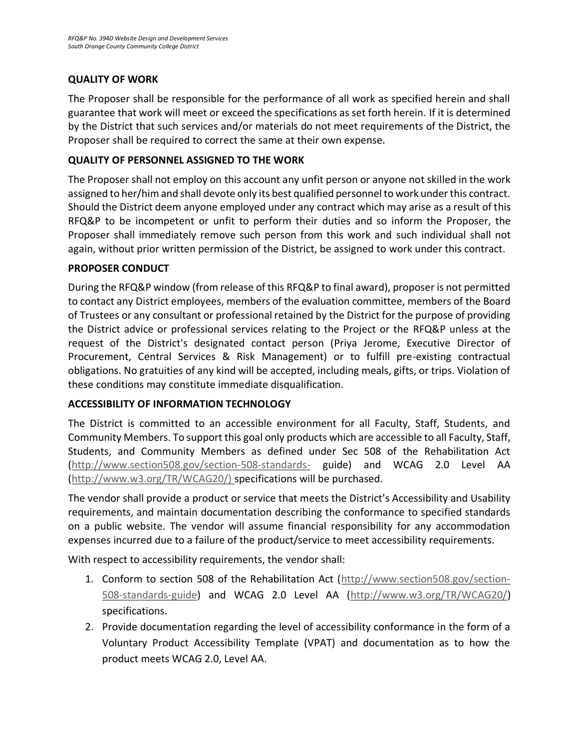## QUALITY OF WORK

The Proposer shall be responsible for the performance of all work as specified herein and shall guarantee that work will meet or exceed the specifications as set forth herein. If it is determined by the District that such services and/or materials do not meet requirements of the District, the Proposer shall be required to correct the same at their own expense.

## QUALITY OF PERSONNEL ASSIGNED TO THE WORK

The Proposer shall not employ on this account any unfit person or anyone not skilled in the work assigned to her/him and shall devote only its best qualified personnel to work under this contract. Should the District deem anyone employed under any contract which may arise as a result of this RFQ&P to be incompetent or unfit to perform their duties and so inform the Proposer, the Proposer shall immediately remove such person from this work and such individual shall not again, without prior written permission of the District, be assigned to work under this contract.

## PROPOSER CONDUCT

During the RFQ&P window (from release of this RFQ&P to final award), proposer is not permitted to contact any District employees, members of the evaluation committee, members of the Board of Trustees or any consultant or professional retained by the District for the purpose of providing the District advice or professional services relating to the Project or the RFQ&P unless at the request of the District's designated contact person (Priya Jerome, Executive Director of Procurement, Central Services & Risk Management) or to fulfill pre-existing contractual obligations. No gratuities of any kind will be accepted, including meals, gifts, or trips. Violation of these conditions may constitute immediate disqualification.

## ACCESSIBILITY OF INFORMATION TECHNOLOGY

The District is committed to an accessible environment for all Faculty, Staff, Students, and Community Members. To support this goal only products which are accessible to all Faculty, Staff, Students, and Community Members as defined under Sec 508 of the Rehabilitation Act (http://www.section508.gov/section-508-standards- guide) and WCAG 2.0 Level AA (http://www.w3.org/TR/WCAG20/) specifications will be purchased.

The vendor shall provide a product or service that meets the District's Accessibility and Usability requirements, and maintain documentation describing the conformance to specified standards on a public website. The vendor will assume financial responsibility for any accommodation expenses incurred due to a failure of the product/service to meet accessibility requirements.

With respect to accessibility requirements, the vendor shall:

1. Conform to section 508 of the Rehabilitation Act (http://www.section508.gov/section-508-standards-guide) and WCAG 2.0 Level AA (http://www.w3.org/TR/WCAG20/) specifications.
2. Provide documentation regarding the level of accessibility conformance in the form of a Voluntary Product Accessibility Template (VPAT) and documentation as to how the product meets WCAG 2.0, Level AA.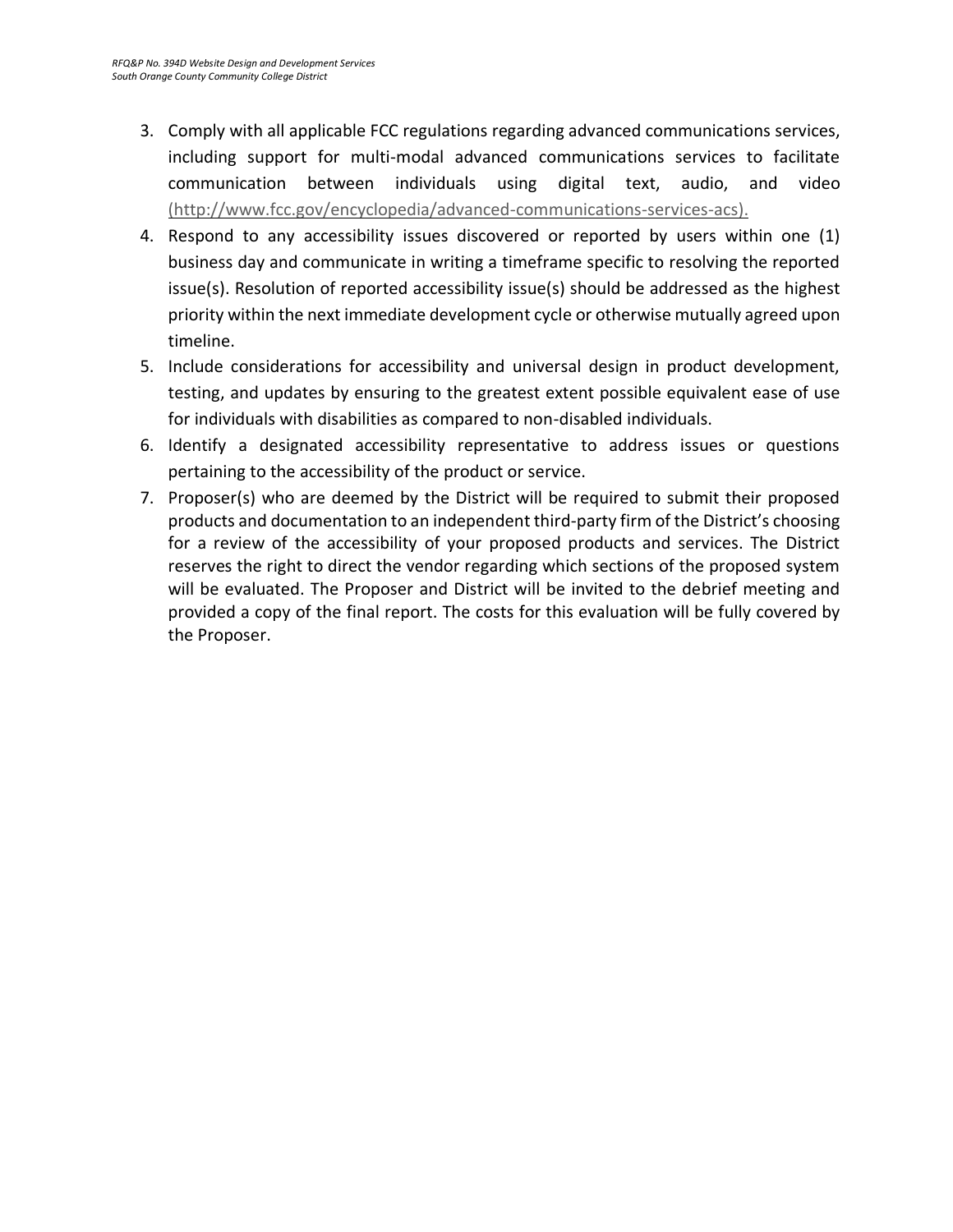3. Comply with all applicable FCC regulations regarding advanced communications services, including support for multi-modal advanced communications services to facilitate communication between individuals using digital text, audio, and video (http://www.fcc.gov/encyclopedia/advanced-communications-services-acs).
4. Respond to any accessibility issues discovered or reported by users within one (1) business day and communicate in writing a timeframe specific to resolving the reported issue(s). Resolution of reported accessibility issue(s) should be addressed as the highest priority within the next immediate development cycle or otherwise mutually agreed upon timeline.
5. Include considerations for accessibility and universal design in product development, testing, and updates by ensuring to the greatest extent possible equivalent ease of use for individuals with disabilities as compared to non-disabled individuals.
6. Identify a designated accessibility representative to address issues or questions pertaining to the accessibility of the product or service.
7. Proposer(s) who are deemed by the District will be required to submit their proposed products and documentation to an independent third-party firm of the District's choosing for a review of the accessibility of your proposed products and services. The District reserves the right to direct the vendor regarding which sections of the proposed system will be evaluated. The Proposer and District will be invited to the debrief meeting and provided a copy of the final report. The costs for this evaluation will be fully covered by the Proposer.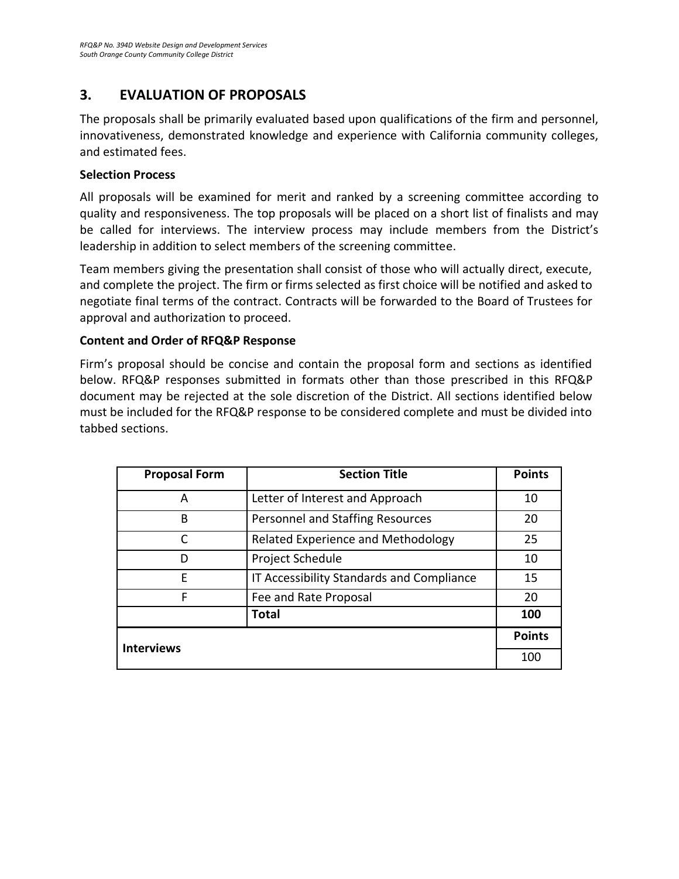## 3. EVALUATION OF PROPOSALS

The proposals shall be primarily evaluated based upon qualifications of the firm and personnel, innovativeness, demonstrated knowledge and experience with California community colleges, and estimated fees.

**Selection Process**

All proposals will be examined for merit and ranked by a screening committee according to quality and responsiveness. The top proposals will be placed on a short list of finalists and may be called for interviews. The interview process may include members from the District's leadership in addition to select members of the screening committee.

Team members giving the presentation shall consist of those who will actually direct, execute, and complete the project. The firm or firms selected as first choice will be notified and asked to negotiate final terms of the contract. Contracts will be forwarded to the Board of Trustees for approval and authorization to proceed.

**Content and Order of RFQ&P Response**

Firm's proposal should be concise and contain the proposal form and sections as identified below. RFQ&P responses submitted in formats other than those prescribed in this RFQ&P document may be rejected at the sole discretion of the District. All sections identified below must be included for the RFQ&P response to be considered complete and must be divided into tabbed sections.

| Proposal Form | Section Title | Points |
|---|---|---|
| A | Letter of Interest and Approach | 10 |
| B | Personnel and Staffing Resources | 20 |
| C | Related Experience and Methodology | 25 |
| D | Project Schedule | 10 |
| E | IT Accessibility Standards and Compliance | 15 |
| F | Fee and Rate Proposal | 20 |
| | **Total** | **100** |
| **Interviews** | | **Points** |
| | | 100 |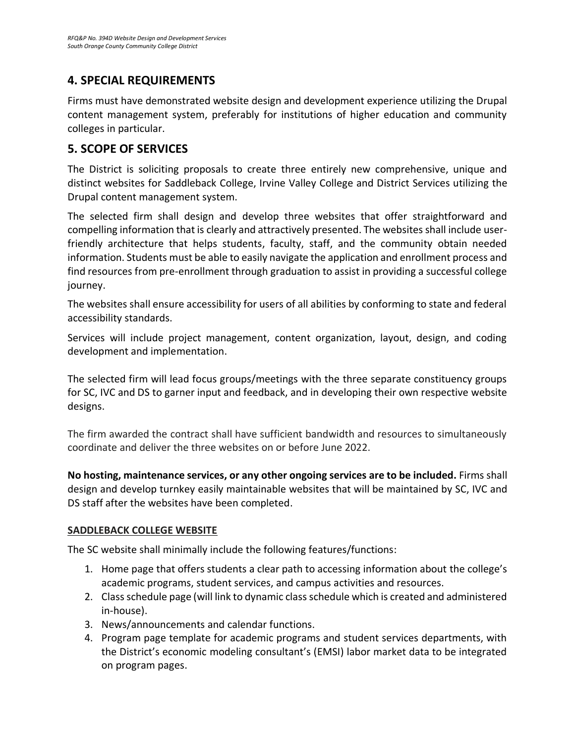## 4. SPECIAL REQUIREMENTS

Firms must have demonstrated website design and development experience utilizing the Drupal content management system, preferably for institutions of higher education and community colleges in particular.

## 5. SCOPE OF SERVICES

The District is soliciting proposals to create three entirely new comprehensive, unique and distinct websites for Saddleback College, Irvine Valley College and District Services utilizing the Drupal content management system.

The selected firm shall design and develop three websites that offer straightforward and compelling information that is clearly and attractively presented. The websites shall include user-friendly architecture that helps students, faculty, staff, and the community obtain needed information. Students must be able to easily navigate the application and enrollment process and find resources from pre-enrollment through graduation to assist in providing a successful college journey.

The websites shall ensure accessibility for users of all abilities by conforming to state and federal accessibility standards.

Services will include project management, content organization, layout, design, and coding development and implementation.

The selected firm will lead focus groups/meetings with the three separate constituency groups for SC, IVC and DS to garner input and feedback, and in developing their own respective website designs.

The firm awarded the contract shall have sufficient bandwidth and resources to simultaneously coordinate and deliver the three websites on or before June 2022.

**No hosting, maintenance services, or any other ongoing services are to be included.** Firms shall design and develop turnkey easily maintainable websites that will be maintained by SC, IVC and DS staff after the websites have been completed.

**SADDLEBACK COLLEGE WEBSITE**

The SC website shall minimally include the following features/functions:

1. Home page that offers students a clear path to accessing information about the college's academic programs, student services, and campus activities and resources.
2. Class schedule page (will link to dynamic class schedule which is created and administered in-house).
3. News/announcements and calendar functions.
4. Program page template for academic programs and student services departments, with the District's economic modeling consultant's (EMSI) labor market data to be integrated on program pages.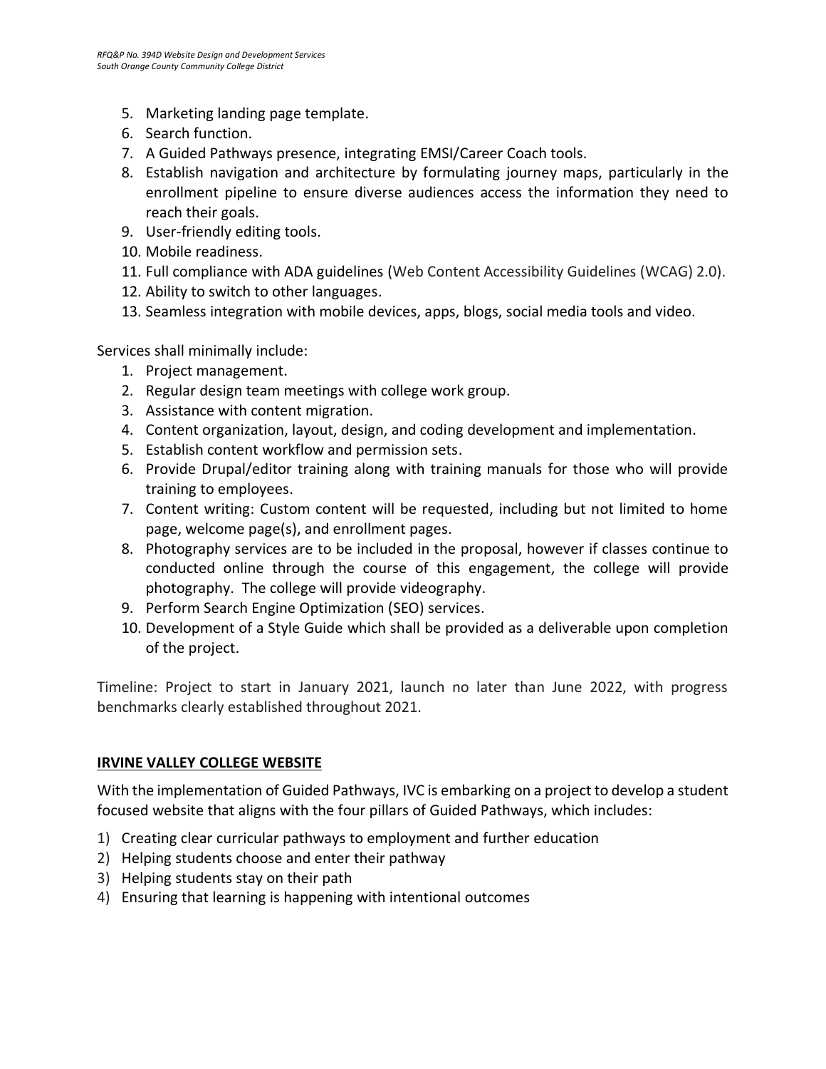5. Marketing landing page template.
6. Search function.
7. A Guided Pathways presence, integrating EMSI/Career Coach tools.
8. Establish navigation and architecture by formulating journey maps, particularly in the enrollment pipeline to ensure diverse audiences access the information they need to reach their goals.
9. User-friendly editing tools.
10. Mobile readiness.
11. Full compliance with ADA guidelines (Web Content Accessibility Guidelines (WCAG) 2.0).
12. Ability to switch to other languages.
13. Seamless integration with mobile devices, apps, blogs, social media tools and video.

Services shall minimally include:

1. Project management.
2. Regular design team meetings with college work group.
3. Assistance with content migration.
4. Content organization, layout, design, and coding development and implementation.
5. Establish content workflow and permission sets.
6. Provide Drupal/editor training along with training manuals for those who will provide training to employees.
7. Content writing: Custom content will be requested, including but not limited to home page, welcome page(s), and enrollment pages.
8. Photography services are to be included in the proposal, however if classes continue to conducted online through the course of this engagement, the college will provide photography. The college will provide videography.
9. Perform Search Engine Optimization (SEO) services.
10. Development of a Style Guide which shall be provided as a deliverable upon completion of the project.

Timeline: Project to start in January 2021, launch no later than June 2022, with progress benchmarks clearly established throughout 2021.

## IRVINE VALLEY COLLEGE WEBSITE

With the implementation of Guided Pathways, IVC is embarking on a project to develop a student focused website that aligns with the four pillars of Guided Pathways, which includes:

1) Creating clear curricular pathways to employment and further education
2) Helping students choose and enter their pathway
3) Helping students stay on their path
4) Ensuring that learning is happening with intentional outcomes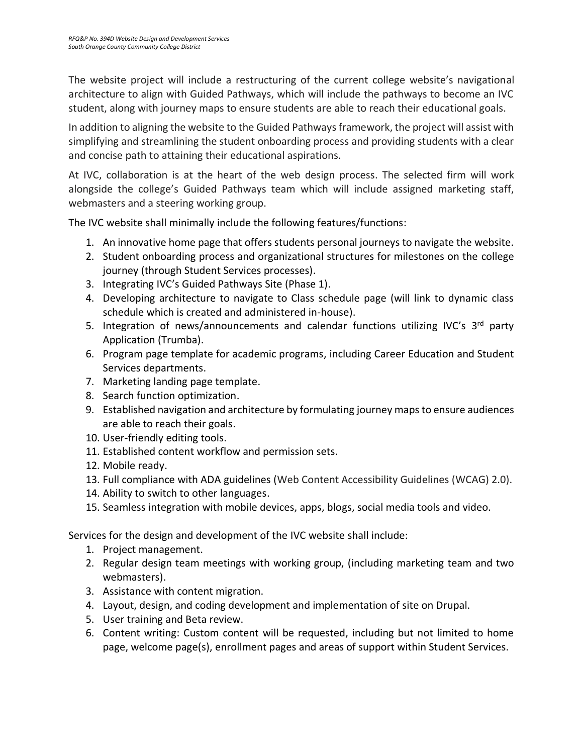The website project will include a restructuring of the current college website's navigational architecture to align with Guided Pathways, which will include the pathways to become an IVC student, along with journey maps to ensure students are able to reach their educational goals.

In addition to aligning the website to the Guided Pathways framework, the project will assist with simplifying and streamlining the student onboarding process and providing students with a clear and concise path to attaining their educational aspirations.

At IVC, collaboration is at the heart of the web design process. The selected firm will work alongside the college's Guided Pathways team which will include assigned marketing staff, webmasters and a steering working group.

The IVC website shall minimally include the following features/functions:

1. An innovative home page that offers students personal journeys to navigate the website.
2. Student onboarding process and organizational structures for milestones on the college journey (through Student Services processes).
3. Integrating IVC's Guided Pathways Site (Phase 1).
4. Developing architecture to navigate to Class schedule page (will link to dynamic class schedule which is created and administered in-house).
5. Integration of news/announcements and calendar functions utilizing IVC's 3rd party Application (Trumba).
6. Program page template for academic programs, including Career Education and Student Services departments.
7. Marketing landing page template.
8. Search function optimization.
9. Established navigation and architecture by formulating journey maps to ensure audiences are able to reach their goals.
10. User-friendly editing tools.
11. Established content workflow and permission sets.
12. Mobile ready.
13. Full compliance with ADA guidelines (Web Content Accessibility Guidelines (WCAG) 2.0).
14. Ability to switch to other languages.
15. Seamless integration with mobile devices, apps, blogs, social media tools and video.

Services for the design and development of the IVC website shall include:

1. Project management.
2. Regular design team meetings with working group, (including marketing team and two webmasters).
3. Assistance with content migration.
4. Layout, design, and coding development and implementation of site on Drupal.
5. User training and Beta review.
6. Content writing: Custom content will be requested, including but not limited to home page, welcome page(s), enrollment pages and areas of support within Student Services.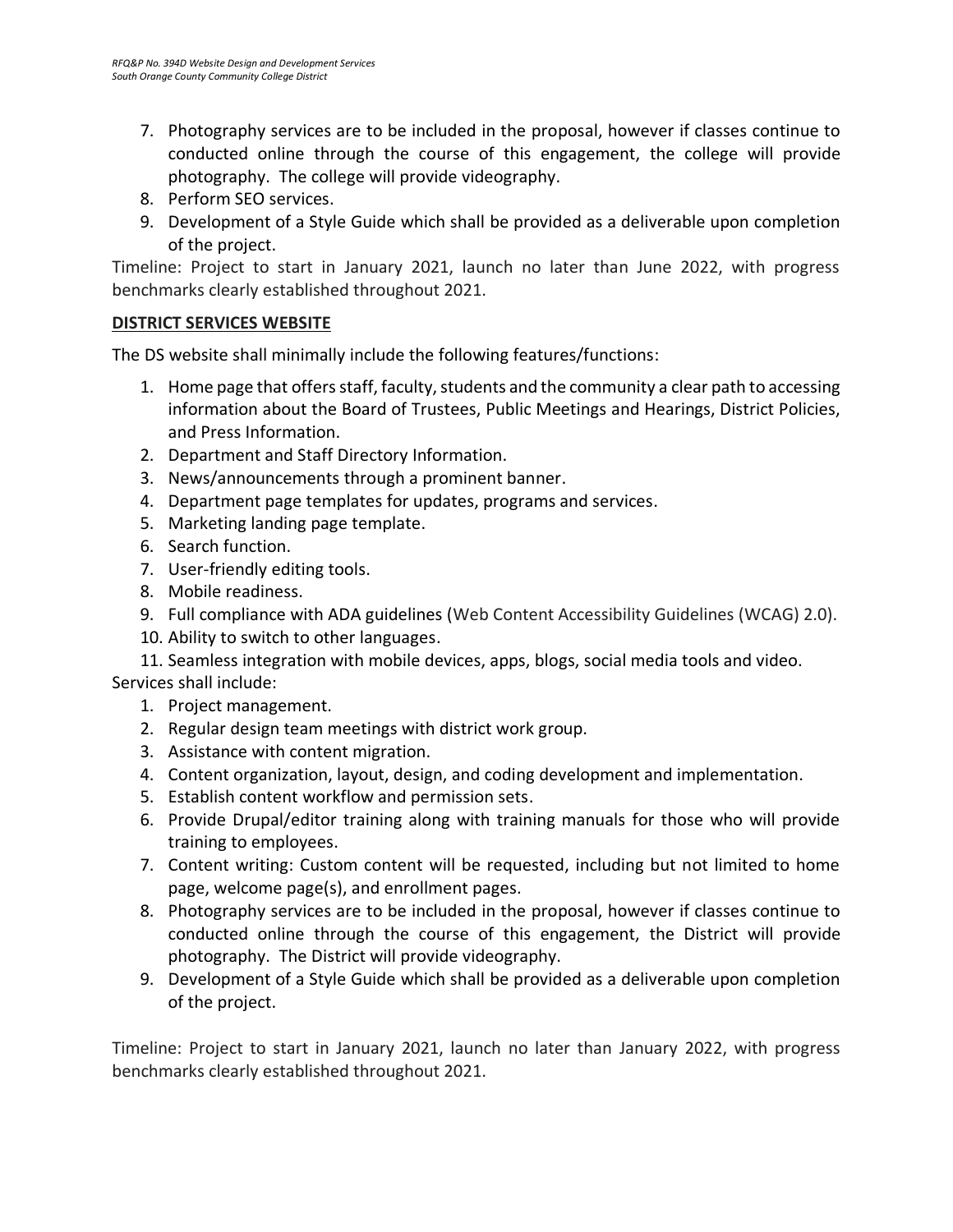7. Photography services are to be included in the proposal, however if classes continue to conducted online through the course of this engagement, the college will provide photography. The college will provide videography.
8. Perform SEO services.
9. Development of a Style Guide which shall be provided as a deliverable upon completion of the project.

Timeline: Project to start in January 2021, launch no later than June 2022, with progress benchmarks clearly established throughout 2021.

**DISTRICT SERVICES WEBSITE**

The DS website shall minimally include the following features/functions:

1. Home page that offers staff, faculty, students and the community a clear path to accessing information about the Board of Trustees, Public Meetings and Hearings, District Policies, and Press Information.
2. Department and Staff Directory Information.
3. News/announcements through a prominent banner.
4. Department page templates for updates, programs and services.
5. Marketing landing page template.
6. Search function.
7. User-friendly editing tools.
8. Mobile readiness.
9. Full compliance with ADA guidelines (Web Content Accessibility Guidelines (WCAG) 2.0).
10. Ability to switch to other languages.
11. Seamless integration with mobile devices, apps, blogs, social media tools and video.

Services shall include:

1. Project management.
2. Regular design team meetings with district work group.
3. Assistance with content migration.
4. Content organization, layout, design, and coding development and implementation.
5. Establish content workflow and permission sets.
6. Provide Drupal/editor training along with training manuals for those who will provide training to employees.
7. Content writing: Custom content will be requested, including but not limited to home page, welcome page(s), and enrollment pages.
8. Photography services are to be included in the proposal, however if classes continue to conducted online through the course of this engagement, the District will provide photography. The District will provide videography.
9. Development of a Style Guide which shall be provided as a deliverable upon completion of the project.

Timeline: Project to start in January 2021, launch no later than January 2022, with progress benchmarks clearly established throughout 2021.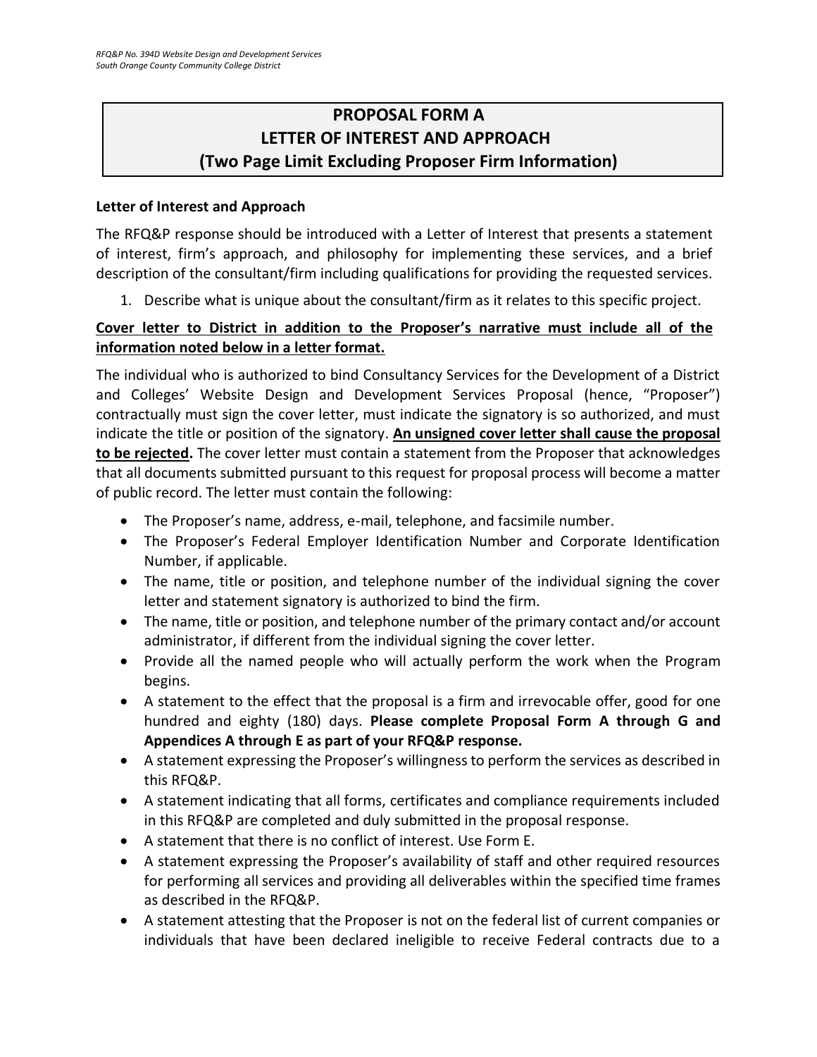# PROPOSAL FORM A
# LETTER OF INTEREST AND APPROACH
# (Two Page Limit Excluding Proposer Firm Information)

**Letter of Interest and Approach**

The RFQ&P response should be introduced with a Letter of Interest that presents a statement of interest, firm's approach, and philosophy for implementing these services, and a brief description of the consultant/firm including qualifications for providing the requested services.

1. Describe what is unique about the consultant/firm as it relates to this specific project.

**Cover letter to District in addition to the Proposer's narrative must include all of the information noted below in a letter format.**

The individual who is authorized to bind Consultancy Services for the Development of a District and Colleges' Website Design and Development Services Proposal (hence, "Proposer") contractually must sign the cover letter, must indicate the signatory is so authorized, and must indicate the title or position of the signatory. **An unsigned cover letter shall cause the proposal to be rejected.** The cover letter must contain a statement from the Proposer that acknowledges that all documents submitted pursuant to this request for proposal process will become a matter of public record. The letter must contain the following:

- The Proposer's name, address, e-mail, telephone, and facsimile number.
- The Proposer's Federal Employer Identification Number and Corporate Identification Number, if applicable.
- The name, title or position, and telephone number of the individual signing the cover letter and statement signatory is authorized to bind the firm.
- The name, title or position, and telephone number of the primary contact and/or account administrator, if different from the individual signing the cover letter.
- Provide all the named people who will actually perform the work when the Program begins.
- A statement to the effect that the proposal is a firm and irrevocable offer, good for one hundred and eighty (180) days. **Please complete Proposal Form A through G and Appendices A through E as part of your RFQ&P response.**
- A statement expressing the Proposer's willingness to perform the services as described in this RFQ&P.
- A statement indicating that all forms, certificates and compliance requirements included in this RFQ&P are completed and duly submitted in the proposal response.
- A statement that there is no conflict of interest. Use Form E.
- A statement expressing the Proposer's availability of staff and other required resources for performing all services and providing all deliverables within the specified time frames as described in the RFQ&P.
- A statement attesting that the Proposer is not on the federal list of current companies or individuals that have been declared ineligible to receive Federal contracts due to a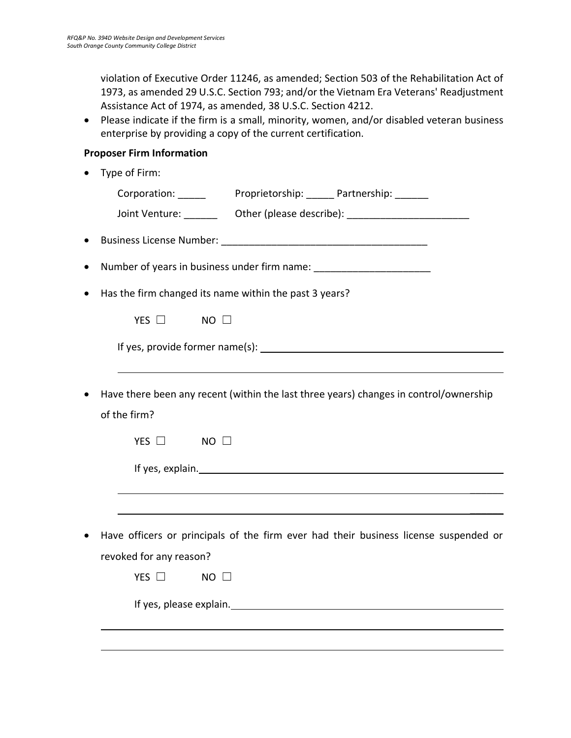violation of Executive Order 11246, as amended; Section 503 of the Rehabilitation Act of 1973, as amended 29 U.S.C. Section 793; and/or the Vietnam Era Veterans' Readjustment Assistance Act of 1974, as amended, 38 U.S.C. Section 4212.

- Please indicate if the firm is a small, minority, women, and/or disabled veteran business enterprise by providing a copy of the current certification.

**Proposer Firm Information**

- Type of Firm:

  Corporation: _____ Proprietorship: _____ Partnership: ______

  Joint Venture: ______ Other (please describe): ______________________

- Business License Number: _____________________________________

- Number of years in business under firm name: _____________________

- Has the firm changed its name within the past 3 years?

  YES ☐ NO ☐

  If yes, provide former name(s): ____________________________________________

  ______________________________________________________________________

- Have there been any recent (within the last three years) changes in control/ownership of the firm?

  YES ☐ NO ☐

  If yes, explain. _______________________________________________________

  ______________________________________________________________________

  ______________________________________________________________________

- Have officers or principals of the firm ever had their business license suspended or revoked for any reason?

  YES ☐ NO ☐

  If yes, please explain. _________________________________________________

  ______________________________________________________________________

  ______________________________________________________________________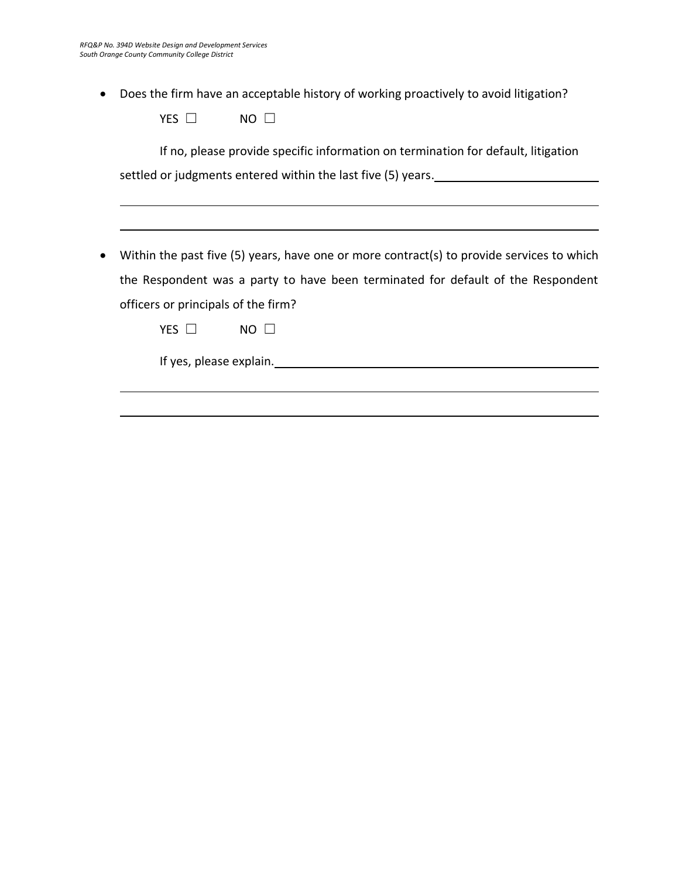- Does the firm have an acceptable history of working proactively to avoid litigation?

  YES ☐ NO ☐

  If no, please provide specific information on termination for default, litigation settled or judgments entered within the last five (5) years.\_\_\_\_\_\_\_\_\_\_\_\_\_\_\_\_\_\_\_\_\_\_\_\_\_\_

  \_\_\_\_\_\_\_\_\_\_\_\_\_\_\_\_\_\_\_\_\_\_\_\_\_\_\_\_\_\_\_\_\_\_\_\_\_\_\_\_\_\_\_\_\_\_\_\_\_\_\_\_\_\_\_\_\_\_\_\_\_\_\_\_\_\_\_\_\_\_\_\_\_\_\_\_\_\_

  \_\_\_\_\_\_\_\_\_\_\_\_\_\_\_\_\_\_\_\_\_\_\_\_\_\_\_\_\_\_\_\_\_\_\_\_\_\_\_\_\_\_\_\_\_\_\_\_\_\_\_\_\_\_\_\_\_\_\_\_\_\_\_\_\_\_\_\_\_\_\_\_\_\_\_\_\_\_

- Within the past five (5) years, have one or more contract(s) to provide services to which the Respondent was a party to have been terminated for default of the Respondent officers or principals of the firm?

  YES ☐ NO ☐

  If yes, please explain.\_\_\_\_\_\_\_\_\_\_\_\_\_\_\_\_\_\_\_\_\_\_\_\_\_\_\_\_\_\_\_\_\_\_\_\_\_\_\_\_\_\_\_\_\_\_\_\_\_\_\_\_\_\_

  \_\_\_\_\_\_\_\_\_\_\_\_\_\_\_\_\_\_\_\_\_\_\_\_\_\_\_\_\_\_\_\_\_\_\_\_\_\_\_\_\_\_\_\_\_\_\_\_\_\_\_\_\_\_\_\_\_\_\_\_\_\_\_\_\_\_\_\_\_\_\_\_\_\_\_\_\_\_

  \_\_\_\_\_\_\_\_\_\_\_\_\_\_\_\_\_\_\_\_\_\_\_\_\_\_\_\_\_\_\_\_\_\_\_\_\_\_\_\_\_\_\_\_\_\_\_\_\_\_\_\_\_\_\_\_\_\_\_\_\_\_\_\_\_\_\_\_\_\_\_\_\_\_\_\_\_\_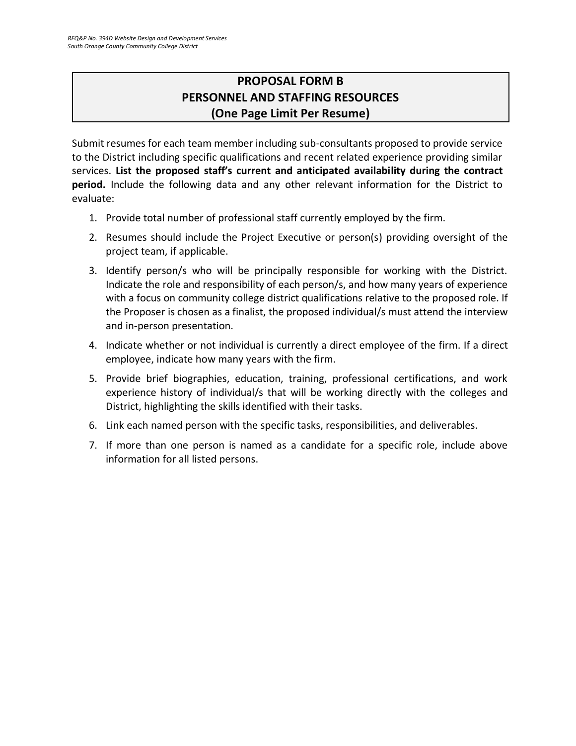# PROPOSAL FORM B
# PERSONNEL AND STAFFING RESOURCES
# (One Page Limit Per Resume)

Submit resumes for each team member including sub-consultants proposed to provide service to the District including specific qualifications and recent related experience providing similar services. **List the proposed staff's current and anticipated availability during the contract period.** Include the following data and any other relevant information for the District to evaluate:

1. Provide total number of professional staff currently employed by the firm.
2. Resumes should include the Project Executive or person(s) providing oversight of the project team, if applicable.
3. Identify person/s who will be principally responsible for working with the District. Indicate the role and responsibility of each person/s, and how many years of experience with a focus on community college district qualifications relative to the proposed role. If the Proposer is chosen as a finalist, the proposed individual/s must attend the interview and in-person presentation.
4. Indicate whether or not individual is currently a direct employee of the firm. If a direct employee, indicate how many years with the firm.
5. Provide brief biographies, education, training, professional certifications, and work experience history of individual/s that will be working directly with the colleges and District, highlighting the skills identified with their tasks.
6. Link each named person with the specific tasks, responsibilities, and deliverables.
7. If more than one person is named as a candidate for a specific role, include above information for all listed persons.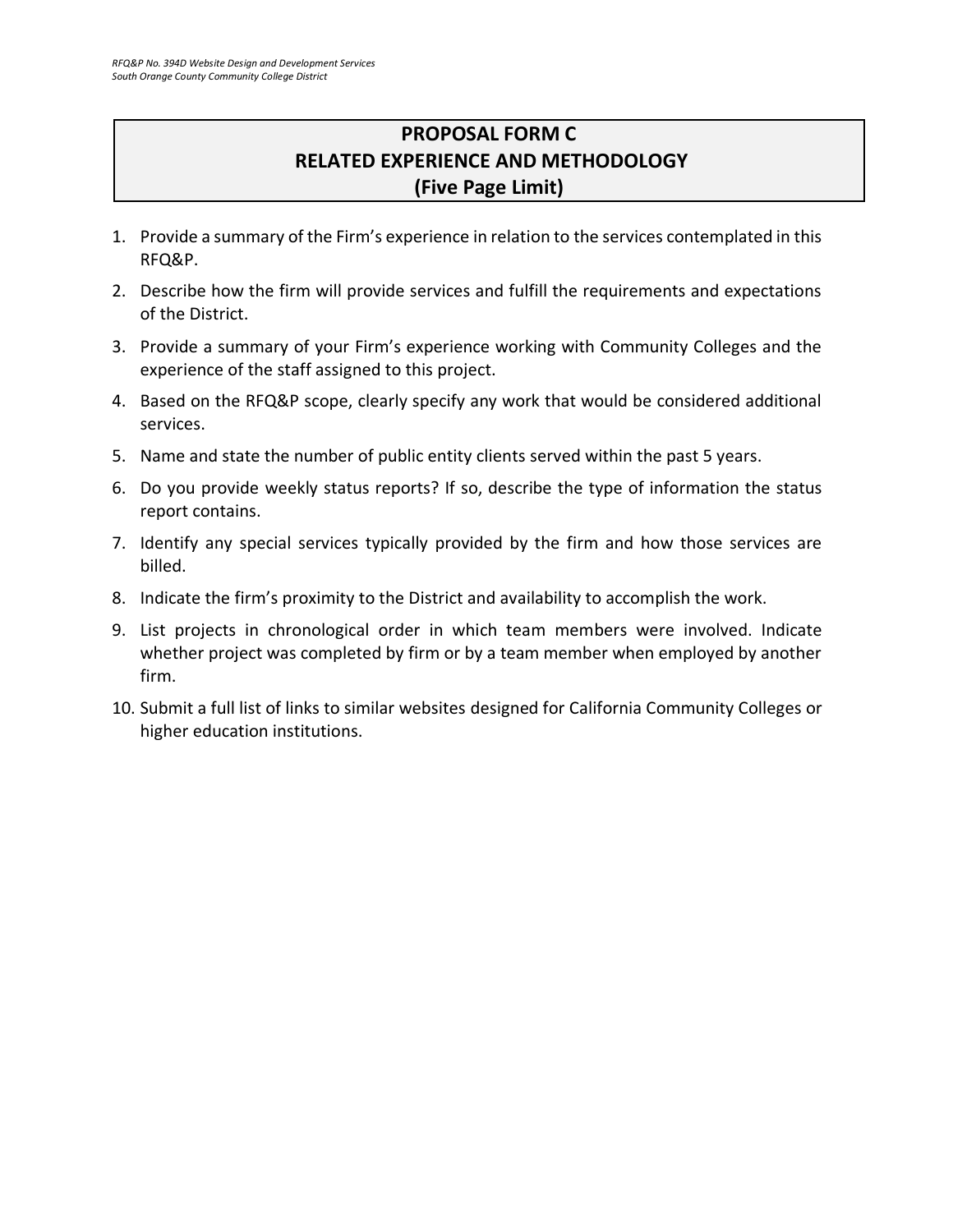# PROPOSAL FORM C
# RELATED EXPERIENCE AND METHODOLOGY
# (Five Page Limit)

1. Provide a summary of the Firm's experience in relation to the services contemplated in this RFQ&P.
2. Describe how the firm will provide services and fulfill the requirements and expectations of the District.
3. Provide a summary of your Firm's experience working with Community Colleges and the experience of the staff assigned to this project.
4. Based on the RFQ&P scope, clearly specify any work that would be considered additional services.
5. Name and state the number of public entity clients served within the past 5 years.
6. Do you provide weekly status reports? If so, describe the type of information the status report contains.
7. Identify any special services typically provided by the firm and how those services are billed.
8. Indicate the firm's proximity to the District and availability to accomplish the work.
9. List projects in chronological order in which team members were involved. Indicate whether project was completed by firm or by a team member when employed by another firm.
10. Submit a full list of links to similar websites designed for California Community Colleges or higher education institutions.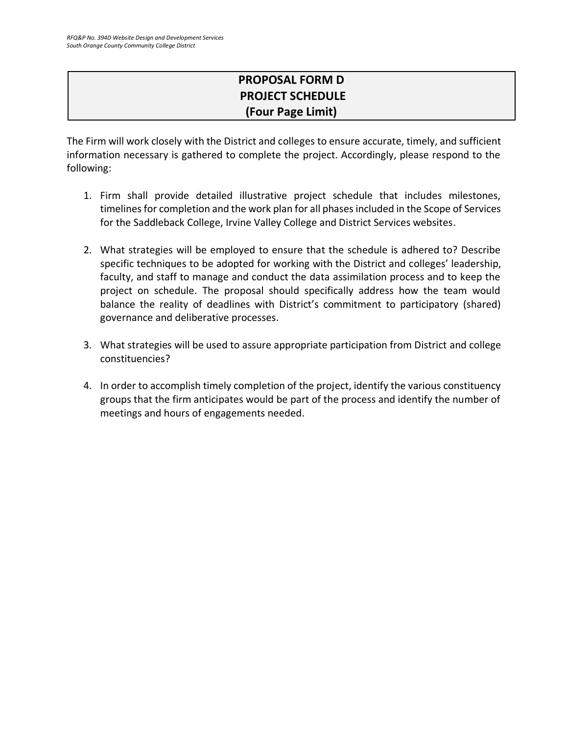# PROPOSAL FORM D
# PROJECT SCHEDULE
# (Four Page Limit)

The Firm will work closely with the District and colleges to ensure accurate, timely, and sufficient information necessary is gathered to complete the project. Accordingly, please respond to the following:

1. Firm shall provide detailed illustrative project schedule that includes milestones, timelines for completion and the work plan for all phases included in the Scope of Services for the Saddleback College, Irvine Valley College and District Services websites.

2. What strategies will be employed to ensure that the schedule is adhered to? Describe specific techniques to be adopted for working with the District and colleges' leadership, faculty, and staff to manage and conduct the data assimilation process and to keep the project on schedule. The proposal should specifically address how the team would balance the reality of deadlines with District's commitment to participatory (shared) governance and deliberative processes.

3. What strategies will be used to assure appropriate participation from District and college constituencies?

4. In order to accomplish timely completion of the project, identify the various constituency groups that the firm anticipates would be part of the process and identify the number of meetings and hours of engagements needed.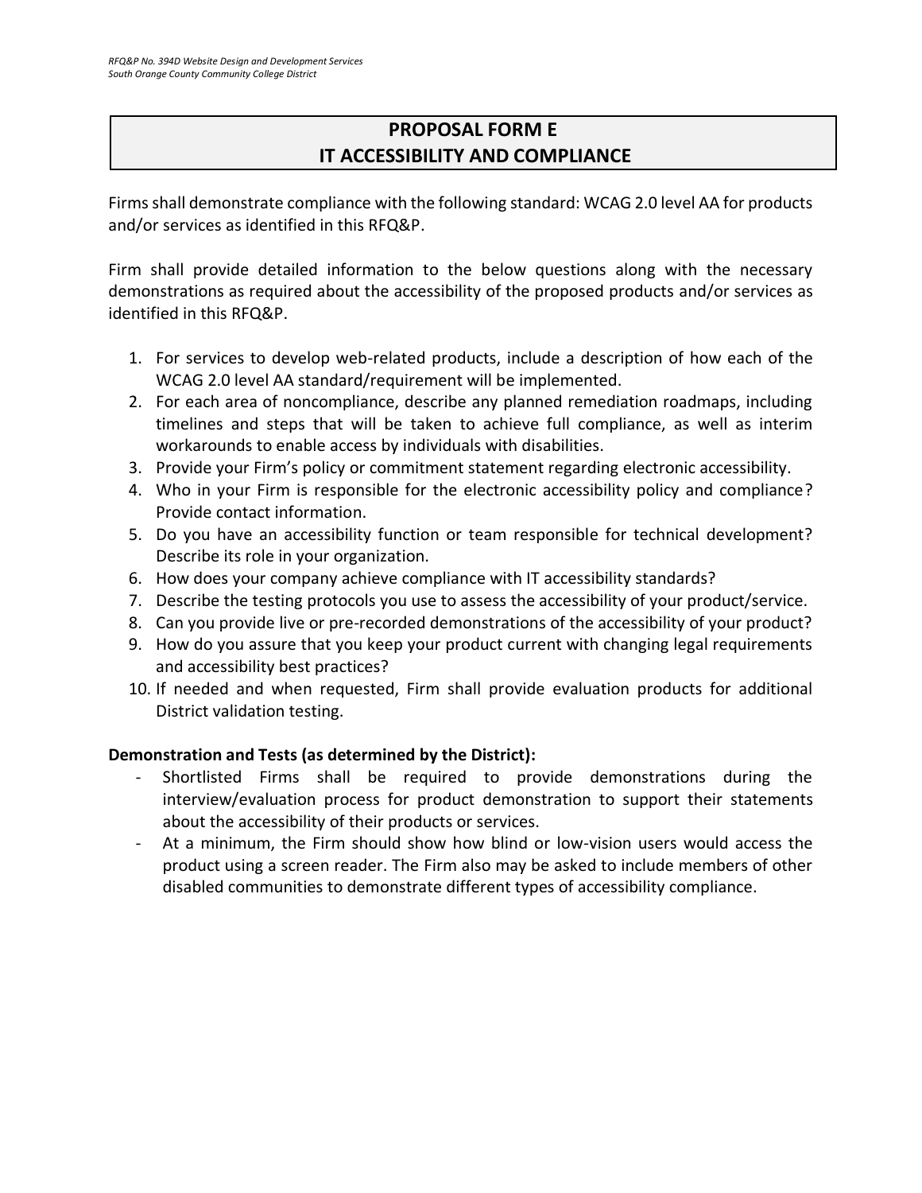# PROPOSAL FORM E
# IT ACCESSIBILITY AND COMPLIANCE

Firms shall demonstrate compliance with the following standard: WCAG 2.0 level AA for products and/or services as identified in this RFQ&P.

Firm shall provide detailed information to the below questions along with the necessary demonstrations as required about the accessibility of the proposed products and/or services as identified in this RFQ&P.

1. For services to develop web-related products, include a description of how each of the WCAG 2.0 level AA standard/requirement will be implemented.
2. For each area of noncompliance, describe any planned remediation roadmaps, including timelines and steps that will be taken to achieve full compliance, as well as interim workarounds to enable access by individuals with disabilities.
3. Provide your Firm's policy or commitment statement regarding electronic accessibility.
4. Who in your Firm is responsible for the electronic accessibility policy and compliance? Provide contact information.
5. Do you have an accessibility function or team responsible for technical development? Describe its role in your organization.
6. How does your company achieve compliance with IT accessibility standards?
7. Describe the testing protocols you use to assess the accessibility of your product/service.
8. Can you provide live or pre-recorded demonstrations of the accessibility of your product?
9. How do you assure that you keep your product current with changing legal requirements and accessibility best practices?
10. If needed and when requested, Firm shall provide evaluation products for additional District validation testing.

**Demonstration and Tests (as determined by the District):**

- Shortlisted Firms shall be required to provide demonstrations during the interview/evaluation process for product demonstration to support their statements about the accessibility of their products or services.
- At a minimum, the Firm should show how blind or low-vision users would access the product using a screen reader. The Firm also may be asked to include members of other disabled communities to demonstrate different types of accessibility compliance.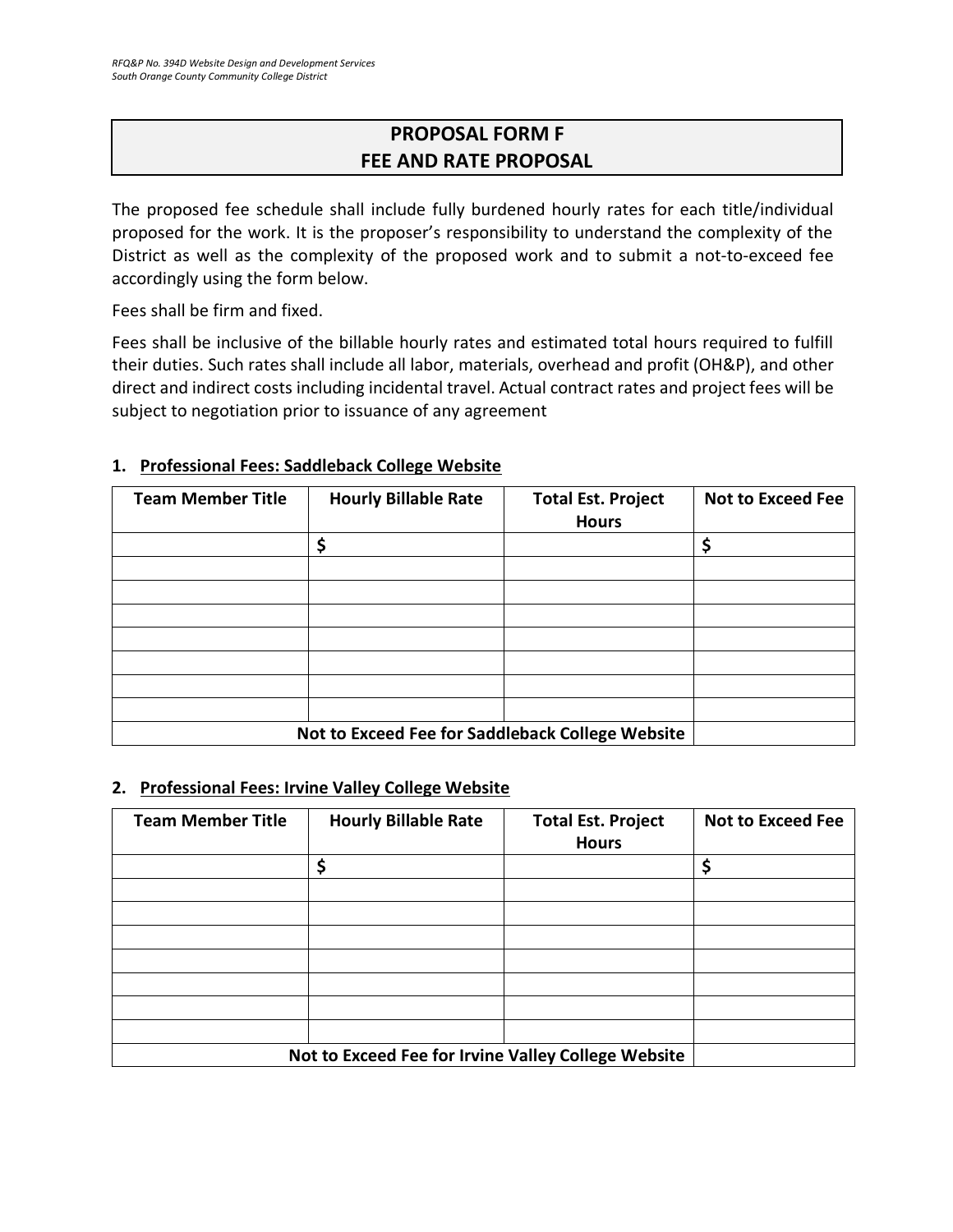# PROPOSAL FORM F
# FEE AND RATE PROPOSAL

The proposed fee schedule shall include fully burdened hourly rates for each title/individual proposed for the work. It is the proposer's responsibility to understand the complexity of the District as well as the complexity of the proposed work and to submit a not-to-exceed fee accordingly using the form below.

Fees shall be firm and fixed.

Fees shall be inclusive of the billable hourly rates and estimated total hours required to fulfill their duties. Such rates shall include all labor, materials, overhead and profit (OH&P), and other direct and indirect costs including incidental travel. Actual contract rates and project fees will be subject to negotiation prior to issuance of any agreement

## 1. Professional Fees: Saddleback College Website

| Team Member Title | Hourly Billable Rate | Total Est. Project Hours | Not to Exceed Fee |
|---|---|---|---|
| | $ | | $ |
| | | | |
| | | | |
| | | | |
| | | | |
| | | | |
| | | | |
| | | | |
| **Not to Exceed Fee for Saddleback College Website** | | | |

## 2. Professional Fees: Irvine Valley College Website

| Team Member Title | Hourly Billable Rate | Total Est. Project Hours | Not to Exceed Fee |
|---|---|---|---|
| | $ | | $ |
| | | | |
| | | | |
| | | | |
| | | | |
| | | | |
| | | | |
| | | | |
| **Not to Exceed Fee for Irvine Valley College Website** | | | |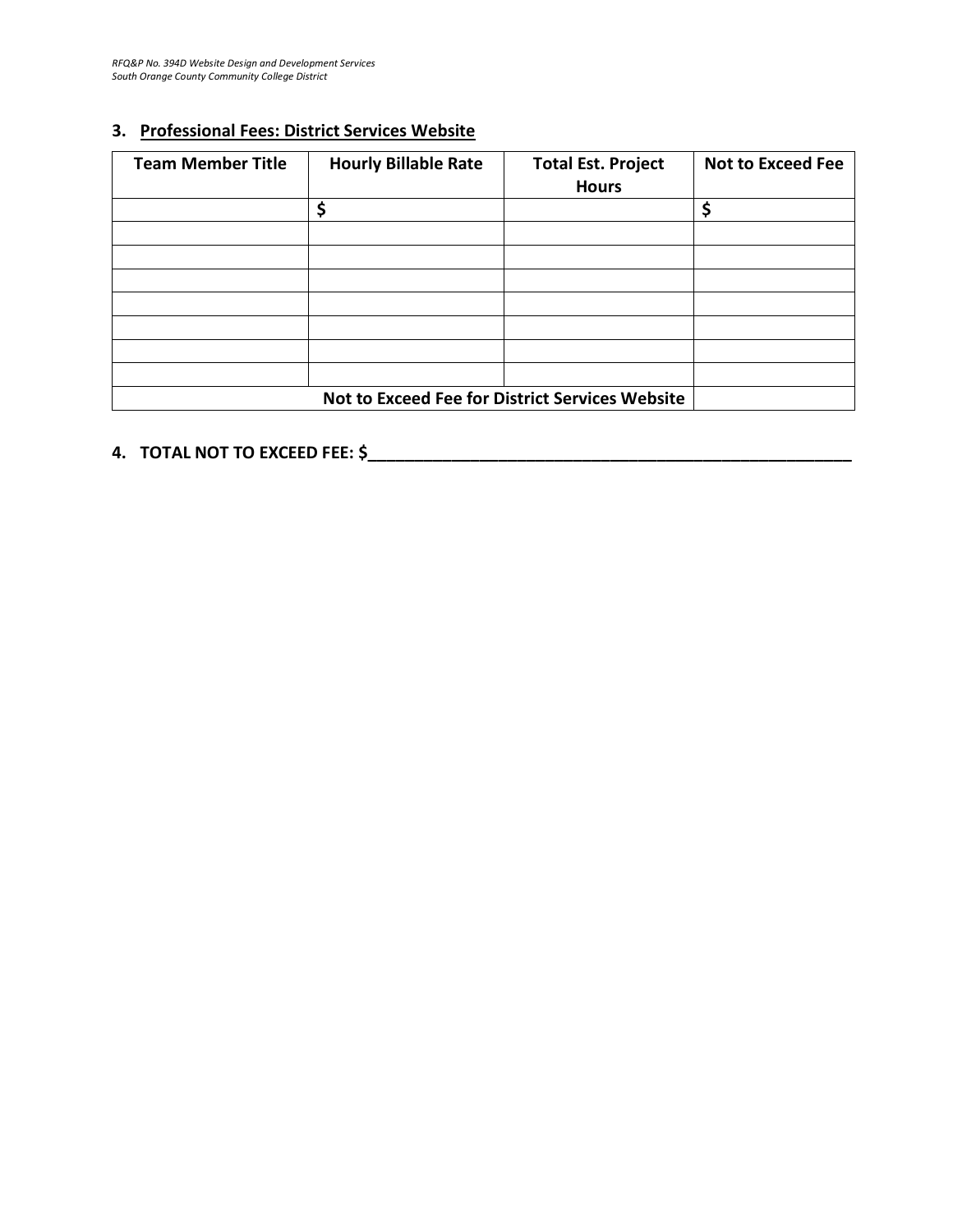### 3. Professional Fees: District Services Website

| Team Member Title | Hourly Billable Rate | Total Est. Project Hours | Not to Exceed Fee |
|---|---|---|---|
| | $ | | $ |
| | | | |
| | | | |
| | | | |
| | | | |
| | | | |
| | | | |
| | | | |
| Not to Exceed Fee for District Services Website | | | |

### 4. TOTAL NOT TO EXCEED FEE: $_______________________________________________________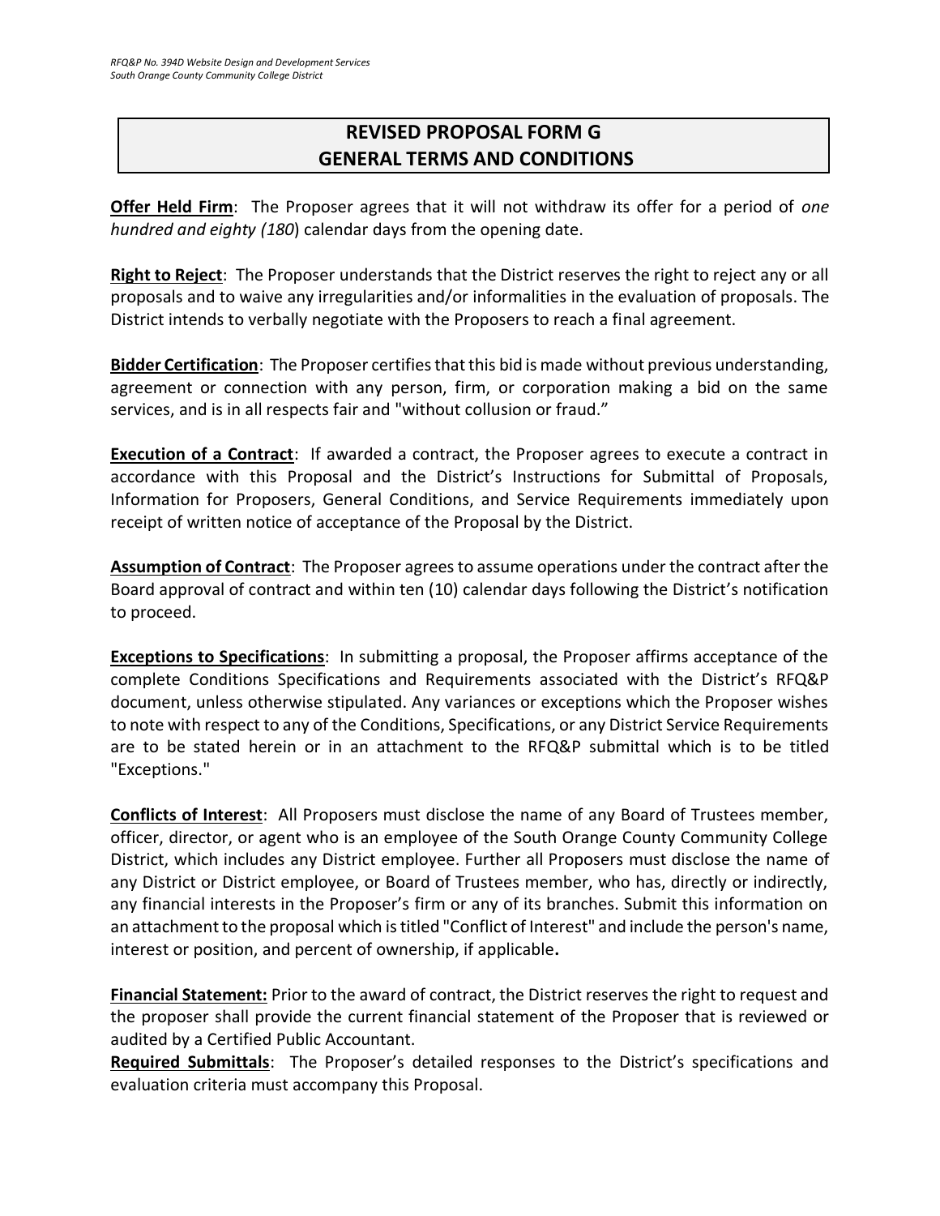# REVISED PROPOSAL FORM G
# GENERAL TERMS AND CONDITIONS

**Offer Held Firm**: The Proposer agrees that it will not withdraw its offer for a period of *one hundred and eighty (180*) calendar days from the opening date.

**Right to Reject**: The Proposer understands that the District reserves the right to reject any or all proposals and to waive any irregularities and/or informalities in the evaluation of proposals. The District intends to verbally negotiate with the Proposers to reach a final agreement.

**Bidder Certification**: The Proposer certifies that this bid is made without previous understanding, agreement or connection with any person, firm, or corporation making a bid on the same services, and is in all respects fair and "without collusion or fraud."

**Execution of a Contract**: If awarded a contract, the Proposer agrees to execute a contract in accordance with this Proposal and the District's Instructions for Submittal of Proposals, Information for Proposers, General Conditions, and Service Requirements immediately upon receipt of written notice of acceptance of the Proposal by the District.

**Assumption of Contract**: The Proposer agrees to assume operations under the contract after the Board approval of contract and within ten (10) calendar days following the District's notification to proceed.

**Exceptions to Specifications**: In submitting a proposal, the Proposer affirms acceptance of the complete Conditions Specifications and Requirements associated with the District's RFQ&P document, unless otherwise stipulated. Any variances or exceptions which the Proposer wishes to note with respect to any of the Conditions, Specifications, or any District Service Requirements are to be stated herein or in an attachment to the RFQ&P submittal which is to be titled "Exceptions."

**Conflicts of Interest**: All Proposers must disclose the name of any Board of Trustees member, officer, director, or agent who is an employee of the South Orange County Community College District, which includes any District employee. Further all Proposers must disclose the name of any District or District employee, or Board of Trustees member, who has, directly or indirectly, any financial interests in the Proposer's firm or any of its branches. Submit this information on an attachment to the proposal which is titled "Conflict of Interest" and include the person's name, interest or position, and percent of ownership, if applicable**.**

**Financial Statement:** Prior to the award of contract, the District reserves the right to request and the proposer shall provide the current financial statement of the Proposer that is reviewed or audited by a Certified Public Accountant.

**Required Submittals**: The Proposer's detailed responses to the District's specifications and evaluation criteria must accompany this Proposal.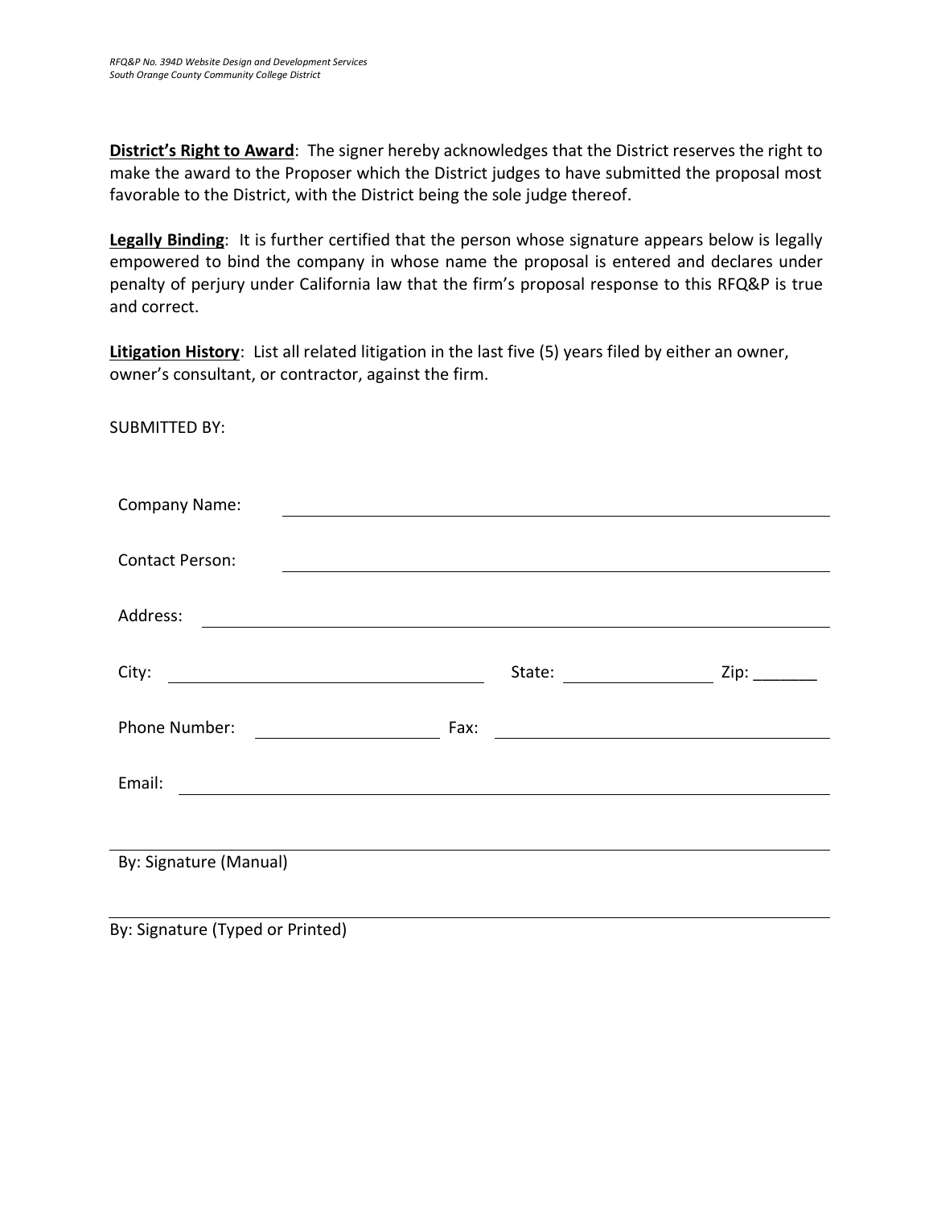**District's Right to Award**: The signer hereby acknowledges that the District reserves the right to make the award to the Proposer which the District judges to have submitted the proposal most favorable to the District, with the District being the sole judge thereof.

**Legally Binding**: It is further certified that the person whose signature appears below is legally empowered to bind the company in whose name the proposal is entered and declares under penalty of perjury under California law that the firm's proposal response to this RFQ&P is true and correct.

**Litigation History**: List all related litigation in the last five (5) years filed by either an owner, owner's consultant, or contractor, against the firm.

SUBMITTED BY:

Company Name: ______________________________

Contact Person: ______________________________

Address: ______________________________

City: ____________________ State: ____________ Zip: _______

Phone Number: ____________ Fax: ____________________

Email: ______________________________

______________________________

By: Signature (Manual)

______________________________

By: Signature (Typed or Printed)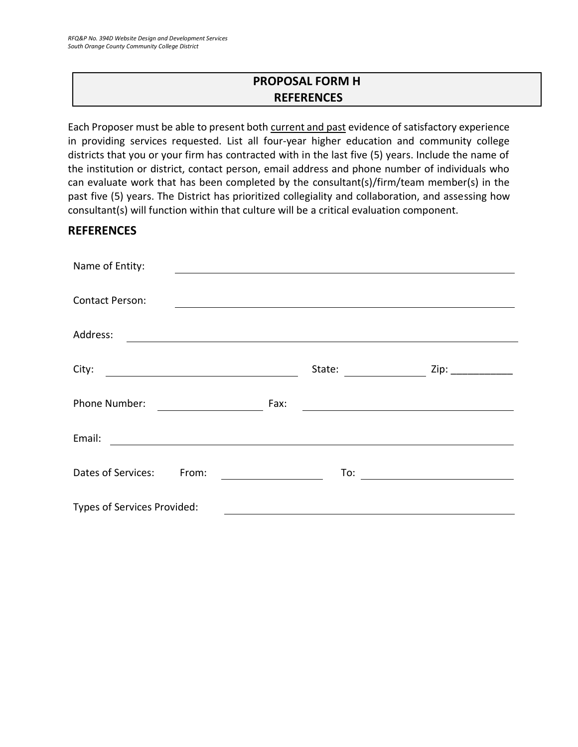## PROPOSAL FORM H
## REFERENCES

Each Proposer must be able to present both current and past evidence of satisfactory experience in providing services requested. List all four-year higher education and community college districts that you or your firm has contracted with in the last five (5) years. Include the name of the institution or district, contact person, email address and phone number of individuals who can evaluate work that has been completed by the consultant(s)/firm/team member(s) in the past five (5) years. The District has prioritized collegiality and collaboration, and assessing how consultant(s) will function within that culture will be a critical evaluation component.

### REFERENCES

Name of Entity: ______________________________________________

Contact Person: ______________________________________________

Address: ______________________________________________

City: ____________________ State: __________ Zip: ___________

Phone Number: ____________ Fax: ____________________

Email: ______________________________________________

Dates of Services: From: ____________ To: ____________________

Types of Services Provided: ______________________________________________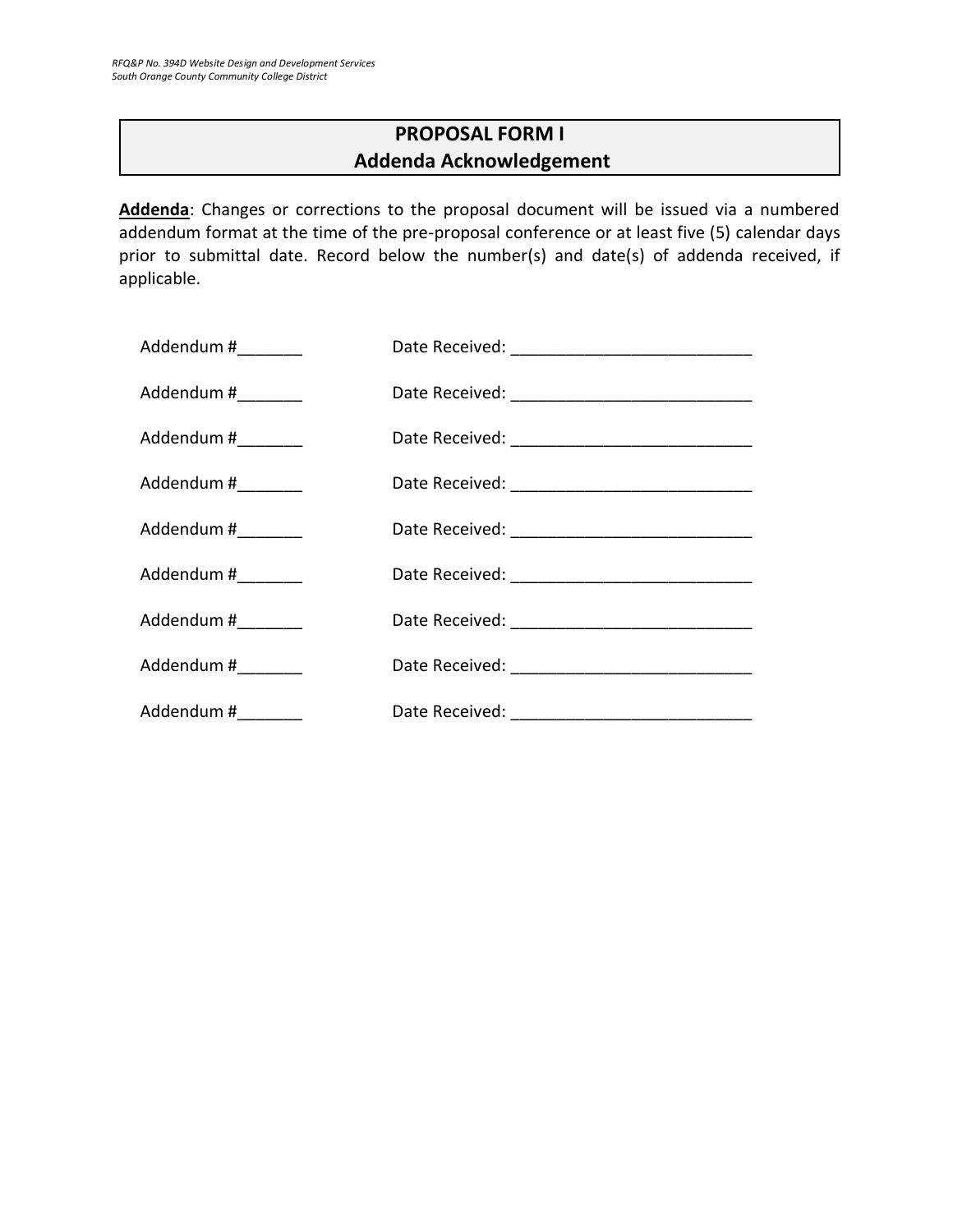## PROPOSAL FORM I
## Addenda Acknowledgement

**Addenda**: Changes or corrections to the proposal document will be issued via a numbered addendum format at the time of the pre-proposal conference or at least five (5) calendar days prior to submittal date. Record below the number(s) and date(s) of addenda received, if applicable.

Addendum #_______ Date Received: ___________________________

Addendum #_______ Date Received: ___________________________

Addendum #_______ Date Received: ___________________________

Addendum #_______ Date Received: ___________________________

Addendum #_______ Date Received: ___________________________

Addendum #_______ Date Received: ___________________________

Addendum #_______ Date Received: ___________________________

Addendum #_______ Date Received: ___________________________

Addendum #_______ Date Received: ___________________________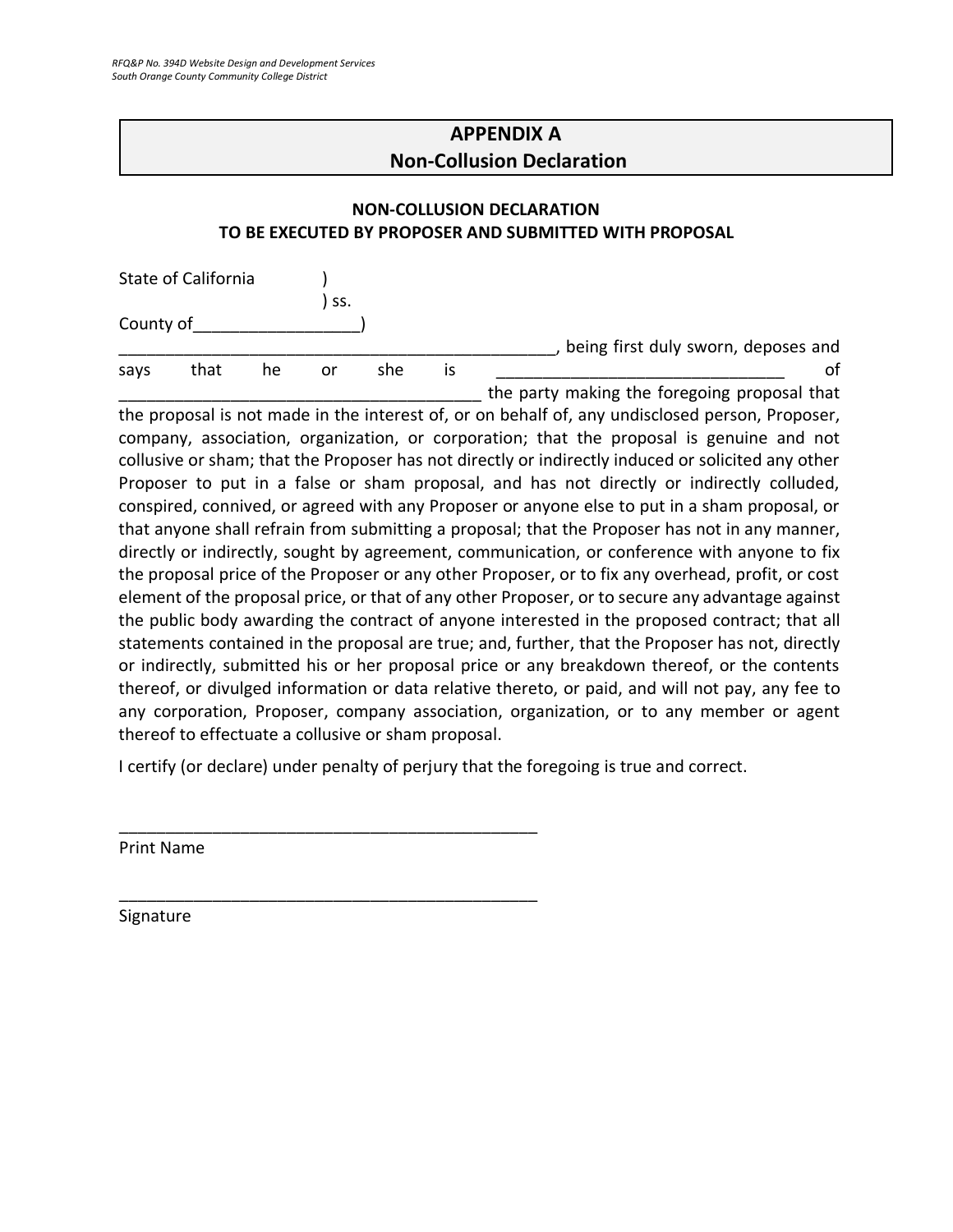# APPENDIX A
# Non-Collusion Declaration

**NON-COLLUSION DECLARATION**
**TO BE EXECUTED BY PROPOSER AND SUBMITTED WITH PROPOSAL**

State of California )
) ss.
County of_________________)

_______________________________________________, being first duly sworn, deposes and says that he or she is ______________________________ of ______________________________________ the party making the foregoing proposal that the proposal is not made in the interest of, or on behalf of, any undisclosed person, Proposer, company, association, organization, or corporation; that the proposal is genuine and not collusive or sham; that the Proposer has not directly or indirectly induced or solicited any other Proposer to put in a false or sham proposal, and has not directly or indirectly colluded, conspired, connived, or agreed with any Proposer or anyone else to put in a sham proposal, or that anyone shall refrain from submitting a proposal; that the Proposer has not in any manner, directly or indirectly, sought by agreement, communication, or conference with anyone to fix the proposal price of the Proposer or any other Proposer, or to fix any overhead, profit, or cost element of the proposal price, or that of any other Proposer, or to secure any advantage against the public body awarding the contract of anyone interested in the proposed contract; that all statements contained in the proposal are true; and, further, that the Proposer has not, directly or indirectly, submitted his or her proposal price or any breakdown thereof, or the contents thereof, or divulged information or data relative thereto, or paid, and will not pay, any fee to any corporation, Proposer, company association, organization, or to any member or agent thereof to effectuate a collusive or sham proposal.

I certify (or declare) under penalty of perjury that the foregoing is true and correct.

_______________________________________________
Print Name

_______________________________________________
Signature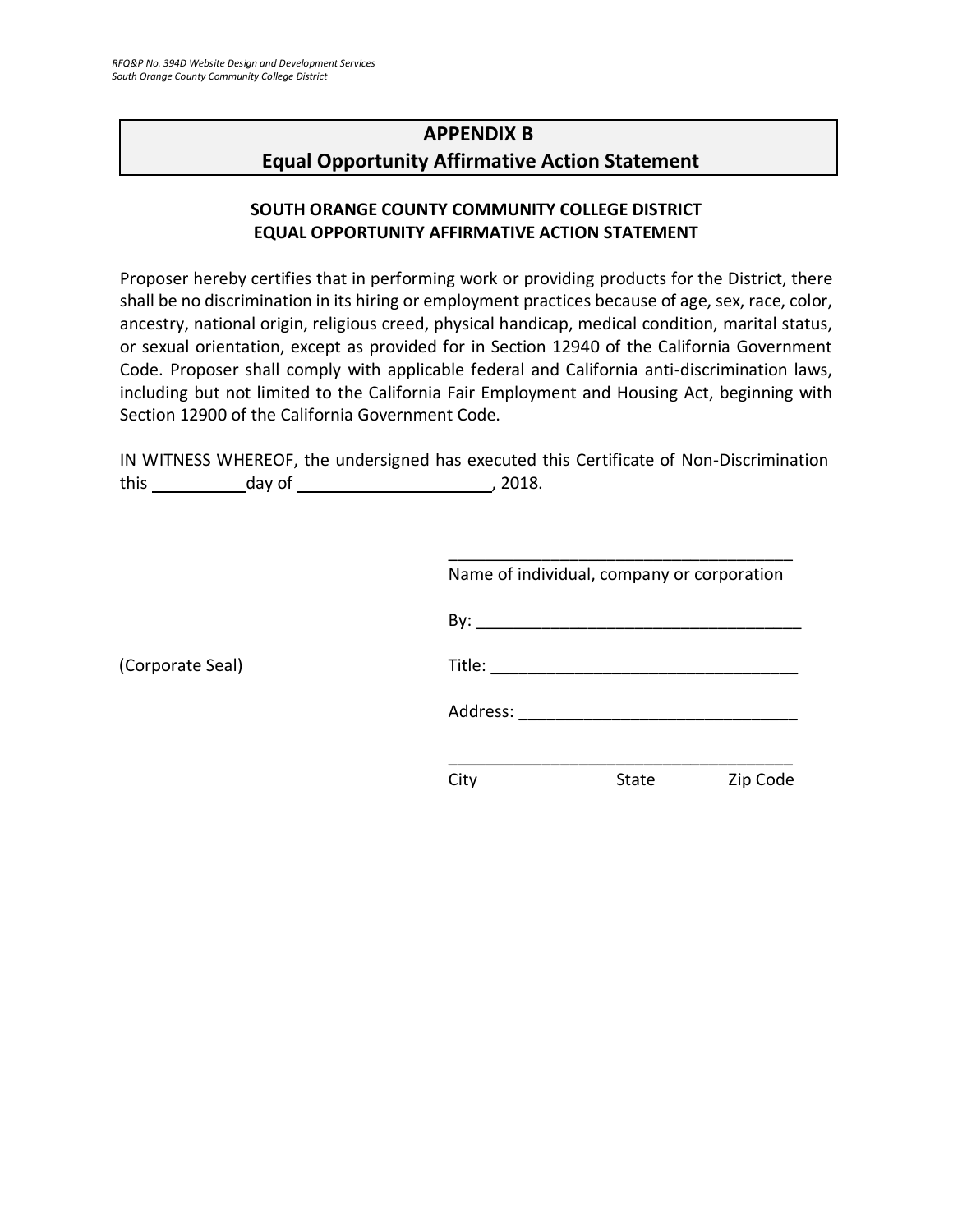## APPENDIX B
## Equal Opportunity Affirmative Action Statement

**SOUTH ORANGE COUNTY COMMUNITY COLLEGE DISTRICT**
**EQUAL OPPORTUNITY AFFIRMATIVE ACTION STATEMENT**

Proposer hereby certifies that in performing work or providing products for the District, there shall be no discrimination in its hiring or employment practices because of age, sex, race, color, ancestry, national origin, religious creed, physical handicap, medical condition, marital status, or sexual orientation, except as provided for in Section 12940 of the California Government Code. Proposer shall comply with applicable federal and California anti-discrimination laws, including but not limited to the California Fair Employment and Housing Act, beginning with Section 12900 of the California Government Code.

IN WITNESS WHEREOF, the undersigned has executed this Certificate of Non-Discrimination this __________ day of ______________________, 2018.

\_\_\_\_\_\_\_\_\_\_\_\_\_\_\_\_\_\_\_\_\_\_\_\_\_\_\_\_\_\_\_\_\_\_\_\_\_\_
Name of individual, company or corporation

By: \_\_\_\_\_\_\_\_\_\_\_\_\_\_\_\_\_\_\_\_\_\_\_\_\_\_\_\_\_\_\_\_\_\_\_

(Corporate Seal)

Title: \_\_\_\_\_\_\_\_\_\_\_\_\_\_\_\_\_\_\_\_\_\_\_\_\_\_\_\_\_\_\_\_\_

Address: \_\_\_\_\_\_\_\_\_\_\_\_\_\_\_\_\_\_\_\_\_\_\_\_\_\_\_\_\_\_

\_\_\_\_\_\_\_\_\_\_\_\_\_\_\_\_\_\_\_\_\_\_\_\_\_\_\_\_\_\_\_\_\_\_\_\_\_\_
City State Zip Code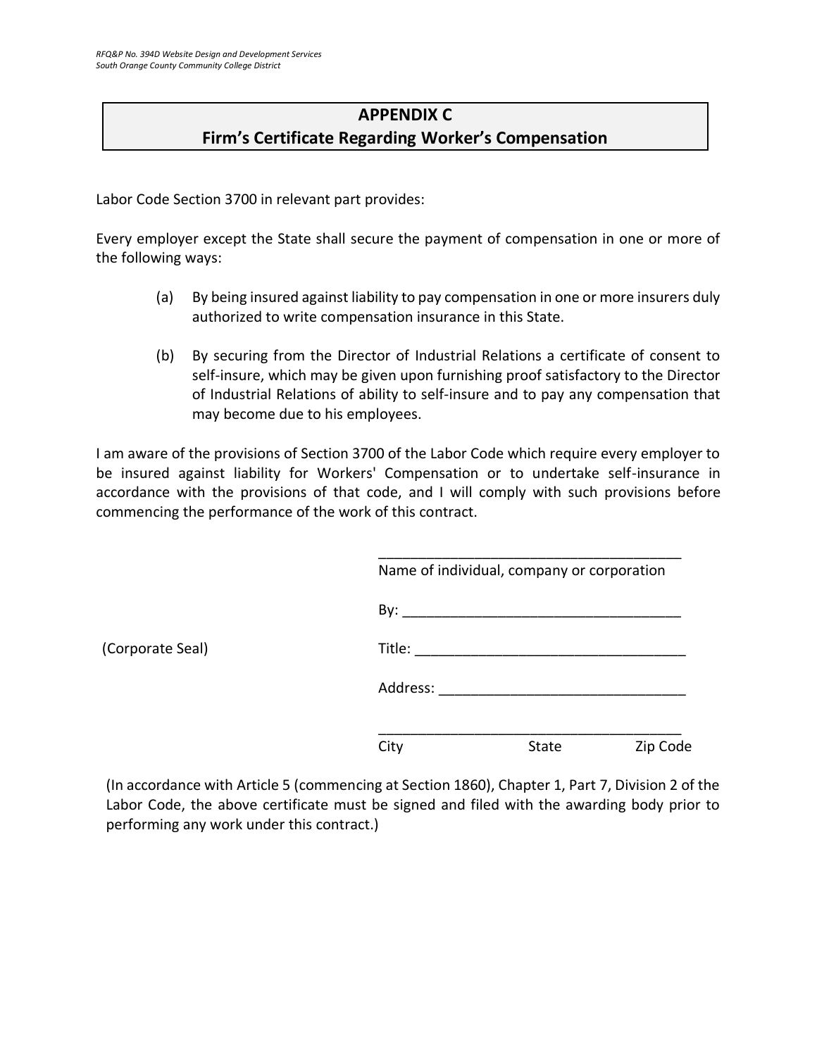## APPENDIX C
## Firm's Certificate Regarding Worker's Compensation

Labor Code Section 3700 in relevant part provides:

Every employer except the State shall secure the payment of compensation in one or more of the following ways:

(a) By being insured against liability to pay compensation in one or more insurers duly authorized to write compensation insurance in this State.

(b) By securing from the Director of Industrial Relations a certificate of consent to self-insure, which may be given upon furnishing proof satisfactory to the Director of Industrial Relations of ability to self-insure and to pay any compensation that may become due to his employees.

I am aware of the provisions of Section 3700 of the Labor Code which require every employer to be insured against liability for Workers' Compensation or to undertake self-insurance in accordance with the provisions of that code, and I will comply with such provisions before commencing the performance of the work of this contract.

_______________________________________
Name of individual, company or corporation

By: __________________________________

(Corporate Seal)

Title: _________________________________

Address: ______________________________

_______________________________________
City State Zip Code

(In accordance with Article 5 (commencing at Section 1860), Chapter 1, Part 7, Division 2 of the Labor Code, the above certificate must be signed and filed with the awarding body prior to performing any work under this contract.)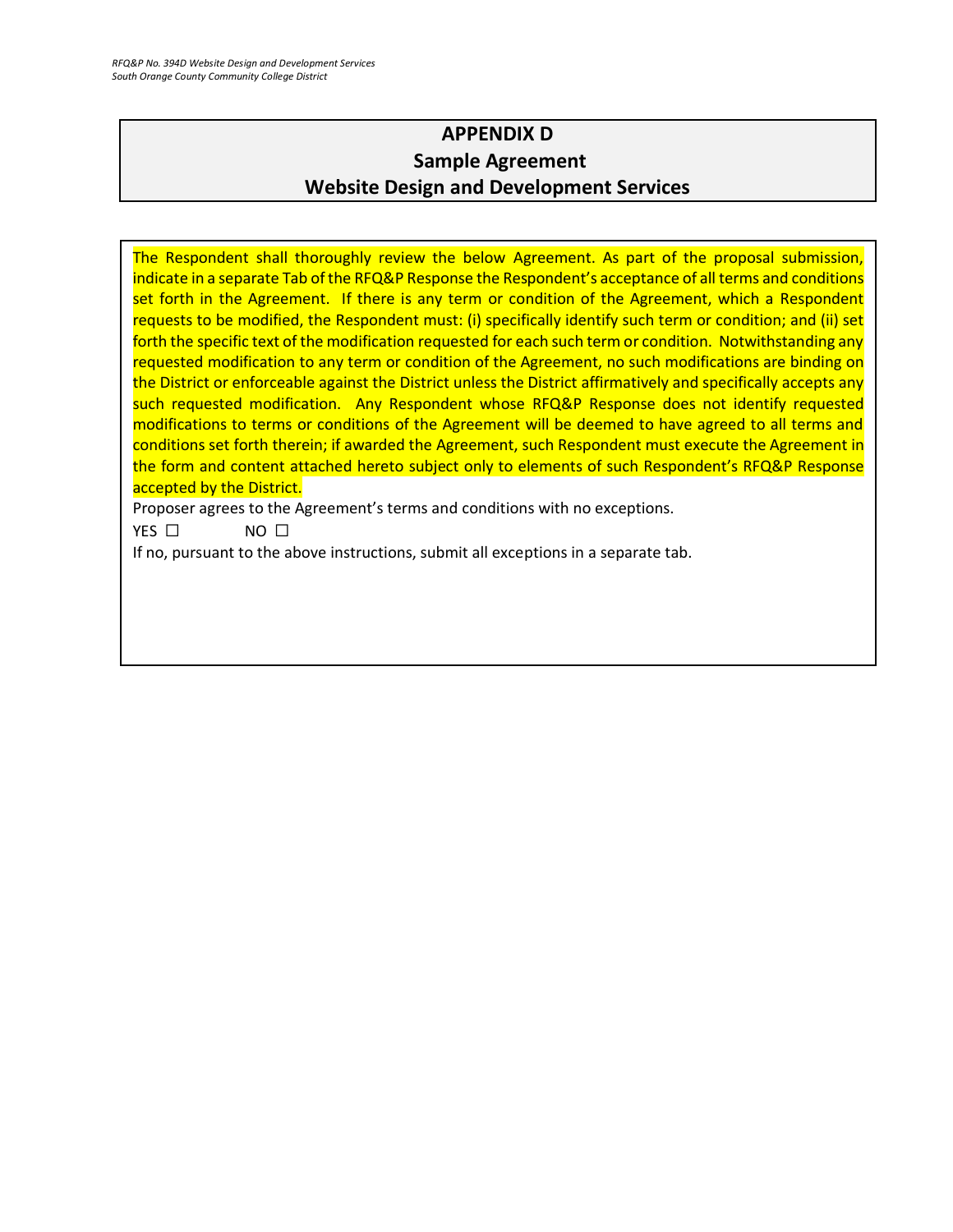# APPENDIX D
## Sample Agreement
## Website Design and Development Services

The Respondent shall thoroughly review the below Agreement. As part of the proposal submission, indicate in a separate Tab of the RFQ&P Response the Respondent's acceptance of all terms and conditions set forth in the Agreement. If there is any term or condition of the Agreement, which a Respondent requests to be modified, the Respondent must: (i) specifically identify such term or condition; and (ii) set forth the specific text of the modification requested for each such term or condition. Notwithstanding any requested modification to any term or condition of the Agreement, no such modifications are binding on the District or enforceable against the District unless the District affirmatively and specifically accepts any such requested modification. Any Respondent whose RFQ&P Response does not identify requested modifications to terms or conditions of the Agreement will be deemed to have agreed to all terms and conditions set forth therein; if awarded the Agreement, such Respondent must execute the Agreement in the form and content attached hereto subject only to elements of such Respondent's RFQ&P Response accepted by the District.

Proposer agrees to the Agreement's terms and conditions with no exceptions.

YES ☐ NO ☐

If no, pursuant to the above instructions, submit all exceptions in a separate tab.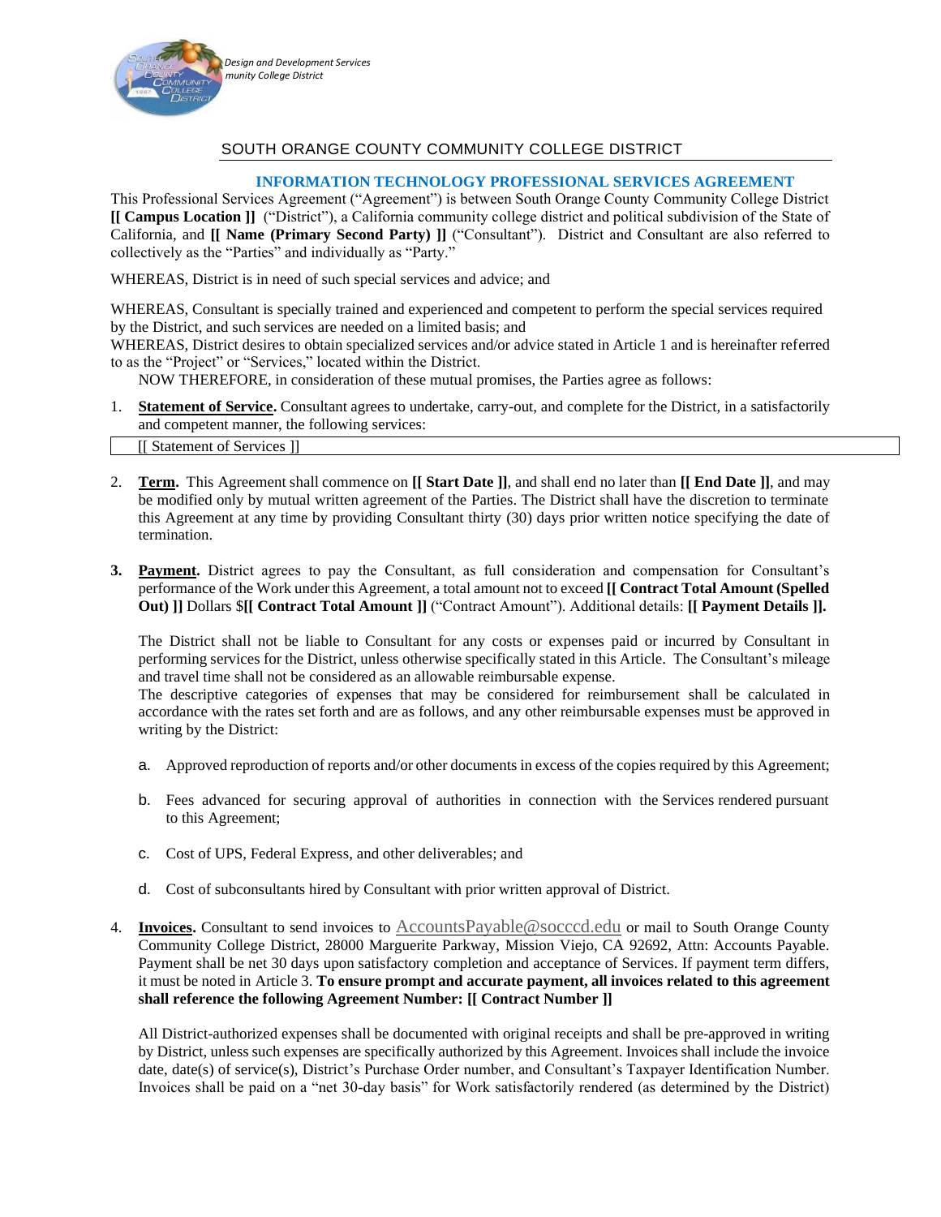Design and Development Services
munity College District

SOUTH ORANGE COUNTY COMMUNITY COLLEGE DISTRICT

## INFORMATION TECHNOLOGY PROFESSIONAL SERVICES AGREEMENT

This Professional Services Agreement ("Agreement") is between South Orange County Community College District **[[ Campus Location ]]** ("District"), a California community college district and political subdivision of the State of California, and **[[ Name (Primary Second Party) ]]** ("Consultant"). District and Consultant are also referred to collectively as the "Parties" and individually as "Party."

WHEREAS, District is in need of such special services and advice; and

WHEREAS, Consultant is specially trained and experienced and competent to perform the special services required by the District, and such services are needed on a limited basis; and

WHEREAS, District desires to obtain specialized services and/or advice stated in Article 1 and is hereinafter referred to as the "Project" or "Services," located within the District.

NOW THEREFORE, in consideration of these mutual promises, the Parties agree as follows:

1. **Statement of Service.** Consultant agrees to undertake, carry-out, and complete for the District, in a satisfactorily and competent manner, the following services:

| [[ Statement of Services ]] |
|---|

2. **Term.** This Agreement shall commence on **[[ Start Date ]]**, and shall end no later than **[[ End Date ]]**, and may be modified only by mutual written agreement of the Parties. The District shall have the discretion to terminate this Agreement at any time by providing Consultant thirty (30) days prior written notice specifying the date of termination.

3. **Payment.** District agrees to pay the Consultant, as full consideration and compensation for Consultant's performance of the Work under this Agreement, a total amount not to exceed **[[ Contract Total Amount (Spelled Out) ]]** Dollars $**[[ Contract Total Amount ]]** ("Contract Amount"). Additional details: **[[ Payment Details ]].**

   The District shall not be liable to Consultant for any costs or expenses paid or incurred by Consultant in performing services for the District, unless otherwise specifically stated in this Article. The Consultant's mileage and travel time shall not be considered as an allowable reimbursable expense.

   The descriptive categories of expenses that may be considered for reimbursement shall be calculated in accordance with the rates set forth and are as follows, and any other reimbursable expenses must be approved in writing by the District:

   a. Approved reproduction of reports and/or other documents in excess of the copies required by this Agreement;

   b. Fees advanced for securing approval of authorities in connection with the Services rendered pursuant to this Agreement;

   c. Cost of UPS, Federal Express, and other deliverables; and

   d. Cost of subconsultants hired by Consultant with prior written approval of District.

4. **Invoices.** Consultant to send invoices to AccountsPayable@socccd.edu or mail to South Orange County Community College District, 28000 Marguerite Parkway, Mission Viejo, CA 92692, Attn: Accounts Payable. Payment shall be net 30 days upon satisfactory completion and acceptance of Services. If payment term differs, it must be noted in Article 3. **To ensure prompt and accurate payment, all invoices related to this agreement shall reference the following Agreement Number: [[ Contract Number ]]**

   All District-authorized expenses shall be documented with original receipts and shall be pre-approved in writing by District, unless such expenses are specifically authorized by this Agreement. Invoices shall include the invoice date, date(s) of service(s), District's Purchase Order number, and Consultant's Taxpayer Identification Number. Invoices shall be paid on a "net 30-day basis" for Work satisfactorily rendered (as determined by the District)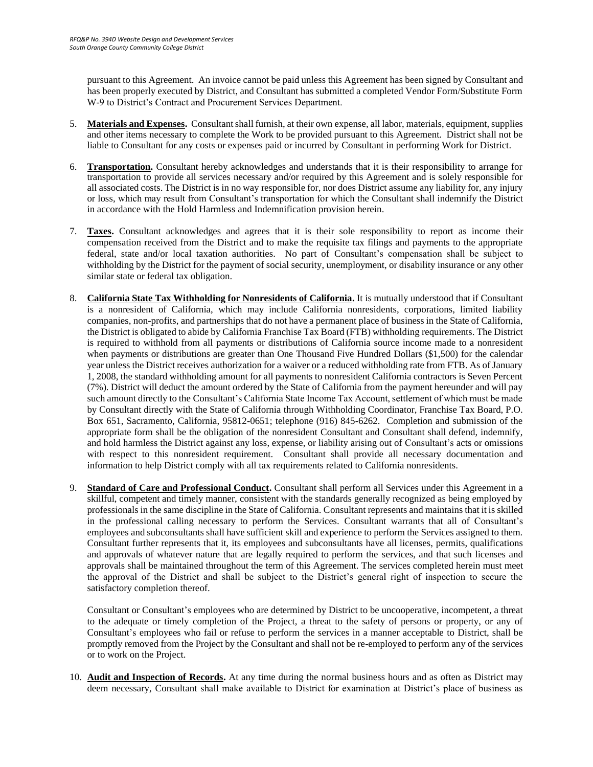pursuant to this Agreement. An invoice cannot be paid unless this Agreement has been signed by Consultant and has been properly executed by District, and Consultant has submitted a completed Vendor Form/Substitute Form W-9 to District's Contract and Procurement Services Department.

5. **Materials and Expenses.** Consultant shall furnish, at their own expense, all labor, materials, equipment, supplies and other items necessary to complete the Work to be provided pursuant to this Agreement. District shall not be liable to Consultant for any costs or expenses paid or incurred by Consultant in performing Work for District.

6. **Transportation.** Consultant hereby acknowledges and understands that it is their responsibility to arrange for transportation to provide all services necessary and/or required by this Agreement and is solely responsible for all associated costs. The District is in no way responsible for, nor does District assume any liability for, any injury or loss, which may result from Consultant's transportation for which the Consultant shall indemnify the District in accordance with the Hold Harmless and Indemnification provision herein.

7. **Taxes.** Consultant acknowledges and agrees that it is their sole responsibility to report as income their compensation received from the District and to make the requisite tax filings and payments to the appropriate federal, state and/or local taxation authorities. No part of Consultant's compensation shall be subject to withholding by the District for the payment of social security, unemployment, or disability insurance or any other similar state or federal tax obligation.

8. **California State Tax Withholding for Nonresidents of California.** It is mutually understood that if Consultant is a nonresident of California, which may include California nonresidents, corporations, limited liability companies, non-profits, and partnerships that do not have a permanent place of business in the State of California, the District is obligated to abide by California Franchise Tax Board (FTB) withholding requirements. The District is required to withhold from all payments or distributions of California source income made to a nonresident when payments or distributions are greater than One Thousand Five Hundred Dollars ($1,500) for the calendar year unless the District receives authorization for a waiver or a reduced withholding rate from FTB. As of January 1, 2008, the standard withholding amount for all payments to nonresident California contractors is Seven Percent (7%). District will deduct the amount ordered by the State of California from the payment hereunder and will pay such amount directly to the Consultant's California State Income Tax Account, settlement of which must be made by Consultant directly with the State of California through Withholding Coordinator, Franchise Tax Board, P.O. Box 651, Sacramento, California, 95812-0651; telephone (916) 845-6262. Completion and submission of the appropriate form shall be the obligation of the nonresident Consultant and Consultant shall defend, indemnify, and hold harmless the District against any loss, expense, or liability arising out of Consultant's acts or omissions with respect to this nonresident requirement. Consultant shall provide all necessary documentation and information to help District comply with all tax requirements related to California nonresidents.

9. **Standard of Care and Professional Conduct.** Consultant shall perform all Services under this Agreement in a skillful, competent and timely manner, consistent with the standards generally recognized as being employed by professionals in the same discipline in the State of California. Consultant represents and maintains that it is skilled in the professional calling necessary to perform the Services. Consultant warrants that all of Consultant's employees and subconsultants shall have sufficient skill and experience to perform the Services assigned to them. Consultant further represents that it, its employees and subconsultants have all licenses, permits, qualifications and approvals of whatever nature that are legally required to perform the services, and that such licenses and approvals shall be maintained throughout the term of this Agreement. The services completed herein must meet the approval of the District and shall be subject to the District's general right of inspection to secure the satisfactory completion thereof.

   Consultant or Consultant's employees who are determined by District to be uncooperative, incompetent, a threat to the adequate or timely completion of the Project, a threat to the safety of persons or property, or any of Consultant's employees who fail or refuse to perform the services in a manner acceptable to District, shall be promptly removed from the Project by the Consultant and shall not be re-employed to perform any of the services or to work on the Project.

10. **Audit and Inspection of Records.** At any time during the normal business hours and as often as District may deem necessary, Consultant shall make available to District for examination at District's place of business as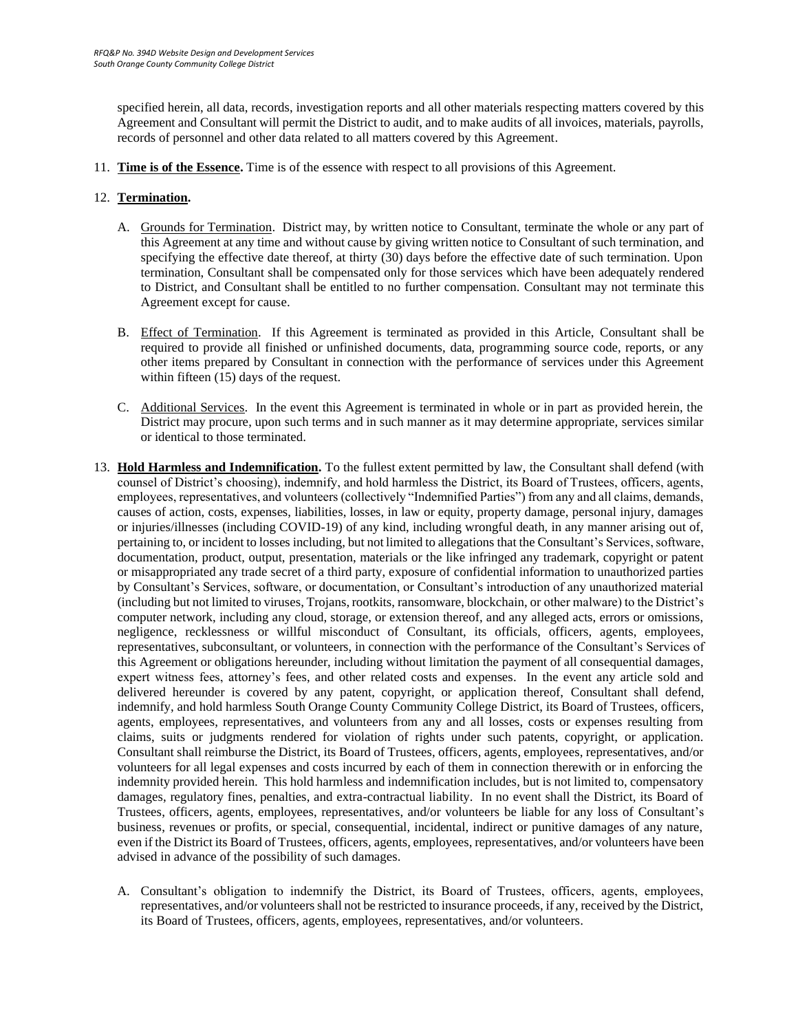specified herein, all data, records, investigation reports and all other materials respecting matters covered by this Agreement and Consultant will permit the District to audit, and to make audits of all invoices, materials, payrolls, records of personnel and other data related to all matters covered by this Agreement.

11. **Time is of the Essence.** Time is of the essence with respect to all provisions of this Agreement.

12. **Termination.**

    A. Grounds for Termination. District may, by written notice to Consultant, terminate the whole or any part of this Agreement at any time and without cause by giving written notice to Consultant of such termination, and specifying the effective date thereof, at thirty (30) days before the effective date of such termination. Upon termination, Consultant shall be compensated only for those services which have been adequately rendered to District, and Consultant shall be entitled to no further compensation. Consultant may not terminate this Agreement except for cause.

    B. Effect of Termination. If this Agreement is terminated as provided in this Article, Consultant shall be required to provide all finished or unfinished documents, data, programming source code, reports, or any other items prepared by Consultant in connection with the performance of services under this Agreement within fifteen (15) days of the request.

    C. Additional Services. In the event this Agreement is terminated in whole or in part as provided herein, the District may procure, upon such terms and in such manner as it may determine appropriate, services similar or identical to those terminated.

13. **Hold Harmless and Indemnification.** To the fullest extent permitted by law, the Consultant shall defend (with counsel of District's choosing), indemnify, and hold harmless the District, its Board of Trustees, officers, agents, employees, representatives, and volunteers (collectively "Indemnified Parties") from any and all claims, demands, causes of action, costs, expenses, liabilities, losses, in law or equity, property damage, personal injury, damages or injuries/illnesses (including COVID-19) of any kind, including wrongful death, in any manner arising out of, pertaining to, or incident to losses including, but not limited to allegations that the Consultant's Services, software, documentation, product, output, presentation, materials or the like infringed any trademark, copyright or patent or misappropriated any trade secret of a third party, exposure of confidential information to unauthorized parties by Consultant's Services, software, or documentation, or Consultant's introduction of any unauthorized material (including but not limited to viruses, Trojans, rootkits, ransomware, blockchain, or other malware) to the District's computer network, including any cloud, storage, or extension thereof, and any alleged acts, errors or omissions, negligence, recklessness or willful misconduct of Consultant, its officials, officers, agents, employees, representatives, subconsultant, or volunteers, in connection with the performance of the Consultant's Services of this Agreement or obligations hereunder, including without limitation the payment of all consequential damages, expert witness fees, attorney's fees, and other related costs and expenses. In the event any article sold and delivered hereunder is covered by any patent, copyright, or application thereof, Consultant shall defend, indemnify, and hold harmless South Orange County Community College District, its Board of Trustees, officers, agents, employees, representatives, and volunteers from any and all losses, costs or expenses resulting from claims, suits or judgments rendered for violation of rights under such patents, copyright, or application. Consultant shall reimburse the District, its Board of Trustees, officers, agents, employees, representatives, and/or volunteers for all legal expenses and costs incurred by each of them in connection therewith or in enforcing the indemnity provided herein. This hold harmless and indemnification includes, but is not limited to, compensatory damages, regulatory fines, penalties, and extra-contractual liability. In no event shall the District, its Board of Trustees, officers, agents, employees, representatives, and/or volunteers be liable for any loss of Consultant's business, revenues or profits, or special, consequential, incidental, indirect or punitive damages of any nature, even if the District its Board of Trustees, officers, agents, employees, representatives, and/or volunteers have been advised in advance of the possibility of such damages.

    A. Consultant's obligation to indemnify the District, its Board of Trustees, officers, agents, employees, representatives, and/or volunteers shall not be restricted to insurance proceeds, if any, received by the District, its Board of Trustees, officers, agents, employees, representatives, and/or volunteers.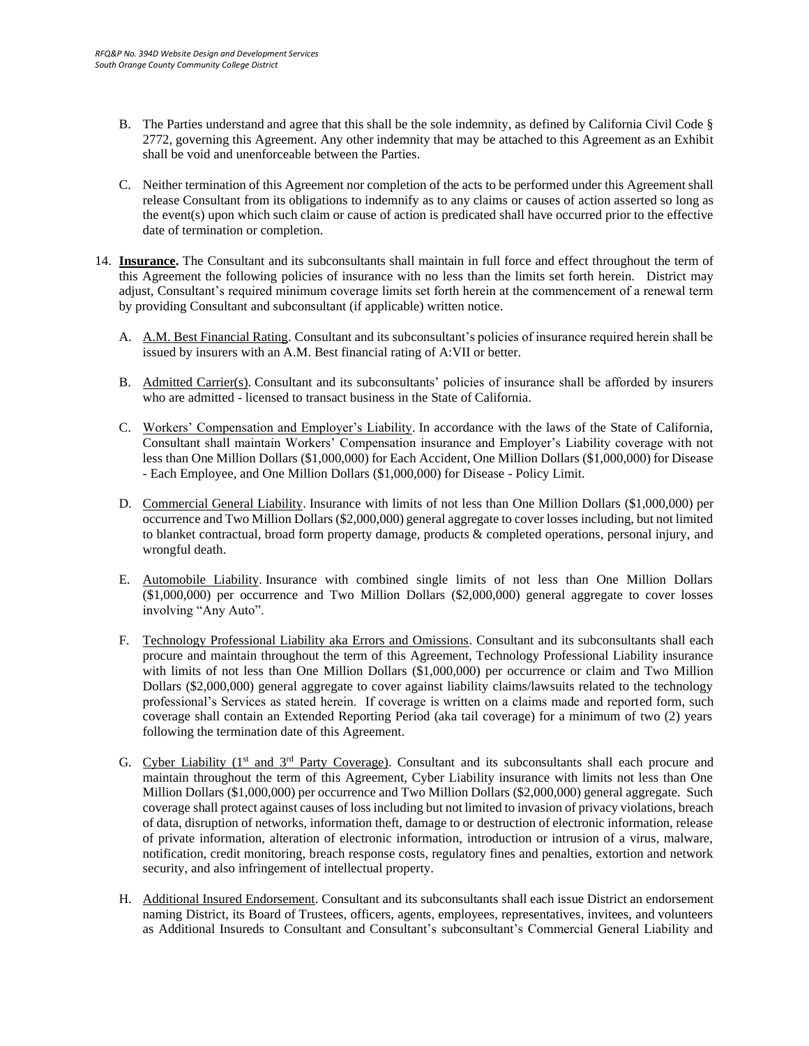B. The Parties understand and agree that this shall be the sole indemnity, as defined by California Civil Code § 2772, governing this Agreement. Any other indemnity that may be attached to this Agreement as an Exhibit shall be void and unenforceable between the Parties.

C. Neither termination of this Agreement nor completion of the acts to be performed under this Agreement shall release Consultant from its obligations to indemnify as to any claims or causes of action asserted so long as the event(s) upon which such claim or cause of action is predicated shall have occurred prior to the effective date of termination or completion.

14. **Insurance.** The Consultant and its subconsultants shall maintain in full force and effect throughout the term of this Agreement the following policies of insurance with no less than the limits set forth herein. District may adjust, Consultant's required minimum coverage limits set forth herein at the commencement of a renewal term by providing Consultant and subconsultant (if applicable) written notice.

A. A.M. Best Financial Rating. Consultant and its subconsultant's policies of insurance required herein shall be issued by insurers with an A.M. Best financial rating of A:VII or better.

B. Admitted Carrier(s). Consultant and its subconsultants' policies of insurance shall be afforded by insurers who are admitted - licensed to transact business in the State of California.

C. Workers' Compensation and Employer's Liability. In accordance with the laws of the State of California, Consultant shall maintain Workers' Compensation insurance and Employer's Liability coverage with not less than One Million Dollars ($1,000,000) for Each Accident, One Million Dollars ($1,000,000) for Disease - Each Employee, and One Million Dollars ($1,000,000) for Disease - Policy Limit.

D. Commercial General Liability. Insurance with limits of not less than One Million Dollars ($1,000,000) per occurrence and Two Million Dollars ($2,000,000) general aggregate to cover losses including, but not limited to blanket contractual, broad form property damage, products & completed operations, personal injury, and wrongful death.

E. Automobile Liability. Insurance with combined single limits of not less than One Million Dollars ($1,000,000) per occurrence and Two Million Dollars ($2,000,000) general aggregate to cover losses involving "Any Auto".

F. Technology Professional Liability aka Errors and Omissions. Consultant and its subconsultants shall each procure and maintain throughout the term of this Agreement, Technology Professional Liability insurance with limits of not less than One Million Dollars ($1,000,000) per occurrence or claim and Two Million Dollars ($2,000,000) general aggregate to cover against liability claims/lawsuits related to the technology professional's Services as stated herein. If coverage is written on a claims made and reported form, such coverage shall contain an Extended Reporting Period (aka tail coverage) for a minimum of two (2) years following the termination date of this Agreement.

G. Cyber Liability (1st and 3rd Party Coverage). Consultant and its subconsultants shall each procure and maintain throughout the term of this Agreement, Cyber Liability insurance with limits not less than One Million Dollars ($1,000,000) per occurrence and Two Million Dollars ($2,000,000) general aggregate. Such coverage shall protect against causes of loss including but not limited to invasion of privacy violations, breach of data, disruption of networks, information theft, damage to or destruction of electronic information, release of private information, alteration of electronic information, introduction or intrusion of a virus, malware, notification, credit monitoring, breach response costs, regulatory fines and penalties, extortion and network security, and also infringement of intellectual property.

H. Additional Insured Endorsement. Consultant and its subconsultants shall each issue District an endorsement naming District, its Board of Trustees, officers, agents, employees, representatives, invitees, and volunteers as Additional Insureds to Consultant and Consultant's subconsultant's Commercial General Liability and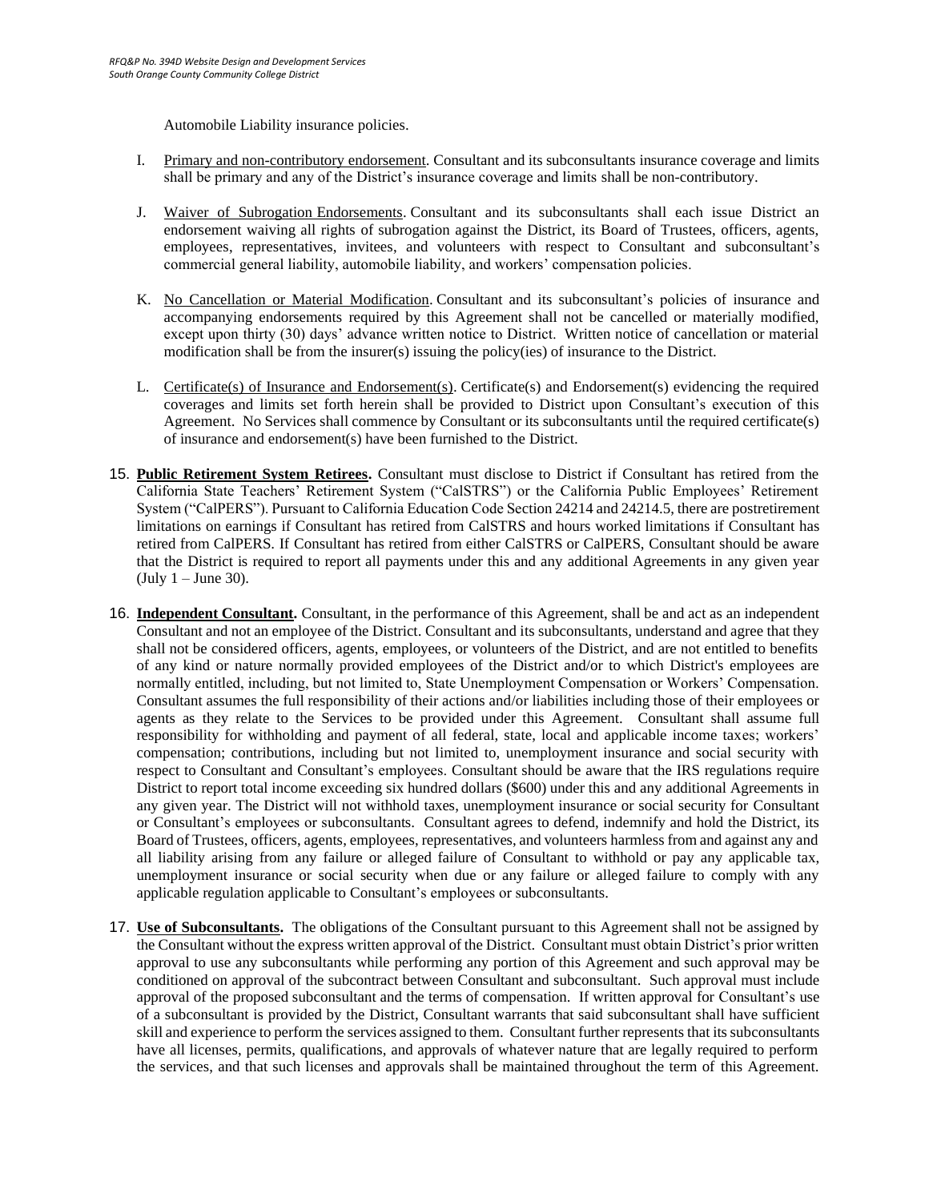Automobile Liability insurance policies.

I. Primary and non-contributory endorsement. Consultant and its subconsultants insurance coverage and limits shall be primary and any of the District's insurance coverage and limits shall be non-contributory.

J. Waiver of Subrogation Endorsements. Consultant and its subconsultants shall each issue District an endorsement waiving all rights of subrogation against the District, its Board of Trustees, officers, agents, employees, representatives, invitees, and volunteers with respect to Consultant and subconsultant's commercial general liability, automobile liability, and workers' compensation policies.

K. No Cancellation or Material Modification. Consultant and its subconsultant's policies of insurance and accompanying endorsements required by this Agreement shall not be cancelled or materially modified, except upon thirty (30) days' advance written notice to District. Written notice of cancellation or material modification shall be from the insurer(s) issuing the policy(ies) of insurance to the District.

L. Certificate(s) of Insurance and Endorsement(s). Certificate(s) and Endorsement(s) evidencing the required coverages and limits set forth herein shall be provided to District upon Consultant's execution of this Agreement. No Services shall commence by Consultant or its subconsultants until the required certificate(s) of insurance and endorsement(s) have been furnished to the District.

15. **Public Retirement System Retirees.** Consultant must disclose to District if Consultant has retired from the California State Teachers' Retirement System ("CalSTRS") or the California Public Employees' Retirement System ("CalPERS"). Pursuant to California Education Code Section 24214 and 24214.5, there are postretirement limitations on earnings if Consultant has retired from CalSTRS and hours worked limitations if Consultant has retired from CalPERS. If Consultant has retired from either CalSTRS or CalPERS, Consultant should be aware that the District is required to report all payments under this and any additional Agreements in any given year (July 1 – June 30).

16. **Independent Consultant.** Consultant, in the performance of this Agreement, shall be and act as an independent Consultant and not an employee of the District. Consultant and its subconsultants, understand and agree that they shall not be considered officers, agents, employees, or volunteers of the District, and are not entitled to benefits of any kind or nature normally provided employees of the District and/or to which District's employees are normally entitled, including, but not limited to, State Unemployment Compensation or Workers' Compensation. Consultant assumes the full responsibility of their actions and/or liabilities including those of their employees or agents as they relate to the Services to be provided under this Agreement. Consultant shall assume full responsibility for withholding and payment of all federal, state, local and applicable income taxes; workers' compensation; contributions, including but not limited to, unemployment insurance and social security with respect to Consultant and Consultant's employees. Consultant should be aware that the IRS regulations require District to report total income exceeding six hundred dollars ($600) under this and any additional Agreements in any given year. The District will not withhold taxes, unemployment insurance or social security for Consultant or Consultant's employees or subconsultants. Consultant agrees to defend, indemnify and hold the District, its Board of Trustees, officers, agents, employees, representatives, and volunteers harmless from and against any and all liability arising from any failure or alleged failure of Consultant to withhold or pay any applicable tax, unemployment insurance or social security when due or any failure or alleged failure to comply with any applicable regulation applicable to Consultant's employees or subconsultants.

17. **Use of Subconsultants.** The obligations of the Consultant pursuant to this Agreement shall not be assigned by the Consultant without the express written approval of the District. Consultant must obtain District's prior written approval to use any subconsultants while performing any portion of this Agreement and such approval may be conditioned on approval of the subcontract between Consultant and subconsultant. Such approval must include approval of the proposed subconsultant and the terms of compensation. If written approval for Consultant's use of a subconsultant is provided by the District, Consultant warrants that said subconsultant shall have sufficient skill and experience to perform the services assigned to them. Consultant further represents that its subconsultants have all licenses, permits, qualifications, and approvals of whatever nature that are legally required to perform the services, and that such licenses and approvals shall be maintained throughout the term of this Agreement.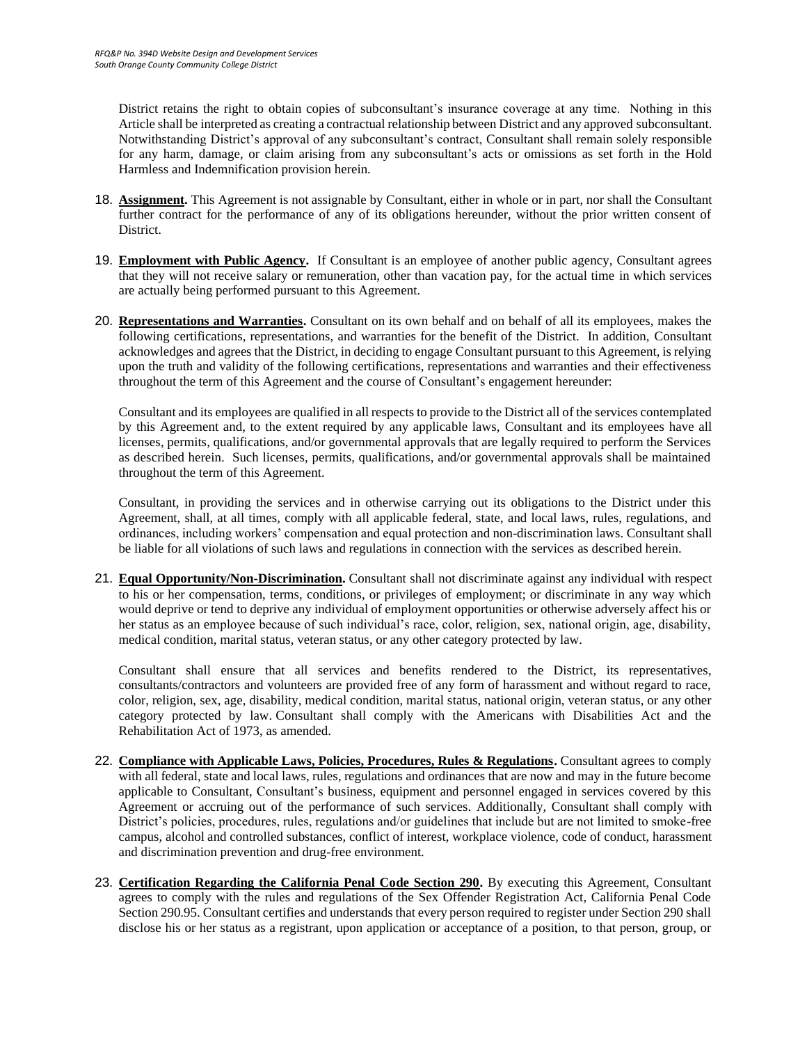District retains the right to obtain copies of subconsultant's insurance coverage at any time. Nothing in this Article shall be interpreted as creating a contractual relationship between District and any approved subconsultant. Notwithstanding District's approval of any subconsultant's contract, Consultant shall remain solely responsible for any harm, damage, or claim arising from any subconsultant's acts or omissions as set forth in the Hold Harmless and Indemnification provision herein.

18. **Assignment.** This Agreement is not assignable by Consultant, either in whole or in part, nor shall the Consultant further contract for the performance of any of its obligations hereunder, without the prior written consent of District.

19. **Employment with Public Agency.** If Consultant is an employee of another public agency, Consultant agrees that they will not receive salary or remuneration, other than vacation pay, for the actual time in which services are actually being performed pursuant to this Agreement.

20. **Representations and Warranties.** Consultant on its own behalf and on behalf of all its employees, makes the following certifications, representations, and warranties for the benefit of the District. In addition, Consultant acknowledges and agrees that the District, in deciding to engage Consultant pursuant to this Agreement, is relying upon the truth and validity of the following certifications, representations and warranties and their effectiveness throughout the term of this Agreement and the course of Consultant's engagement hereunder:

    Consultant and its employees are qualified in all respects to provide to the District all of the services contemplated by this Agreement and, to the extent required by any applicable laws, Consultant and its employees have all licenses, permits, qualifications, and/or governmental approvals that are legally required to perform the Services as described herein. Such licenses, permits, qualifications, and/or governmental approvals shall be maintained throughout the term of this Agreement.

    Consultant, in providing the services and in otherwise carrying out its obligations to the District under this Agreement, shall, at all times, comply with all applicable federal, state, and local laws, rules, regulations, and ordinances, including workers' compensation and equal protection and non-discrimination laws. Consultant shall be liable for all violations of such laws and regulations in connection with the services as described herein.

21. **Equal Opportunity/Non-Discrimination.** Consultant shall not discriminate against any individual with respect to his or her compensation, terms, conditions, or privileges of employment; or discriminate in any way which would deprive or tend to deprive any individual of employment opportunities or otherwise adversely affect his or her status as an employee because of such individual's race, color, religion, sex, national origin, age, disability, medical condition, marital status, veteran status, or any other category protected by law.

    Consultant shall ensure that all services and benefits rendered to the District, its representatives, consultants/contractors and volunteers are provided free of any form of harassment and without regard to race, color, religion, sex, age, disability, medical condition, marital status, national origin, veteran status, or any other category protected by law. Consultant shall comply with the Americans with Disabilities Act and the Rehabilitation Act of 1973, as amended.

22. **Compliance with Applicable Laws, Policies, Procedures, Rules & Regulations.** Consultant agrees to comply with all federal, state and local laws, rules, regulations and ordinances that are now and may in the future become applicable to Consultant, Consultant's business, equipment and personnel engaged in services covered by this Agreement or accruing out of the performance of such services. Additionally, Consultant shall comply with District's policies, procedures, rules, regulations and/or guidelines that include but are not limited to smoke-free campus, alcohol and controlled substances, conflict of interest, workplace violence, code of conduct, harassment and discrimination prevention and drug-free environment.

23. **Certification Regarding the California Penal Code Section 290.** By executing this Agreement, Consultant agrees to comply with the rules and regulations of the Sex Offender Registration Act, California Penal Code Section 290.95. Consultant certifies and understands that every person required to register under Section 290 shall disclose his or her status as a registrant, upon application or acceptance of a position, to that person, group, or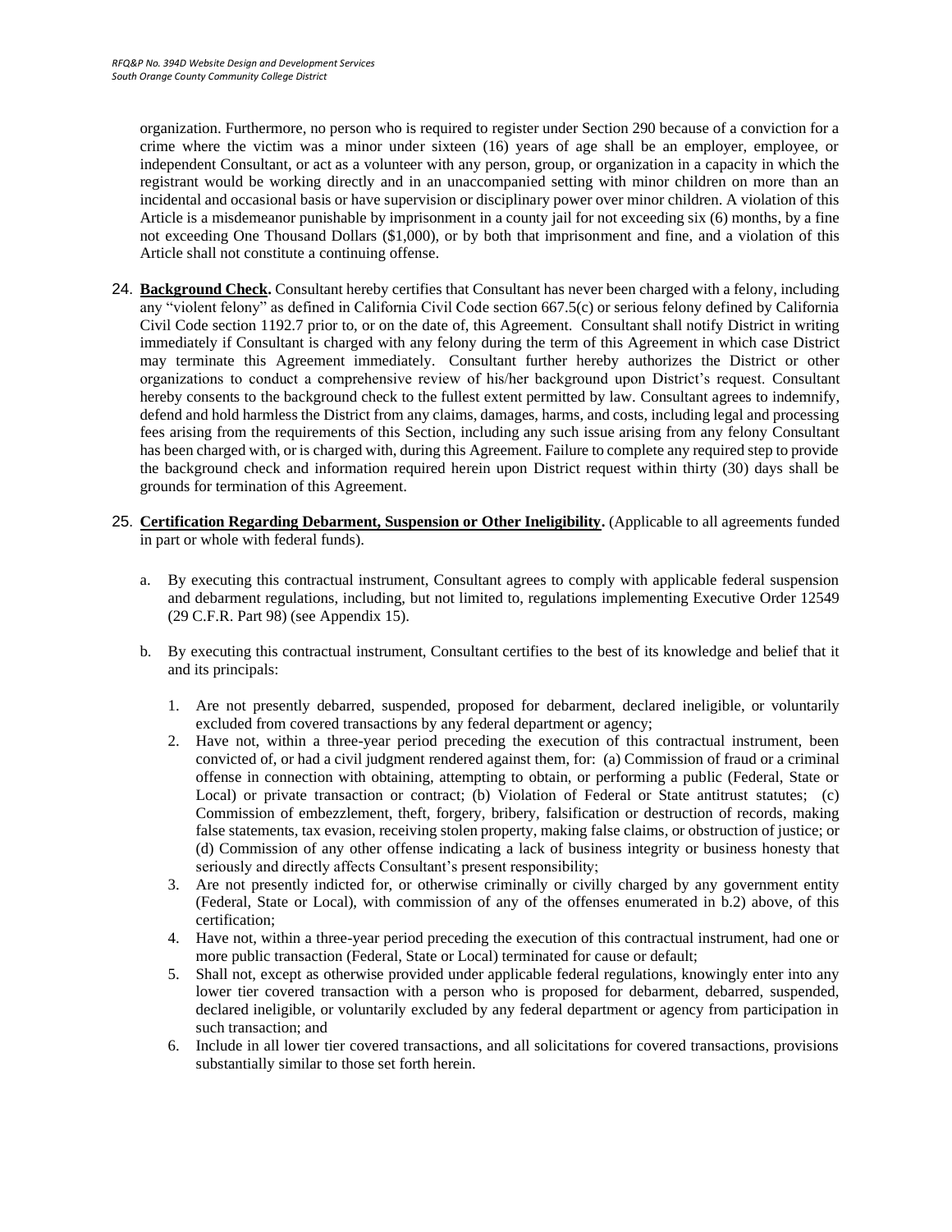organization. Furthermore, no person who is required to register under Section 290 because of a conviction for a crime where the victim was a minor under sixteen (16) years of age shall be an employer, employee, or independent Consultant, or act as a volunteer with any person, group, or organization in a capacity in which the registrant would be working directly and in an unaccompanied setting with minor children on more than an incidental and occasional basis or have supervision or disciplinary power over minor children. A violation of this Article is a misdemeanor punishable by imprisonment in a county jail for not exceeding six (6) months, by a fine not exceeding One Thousand Dollars ($1,000), or by both that imprisonment and fine, and a violation of this Article shall not constitute a continuing offense.

24. **Background Check.** Consultant hereby certifies that Consultant has never been charged with a felony, including any "violent felony" as defined in California Civil Code section 667.5(c) or serious felony defined by California Civil Code section 1192.7 prior to, or on the date of, this Agreement. Consultant shall notify District in writing immediately if Consultant is charged with any felony during the term of this Agreement in which case District may terminate this Agreement immediately. Consultant further hereby authorizes the District or other organizations to conduct a comprehensive review of his/her background upon District's request. Consultant hereby consents to the background check to the fullest extent permitted by law. Consultant agrees to indemnify, defend and hold harmless the District from any claims, damages, harms, and costs, including legal and processing fees arising from the requirements of this Section, including any such issue arising from any felony Consultant has been charged with, or is charged with, during this Agreement. Failure to complete any required step to provide the background check and information required herein upon District request within thirty (30) days shall be grounds for termination of this Agreement.

25. **Certification Regarding Debarment, Suspension or Other Ineligibility.** (Applicable to all agreements funded in part or whole with federal funds).

    a. By executing this contractual instrument, Consultant agrees to comply with applicable federal suspension and debarment regulations, including, but not limited to, regulations implementing Executive Order 12549 (29 C.F.R. Part 98) (see Appendix 15).

    b. By executing this contractual instrument, Consultant certifies to the best of its knowledge and belief that it and its principals:

        1. Are not presently debarred, suspended, proposed for debarment, declared ineligible, or voluntarily excluded from covered transactions by any federal department or agency;
        2. Have not, within a three-year period preceding the execution of this contractual instrument, been convicted of, or had a civil judgment rendered against them, for: (a) Commission of fraud or a criminal offense in connection with obtaining, attempting to obtain, or performing a public (Federal, State or Local) or private transaction or contract; (b) Violation of Federal or State antitrust statutes; (c) Commission of embezzlement, theft, forgery, bribery, falsification or destruction of records, making false statements, tax evasion, receiving stolen property, making false claims, or obstruction of justice; or (d) Commission of any other offense indicating a lack of business integrity or business honesty that seriously and directly affects Consultant's present responsibility;
        3. Are not presently indicted for, or otherwise criminally or civilly charged by any government entity (Federal, State or Local), with commission of any of the offenses enumerated in b.2) above, of this certification;
        4. Have not, within a three-year period preceding the execution of this contractual instrument, had one or more public transaction (Federal, State or Local) terminated for cause or default;
        5. Shall not, except as otherwise provided under applicable federal regulations, knowingly enter into any lower tier covered transaction with a person who is proposed for debarment, debarred, suspended, declared ineligible, or voluntarily excluded by any federal department or agency from participation in such transaction; and
        6. Include in all lower tier covered transactions, and all solicitations for covered transactions, provisions substantially similar to those set forth herein.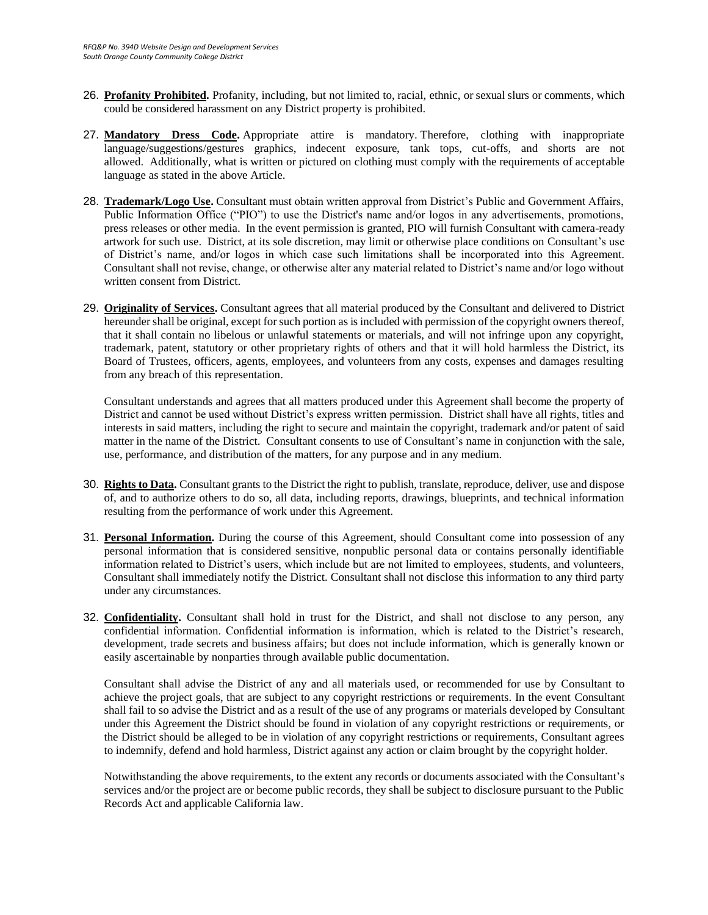26. **Profanity Prohibited.** Profanity, including, but not limited to, racial, ethnic, or sexual slurs or comments, which could be considered harassment on any District property is prohibited.

27. **Mandatory Dress Code.** Appropriate attire is mandatory. Therefore, clothing with inappropriate language/suggestions/gestures graphics, indecent exposure, tank tops, cut-offs, and shorts are not allowed. Additionally, what is written or pictured on clothing must comply with the requirements of acceptable language as stated in the above Article.

28. **Trademark/Logo Use.** Consultant must obtain written approval from District's Public and Government Affairs, Public Information Office ("PIO") to use the District's name and/or logos in any advertisements, promotions, press releases or other media. In the event permission is granted, PIO will furnish Consultant with camera-ready artwork for such use. District, at its sole discretion, may limit or otherwise place conditions on Consultant's use of District's name, and/or logos in which case such limitations shall be incorporated into this Agreement. Consultant shall not revise, change, or otherwise alter any material related to District's name and/or logo without written consent from District.

29. **Originality of Services.** Consultant agrees that all material produced by the Consultant and delivered to District hereunder shall be original, except for such portion as is included with permission of the copyright owners thereof, that it shall contain no libelous or unlawful statements or materials, and will not infringe upon any copyright, trademark, patent, statutory or other proprietary rights of others and that it will hold harmless the District, its Board of Trustees, officers, agents, employees, and volunteers from any costs, expenses and damages resulting from any breach of this representation.

    Consultant understands and agrees that all matters produced under this Agreement shall become the property of District and cannot be used without District's express written permission. District shall have all rights, titles and interests in said matters, including the right to secure and maintain the copyright, trademark and/or patent of said matter in the name of the District. Consultant consents to use of Consultant's name in conjunction with the sale, use, performance, and distribution of the matters, for any purpose and in any medium.

30. **Rights to Data.** Consultant grants to the District the right to publish, translate, reproduce, deliver, use and dispose of, and to authorize others to do so, all data, including reports, drawings, blueprints, and technical information resulting from the performance of work under this Agreement.

31. **Personal Information.** During the course of this Agreement, should Consultant come into possession of any personal information that is considered sensitive, nonpublic personal data or contains personally identifiable information related to District's users, which include but are not limited to employees, students, and volunteers, Consultant shall immediately notify the District. Consultant shall not disclose this information to any third party under any circumstances.

32. **Confidentiality.** Consultant shall hold in trust for the District, and shall not disclose to any person, any confidential information. Confidential information is information, which is related to the District's research, development, trade secrets and business affairs; but does not include information, which is generally known or easily ascertainable by nonparties through available public documentation.

    Consultant shall advise the District of any and all materials used, or recommended for use by Consultant to achieve the project goals, that are subject to any copyright restrictions or requirements. In the event Consultant shall fail to so advise the District and as a result of the use of any programs or materials developed by Consultant under this Agreement the District should be found in violation of any copyright restrictions or requirements, or the District should be alleged to be in violation of any copyright restrictions or requirements, Consultant agrees to indemnify, defend and hold harmless, District against any action or claim brought by the copyright holder.

    Notwithstanding the above requirements, to the extent any records or documents associated with the Consultant's services and/or the project are or become public records, they shall be subject to disclosure pursuant to the Public Records Act and applicable California law.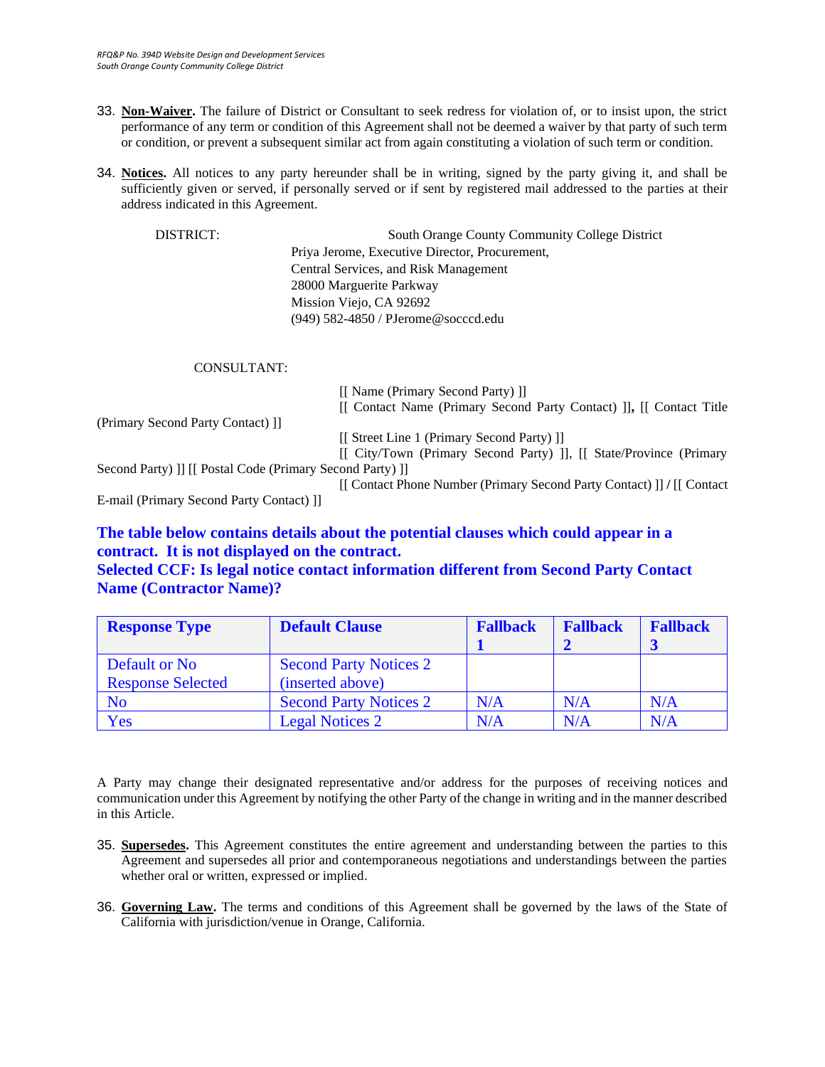33. **Non-Waiver.** The failure of District or Consultant to seek redress for violation of, or to insist upon, the strict performance of any term or condition of this Agreement shall not be deemed a waiver by that party of such term or condition, or prevent a subsequent similar act from again constituting a violation of such term or condition.

34. **Notices.** All notices to any party hereunder shall be in writing, signed by the party giving it, and shall be sufficiently given or served, if personally served or if sent by registered mail addressed to the parties at their address indicated in this Agreement.

DISTRICT: South Orange County Community College District
Priya Jerome, Executive Director, Procurement,
Central Services, and Risk Management
28000 Marguerite Parkway
Mission Viejo, CA 92692
(949) 582-4850 / PJerome@socccd.edu

CONSULTANT:

[[ Name (Primary Second Party) ]]
[[ Contact Name (Primary Second Party Contact) ]], [[ Contact Title (Primary Second Party Contact) ]]
[[ Street Line 1 (Primary Second Party) ]]
[[ City/Town (Primary Second Party) ]], [[ State/Province (Primary Second Party) ]] [[ Postal Code (Primary Second Party) ]]
[[ Contact Phone Number (Primary Second Party Contact) ]] / [[ Contact E-mail (Primary Second Party Contact) ]]

**The table below contains details about the potential clauses which could appear in a contract. It is not displayed on the contract.**
**Selected CCF: Is legal notice contact information different from Second Party Contact Name (Contractor Name)?**

| Response Type | Default Clause | Fallback 1 | Fallback 2 | Fallback 3 |
|---|---|---|---|---|
| Default or No Response Selected | Second Party Notices 2 (inserted above) | | | |
| No | Second Party Notices 2 | N/A | N/A | N/A |
| Yes | Legal Notices 2 | N/A | N/A | N/A |

A Party may change their designated representative and/or address for the purposes of receiving notices and communication under this Agreement by notifying the other Party of the change in writing and in the manner described in this Article.

35. **Supersedes.** This Agreement constitutes the entire agreement and understanding between the parties to this Agreement and supersedes all prior and contemporaneous negotiations and understandings between the parties whether oral or written, expressed or implied.

36. **Governing Law.** The terms and conditions of this Agreement shall be governed by the laws of the State of California with jurisdiction/venue in Orange, California.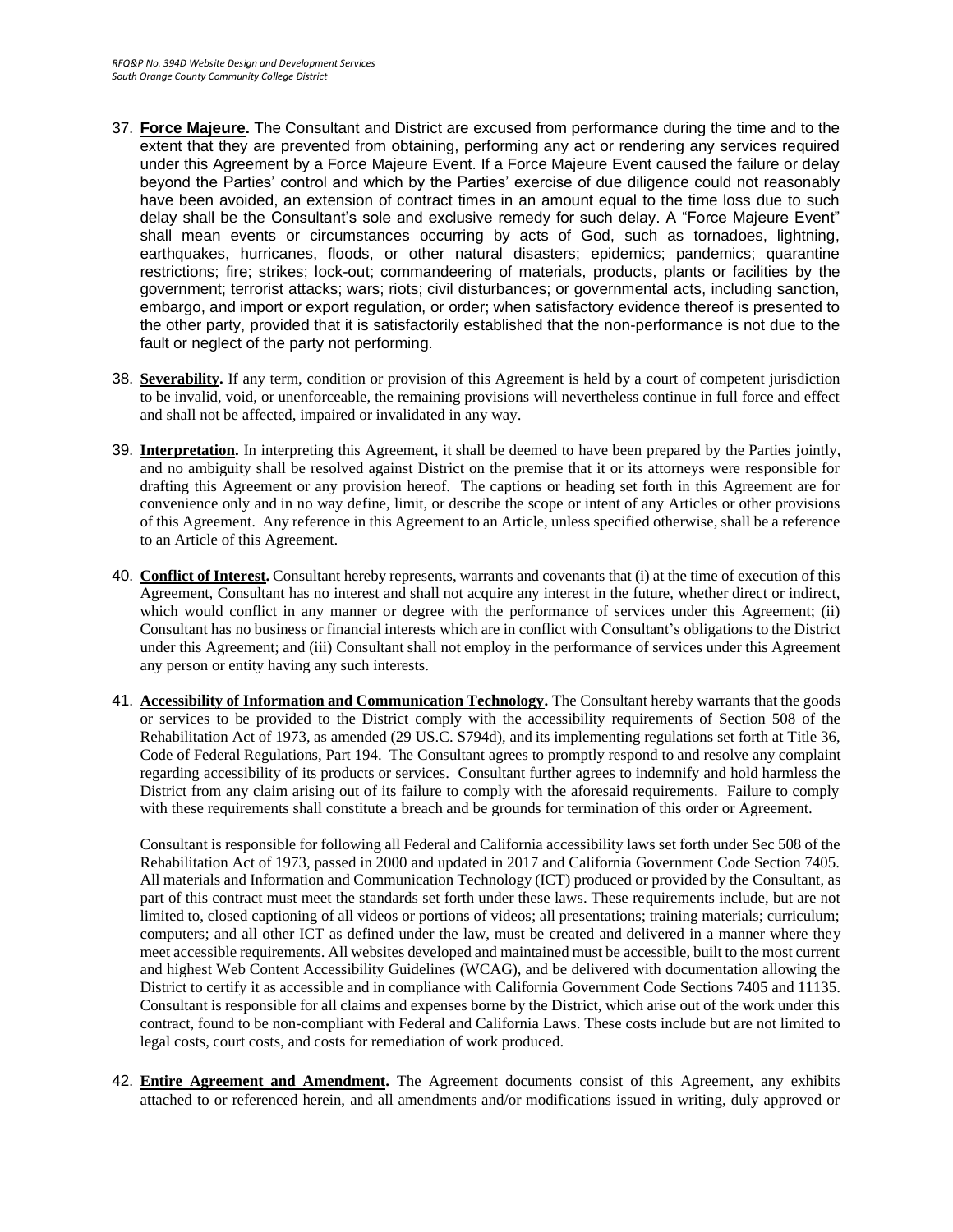37. **Force Majeure.** The Consultant and District are excused from performance during the time and to the extent that they are prevented from obtaining, performing any act or rendering any services required under this Agreement by a Force Majeure Event. If a Force Majeure Event caused the failure or delay beyond the Parties' control and which by the Parties' exercise of due diligence could not reasonably have been avoided, an extension of contract times in an amount equal to the time loss due to such delay shall be the Consultant's sole and exclusive remedy for such delay. A "Force Majeure Event" shall mean events or circumstances occurring by acts of God, such as tornadoes, lightning, earthquakes, hurricanes, floods, or other natural disasters; epidemics; pandemics; quarantine restrictions; fire; strikes; lock-out; commandeering of materials, products, plants or facilities by the government; terrorist attacks; wars; riots; civil disturbances; or governmental acts, including sanction, embargo, and import or export regulation, or order; when satisfactory evidence thereof is presented to the other party, provided that it is satisfactorily established that the non-performance is not due to the fault or neglect of the party not performing.

38. **Severability.** If any term, condition or provision of this Agreement is held by a court of competent jurisdiction to be invalid, void, or unenforceable, the remaining provisions will nevertheless continue in full force and effect and shall not be affected, impaired or invalidated in any way.

39. **Interpretation.** In interpreting this Agreement, it shall be deemed to have been prepared by the Parties jointly, and no ambiguity shall be resolved against District on the premise that it or its attorneys were responsible for drafting this Agreement or any provision hereof. The captions or heading set forth in this Agreement are for convenience only and in no way define, limit, or describe the scope or intent of any Articles or other provisions of this Agreement. Any reference in this Agreement to an Article, unless specified otherwise, shall be a reference to an Article of this Agreement.

40. **Conflict of Interest.** Consultant hereby represents, warrants and covenants that (i) at the time of execution of this Agreement, Consultant has no interest and shall not acquire any interest in the future, whether direct or indirect, which would conflict in any manner or degree with the performance of services under this Agreement; (ii) Consultant has no business or financial interests which are in conflict with Consultant's obligations to the District under this Agreement; and (iii) Consultant shall not employ in the performance of services under this Agreement any person or entity having any such interests.

41. **Accessibility of Information and Communication Technology.** The Consultant hereby warrants that the goods or services to be provided to the District comply with the accessibility requirements of Section 508 of the Rehabilitation Act of 1973, as amended (29 US.C. S794d), and its implementing regulations set forth at Title 36, Code of Federal Regulations, Part 194. The Consultant agrees to promptly respond to and resolve any complaint regarding accessibility of its products or services. Consultant further agrees to indemnify and hold harmless the District from any claim arising out of its failure to comply with the aforesaid requirements. Failure to comply with these requirements shall constitute a breach and be grounds for termination of this order or Agreement.

    Consultant is responsible for following all Federal and California accessibility laws set forth under Sec 508 of the Rehabilitation Act of 1973, passed in 2000 and updated in 2017 and California Government Code Section 7405. All materials and Information and Communication Technology (ICT) produced or provided by the Consultant, as part of this contract must meet the standards set forth under these laws. These requirements include, but are not limited to, closed captioning of all videos or portions of videos; all presentations; training materials; curriculum; computers; and all other ICT as defined under the law, must be created and delivered in a manner where they meet accessible requirements. All websites developed and maintained must be accessible, built to the most current and highest Web Content Accessibility Guidelines (WCAG), and be delivered with documentation allowing the District to certify it as accessible and in compliance with California Government Code Sections 7405 and 11135. Consultant is responsible for all claims and expenses borne by the District, which arise out of the work under this contract, found to be non-compliant with Federal and California Laws. These costs include but are not limited to legal costs, court costs, and costs for remediation of work produced.

42. **Entire Agreement and Amendment.** The Agreement documents consist of this Agreement, any exhibits attached to or referenced herein, and all amendments and/or modifications issued in writing, duly approved or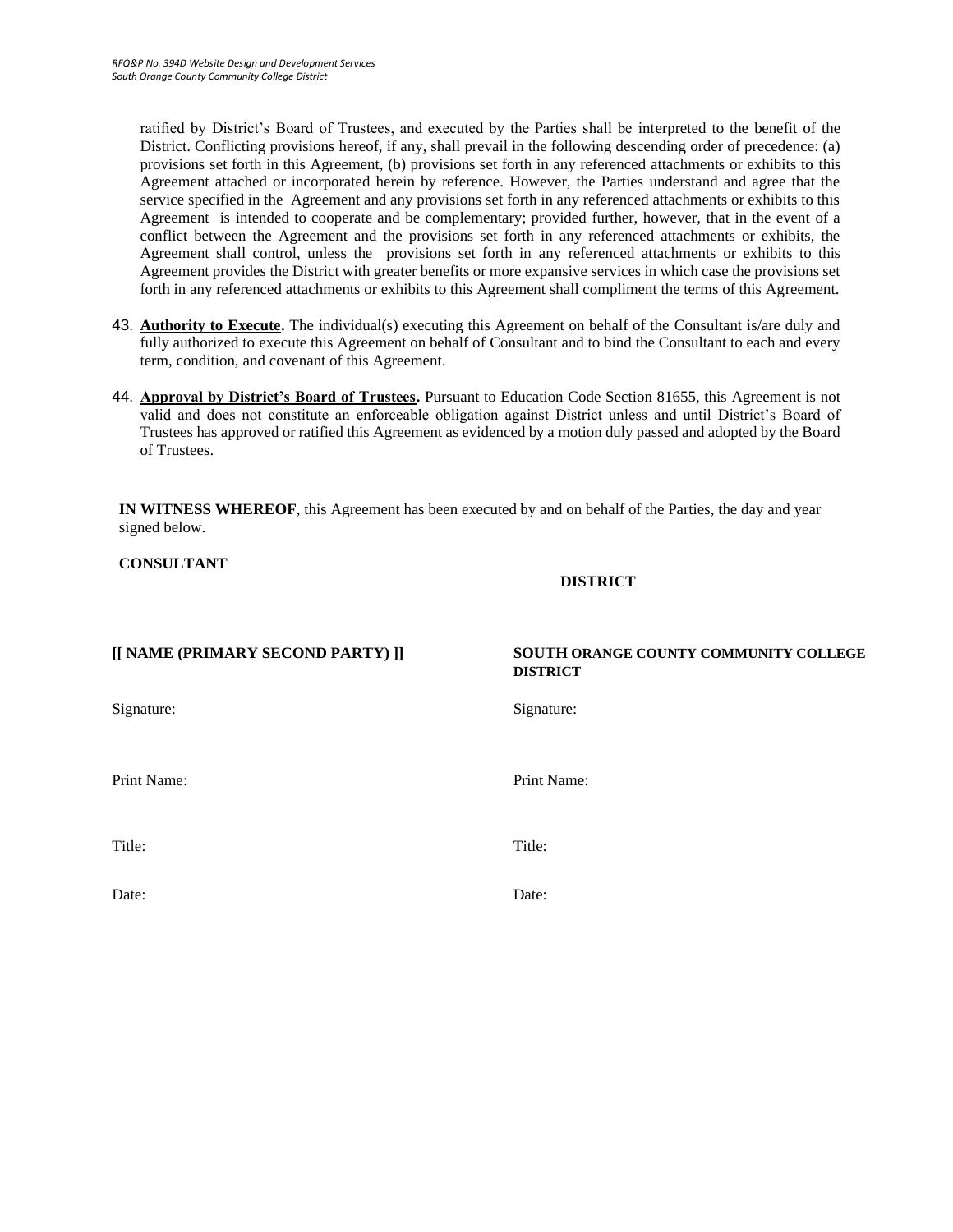ratified by District's Board of Trustees, and executed by the Parties shall be interpreted to the benefit of the District. Conflicting provisions hereof, if any, shall prevail in the following descending order of precedence: (a) provisions set forth in this Agreement, (b) provisions set forth in any referenced attachments or exhibits to this Agreement attached or incorporated herein by reference. However, the Parties understand and agree that the service specified in the Agreement and any provisions set forth in any referenced attachments or exhibits to this Agreement is intended to cooperate and be complementary; provided further, however, that in the event of a conflict between the Agreement and the provisions set forth in any referenced attachments or exhibits, the Agreement shall control, unless the provisions set forth in any referenced attachments or exhibits to this Agreement provides the District with greater benefits or more expansive services in which case the provisions set forth in any referenced attachments or exhibits to this Agreement shall compliment the terms of this Agreement.

43. **Authority to Execute.** The individual(s) executing this Agreement on behalf of the Consultant is/are duly and fully authorized to execute this Agreement on behalf of Consultant and to bind the Consultant to each and every term, condition, and covenant of this Agreement.

44. **Approval by District's Board of Trustees.** Pursuant to Education Code Section 81655, this Agreement is not valid and does not constitute an enforceable obligation against District unless and until District's Board of Trustees has approved or ratified this Agreement as evidenced by a motion duly passed and adopted by the Board of Trustees.

**IN WITNESS WHEREOF**, this Agreement has been executed by and on behalf of the Parties, the day and year signed below.

| **CONSULTANT** | **DISTRICT** |
|---|---|
| **[[ NAME (PRIMARY SECOND PARTY) ]]** | **SOUTH ORANGE COUNTY COMMUNITY COLLEGE DISTRICT** |
| Signature: | Signature: |
| Print Name: | Print Name: |
| Title: | Title: |
| Date: | Date: |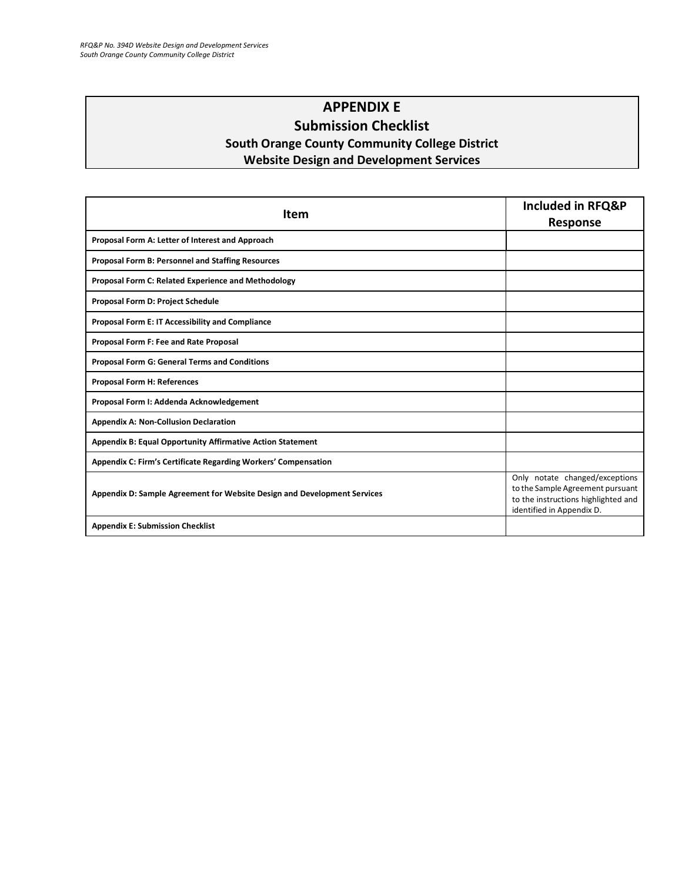# APPENDIX E
## Submission Checklist
### South Orange County Community College District
### Website Design and Development Services

| Item | Included in RFQ&P Response |
|---|---|
| **Proposal Form A: Letter of Interest and Approach** | |
| **Proposal Form B: Personnel and Staffing Resources** | |
| **Proposal Form C: Related Experience and Methodology** | |
| **Proposal Form D: Project Schedule** | |
| **Proposal Form E: IT Accessibility and Compliance** | |
| **Proposal Form F: Fee and Rate Proposal** | |
| **Proposal Form G: General Terms and Conditions** | |
| **Proposal Form H: References** | |
| **Proposal Form I: Addenda Acknowledgement** | |
| **Appendix A: Non-Collusion Declaration** | |
| **Appendix B: Equal Opportunity Affirmative Action Statement** | |
| **Appendix C: Firm's Certificate Regarding Workers' Compensation** | |
| **Appendix D: Sample Agreement for Website Design and Development Services** | Only notate changed/exceptions to the Sample Agreement pursuant to the instructions highlighted and identified in Appendix D. |
| **Appendix E: Submission Checklist** | |